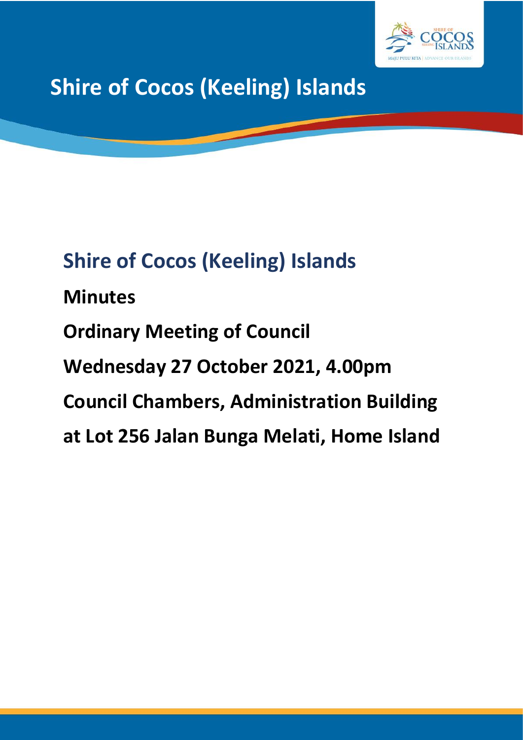# Shire of Cocos (Keeling) Islands

## Shire of Cocos (Keeling) Islands

**Minutes**

**Ordinary Meeting of Council**

**Wednesday 27 October 2021, 4.00pm**

**Council Chambers, Administration Building**

**at Lot 256 Jalan Bunga Melati, Home Island**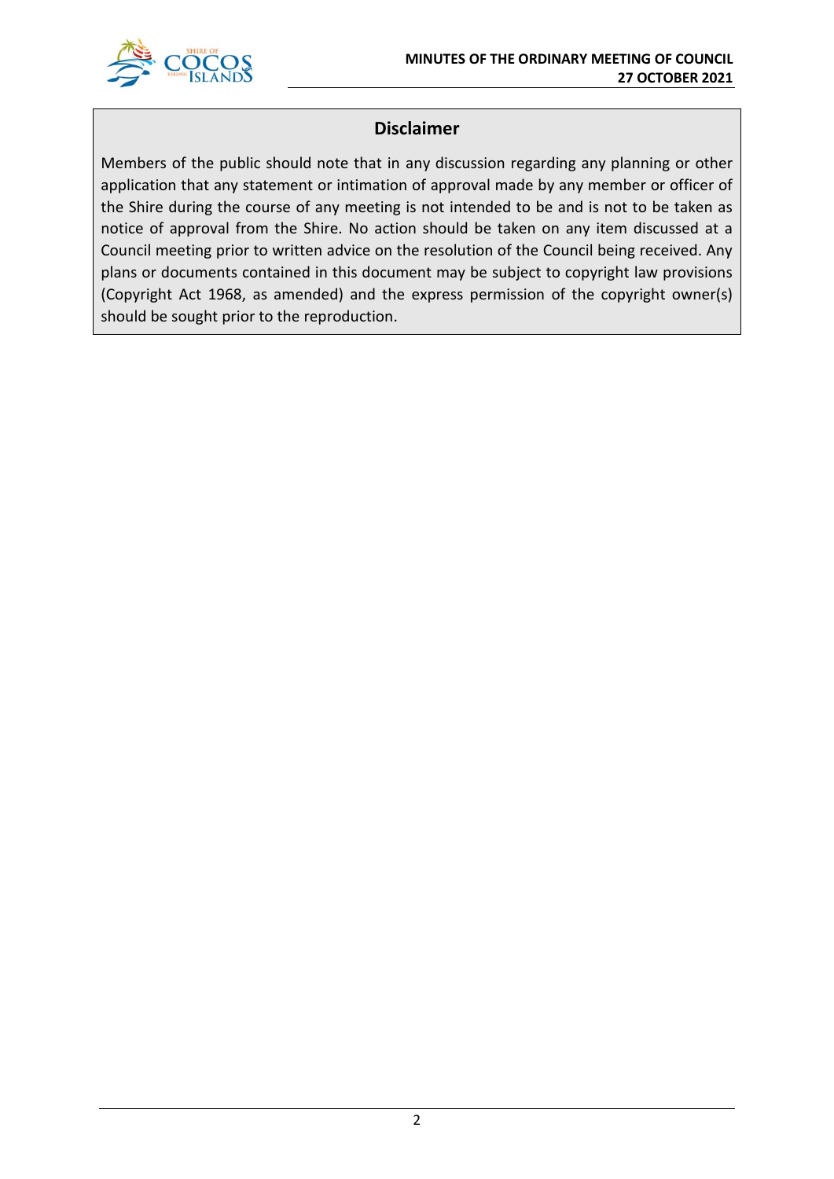## Disclaimer

Members of the public should note that in any discussion regarding any planning or other application that any statement or intimation of approval made by any member or officer of the Shire during the course of any meeting is not intended to be and is not to be taken as notice of approval from the Shire. No action should be taken on any item discussed at a Council meeting prior to written advice on the resolution of the Council being received. Any plans or documents contained in this document may be subject to copyright law provisions (Copyright Act 1968, as amended) and the express permission of the copyright owner(s) should be sought prior to the reproduction.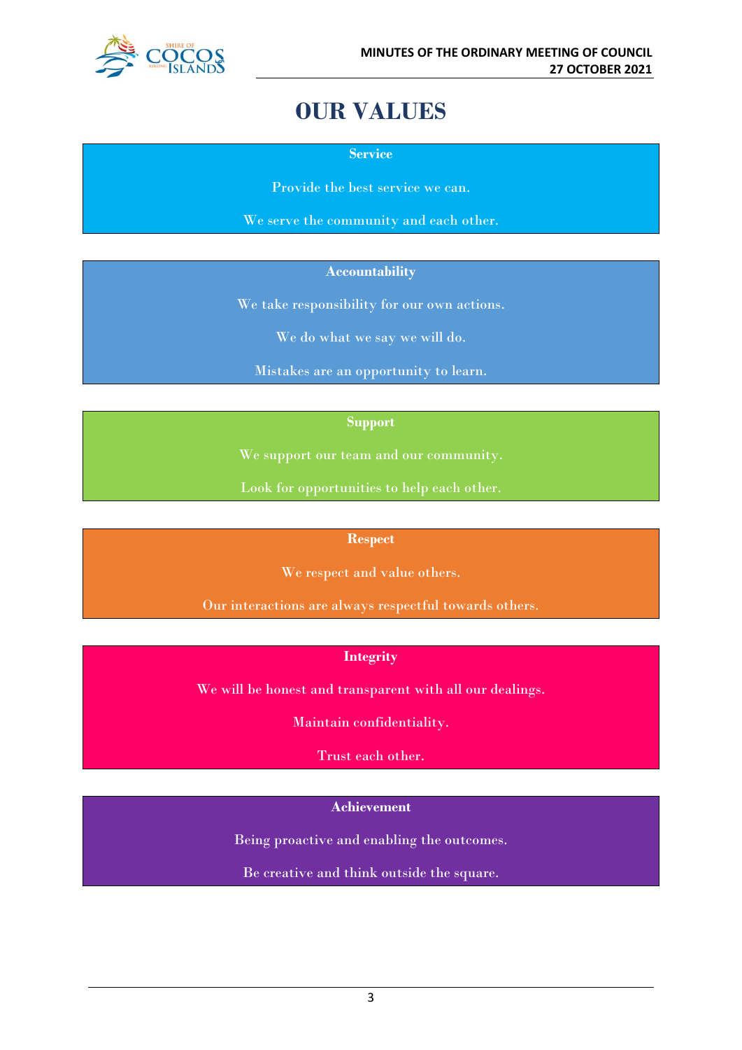# OUR VALUES

**Service**

Provide the best service we can.

We serve the community and each other.

**Accountability**

We take responsibility for our own actions.

We do what we say we will do.

Mistakes are an opportunity to learn.

**Support**

We support our team and our community.

Look for opportunities to help each other.

**Respect**

We respect and value others.

Our interactions are always respectful towards others.

**Integrity**

We will be honest and transparent with all our dealings.

Maintain confidentiality.

Trust each other.

**Achievement**

Being proactive and enabling the outcomes.

Be creative and think outside the square.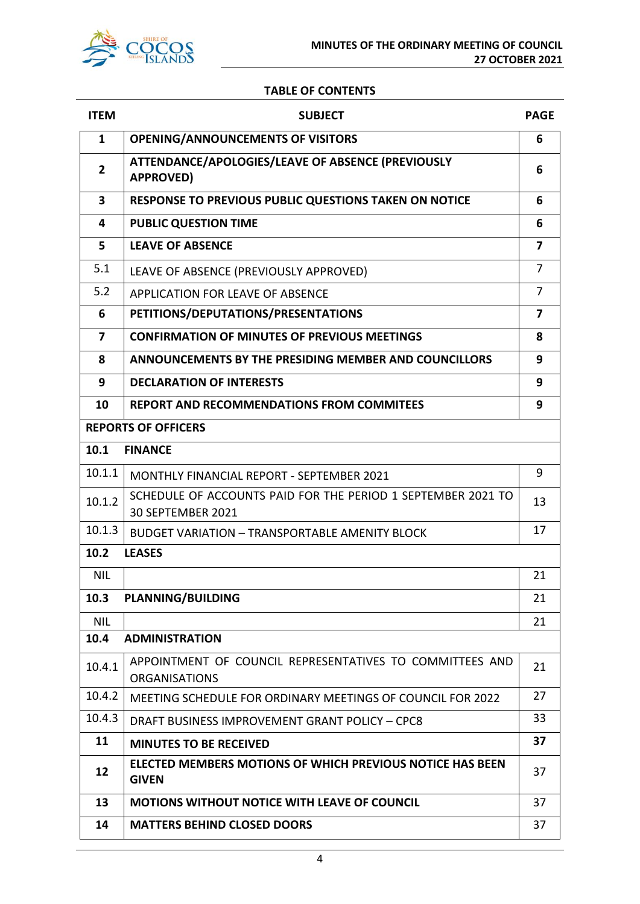## TABLE OF CONTENTS

| ITEM | SUBJECT | PAGE |
|---|---|---|
| **1** | **OPENING/ANNOUNCEMENTS OF VISITORS** | **6** |
| **2** | **ATTENDANCE/APOLOGIES/LEAVE OF ABSENCE (PREVIOUSLY APPROVED)** | **6** |
| **3** | **RESPONSE TO PREVIOUS PUBLIC QUESTIONS TAKEN ON NOTICE** | **6** |
| **4** | **PUBLIC QUESTION TIME** | **6** |
| **5** | **LEAVE OF ABSENCE** | **7** |
| 5.1 | LEAVE OF ABSENCE (PREVIOUSLY APPROVED) | 7 |
| 5.2 | APPLICATION FOR LEAVE OF ABSENCE | 7 |
| **6** | **PETITIONS/DEPUTATIONS/PRESENTATIONS** | **7** |
| **7** | **CONFIRMATION OF MINUTES OF PREVIOUS MEETINGS** | **8** |
| **8** | **ANNOUNCEMENTS BY THE PRESIDING MEMBER AND COUNCILLORS** | **9** |
| **9** | **DECLARATION OF INTERESTS** | **9** |
| **10** | **REPORT AND RECOMMENDATIONS FROM COMMITEES** | **9** |
| **REPORTS OF OFFICERS** | | |
| **10.1** | **FINANCE** | |
| 10.1.1 | MONTHLY FINANCIAL REPORT - SEPTEMBER 2021 | 9 |
| 10.1.2 | SCHEDULE OF ACCOUNTS PAID FOR THE PERIOD 1 SEPTEMBER 2021 TO 30 SEPTEMBER 2021 | 13 |
| 10.1.3 | BUDGET VARIATION – TRANSPORTABLE AMENITY BLOCK | 17 |
| **10.2** | **LEASES** | |
| NIL | | 21 |
| **10.3** | **PLANNING/BUILDING** | 21 |
| NIL | | 21 |
| **10.4** | **ADMINISTRATION** | |
| 10.4.1 | APPOINTMENT OF COUNCIL REPRESENTATIVES TO COMMITTEES AND ORGANISATIONS | 21 |
| 10.4.2 | MEETING SCHEDULE FOR ORDINARY MEETINGS OF COUNCIL FOR 2022 | 27 |
| 10.4.3 | DRAFT BUSINESS IMPROVEMENT GRANT POLICY – CPC8 | 33 |
| **11** | **MINUTES TO BE RECEIVED** | **37** |
| **12** | **ELECTED MEMBERS MOTIONS OF WHICH PREVIOUS NOTICE HAS BEEN GIVEN** | 37 |
| **13** | **MOTIONS WITHOUT NOTICE WITH LEAVE OF COUNCIL** | 37 |
| **14** | **MATTERS BEHIND CLOSED DOORS** | 37 |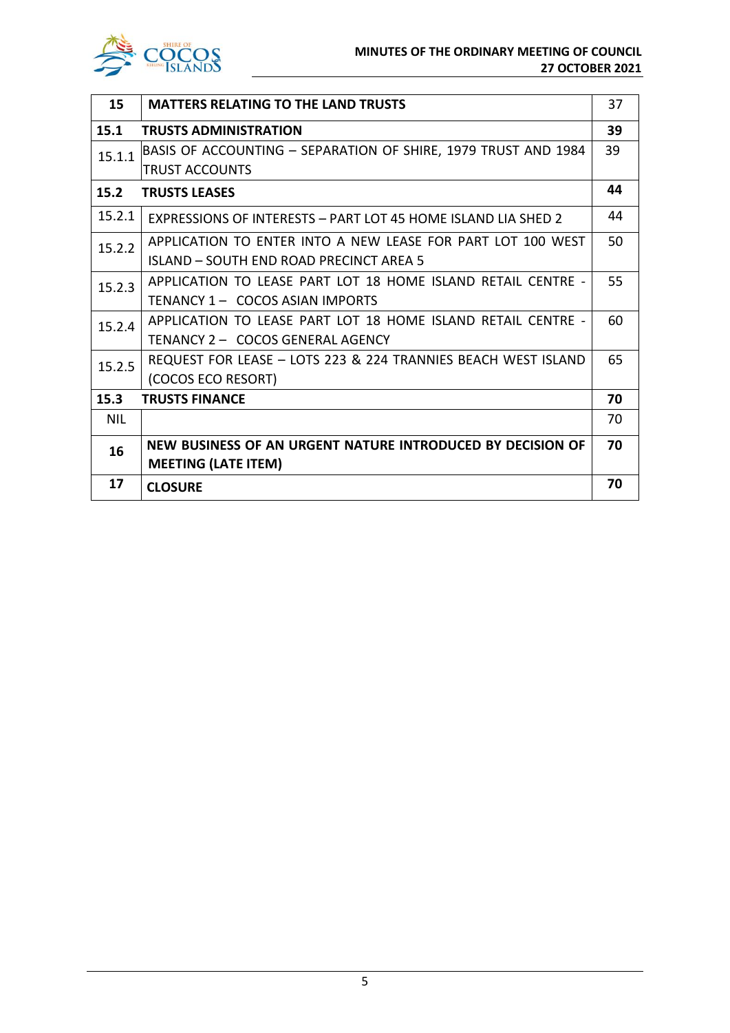| 15 | **MATTERS RELATING TO THE LAND TRUSTS** | 37 |
|---|---|---|
| **15.1** | **TRUSTS ADMINISTRATION** | **39** |
| 15.1.1 | BASIS OF ACCOUNTING – SEPARATION OF SHIRE, 1979 TRUST AND 1984 TRUST ACCOUNTS | 39 |
| **15.2** | **TRUSTS LEASES** | **44** |
| 15.2.1 | EXPRESSIONS OF INTERESTS – PART LOT 45 HOME ISLAND LIA SHED 2 | 44 |
| 15.2.2 | APPLICATION TO ENTER INTO A NEW LEASE FOR PART LOT 100 WEST ISLAND – SOUTH END ROAD PRECINCT AREA 5 | 50 |
| 15.2.3 | APPLICATION TO LEASE PART LOT 18 HOME ISLAND RETAIL CENTRE - TENANCY 1 – COCOS ASIAN IMPORTS | 55 |
| 15.2.4 | APPLICATION TO LEASE PART LOT 18 HOME ISLAND RETAIL CENTRE - TENANCY 2 – COCOS GENERAL AGENCY | 60 |
| 15.2.5 | REQUEST FOR LEASE – LOTS 223 & 224 TRANNIES BEACH WEST ISLAND (COCOS ECO RESORT) | 65 |
| **15.3** | **TRUSTS FINANCE** | **70** |
| NIL | | 70 |
| **16** | **NEW BUSINESS OF AN URGENT NATURE INTRODUCED BY DECISION OF MEETING (LATE ITEM)** | **70** |
| **17** | **CLOSURE** | **70** |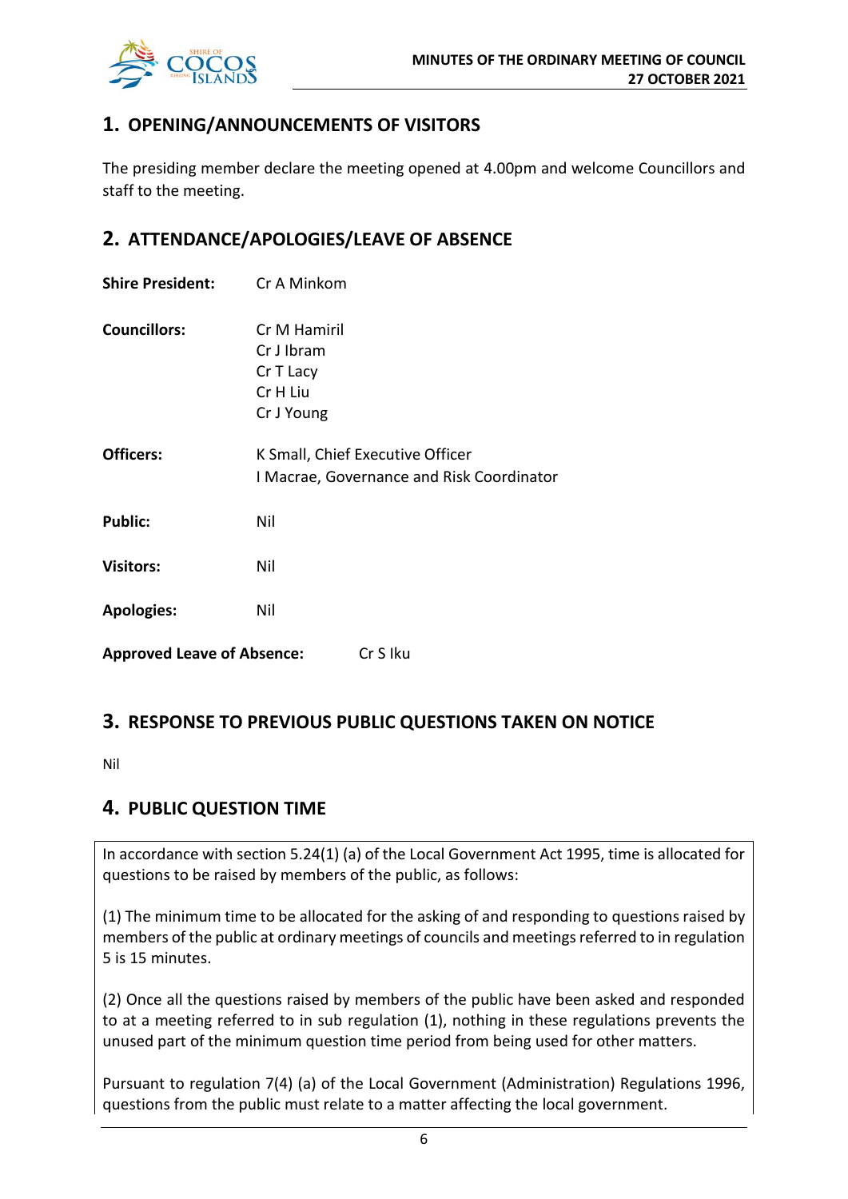## 1. OPENING/ANNOUNCEMENTS OF VISITORS

The presiding member declare the meeting opened at 4.00pm and welcome Councillors and staff to the meeting.

## 2. ATTENDANCE/APOLOGIES/LEAVE OF ABSENCE

**Shire President:** Cr A Minkom

**Councillors:** Cr M Hamiril
Cr J Ibram
Cr T Lacy
Cr H Liu
Cr J Young

**Officers:** K Small, Chief Executive Officer
I Macrae, Governance and Risk Coordinator

**Public:** Nil

**Visitors:** Nil

**Apologies:** Nil

**Approved Leave of Absence:** Cr S Iku

## 3. RESPONSE TO PREVIOUS PUBLIC QUESTIONS TAKEN ON NOTICE

Nil

## 4. PUBLIC QUESTION TIME

In accordance with section 5.24(1) (a) of the Local Government Act 1995, time is allocated for questions to be raised by members of the public, as follows:

(1) The minimum time to be allocated for the asking of and responding to questions raised by members of the public at ordinary meetings of councils and meetings referred to in regulation 5 is 15 minutes.

(2) Once all the questions raised by members of the public have been asked and responded to at a meeting referred to in sub regulation (1), nothing in these regulations prevents the unused part of the minimum question time period from being used for other matters.

Pursuant to regulation 7(4) (a) of the Local Government (Administration) Regulations 1996, questions from the public must relate to a matter affecting the local government.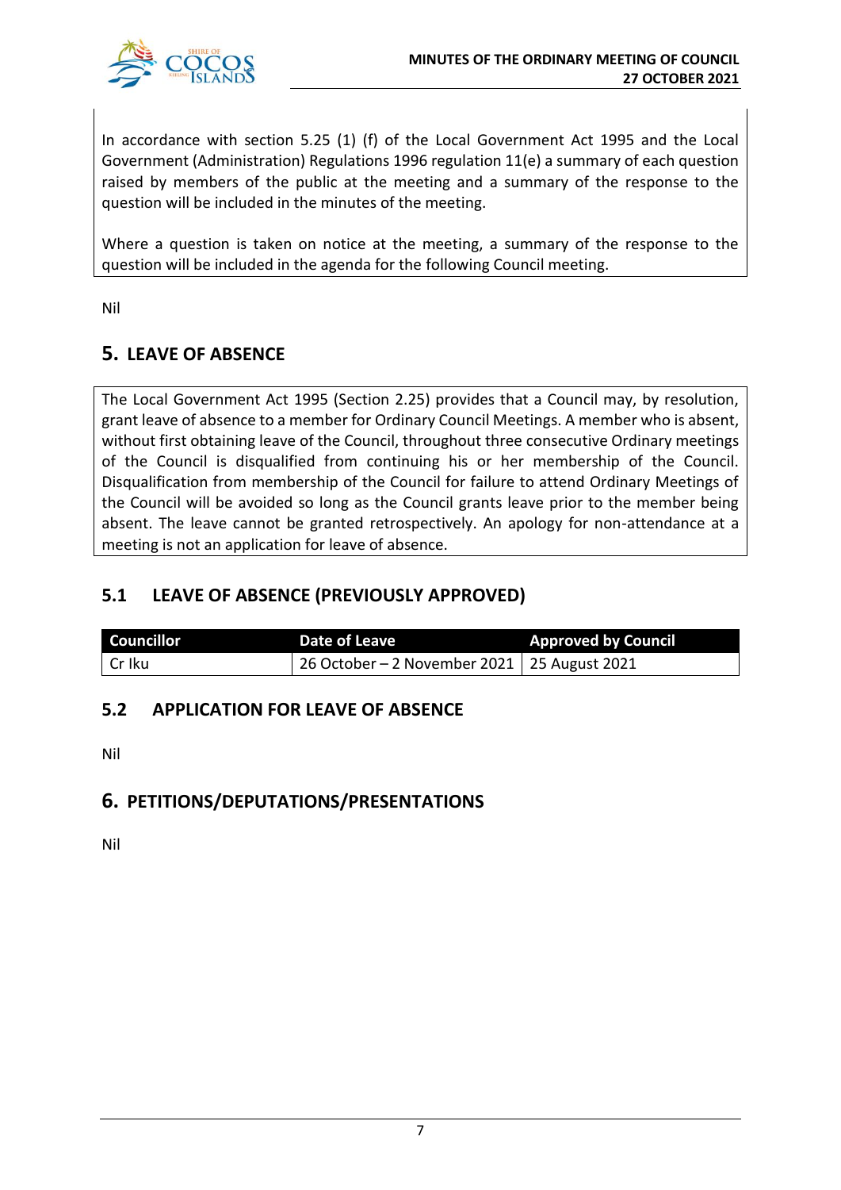In accordance with section 5.25 (1) (f) of the Local Government Act 1995 and the Local Government (Administration) Regulations 1996 regulation 11(e) a summary of each question raised by members of the public at the meeting and a summary of the response to the question will be included in the minutes of the meeting.

Where a question is taken on notice at the meeting, a summary of the response to the question will be included in the agenda for the following Council meeting.

Nil

## 5. LEAVE OF ABSENCE

The Local Government Act 1995 (Section 2.25) provides that a Council may, by resolution, grant leave of absence to a member for Ordinary Council Meetings. A member who is absent, without first obtaining leave of the Council, throughout three consecutive Ordinary meetings of the Council is disqualified from continuing his or her membership of the Council. Disqualification from membership of the Council for failure to attend Ordinary Meetings of the Council will be avoided so long as the Council grants leave prior to the member being absent. The leave cannot be granted retrospectively. An apology for non-attendance at a meeting is not an application for leave of absence.

### 5.1 LEAVE OF ABSENCE (PREVIOUSLY APPROVED)

| Councillor | Date of Leave | Approved by Council |
|---|---|---|
| Cr Iku | 26 October – 2 November 2021 | 25 August 2021 |

### 5.2 APPLICATION FOR LEAVE OF ABSENCE

Nil

## 6. PETITIONS/DEPUTATIONS/PRESENTATIONS

Nil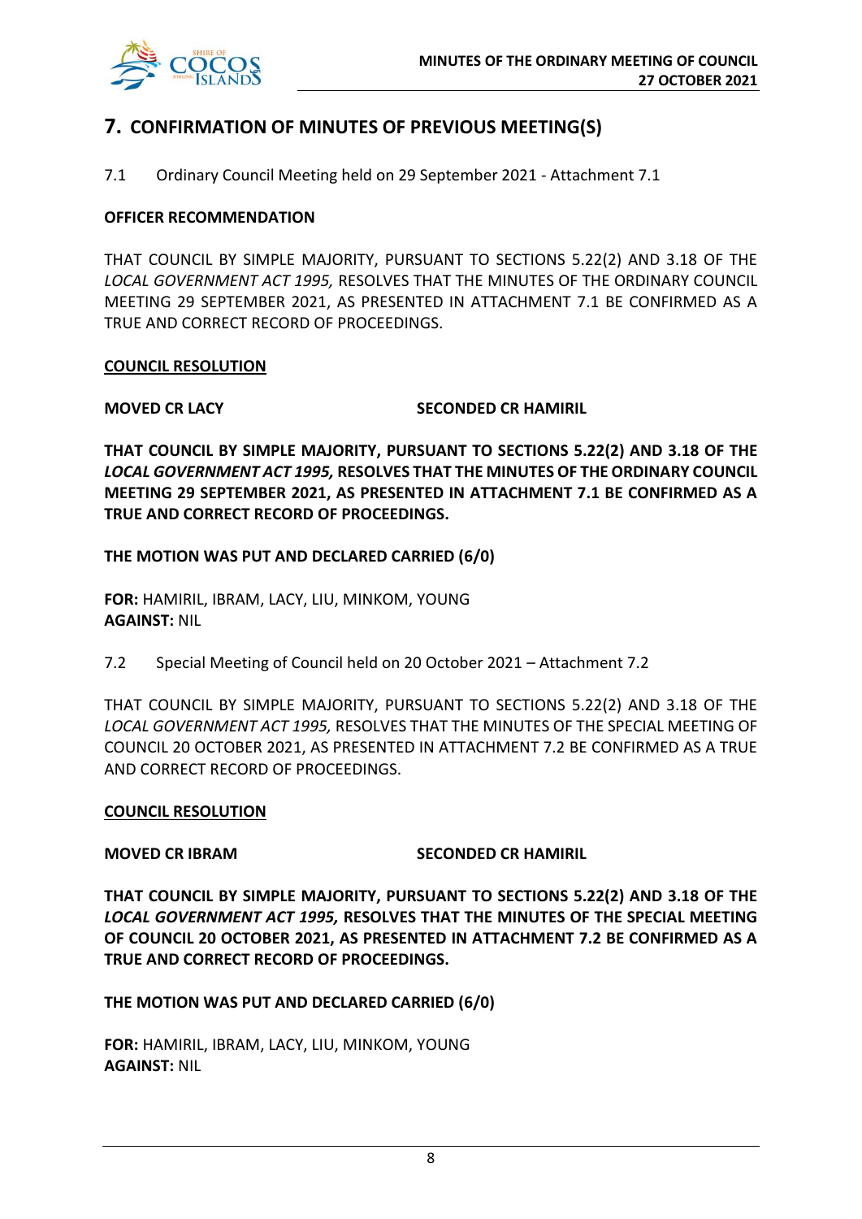## 7. CONFIRMATION OF MINUTES OF PREVIOUS MEETING(S)

7.1 Ordinary Council Meeting held on 29 September 2021 - Attachment 7.1

**OFFICER RECOMMENDATION**

THAT COUNCIL BY SIMPLE MAJORITY, PURSUANT TO SECTIONS 5.22(2) AND 3.18 OF THE *LOCAL GOVERNMENT ACT 1995,* RESOLVES THAT THE MINUTES OF THE ORDINARY COUNCIL MEETING 29 SEPTEMBER 2021, AS PRESENTED IN ATTACHMENT 7.1 BE CONFIRMED AS A TRUE AND CORRECT RECORD OF PROCEEDINGS.

**COUNCIL RESOLUTION**

**MOVED CR LACY** **SECONDED CR HAMIRIL**

**THAT COUNCIL BY SIMPLE MAJORITY, PURSUANT TO SECTIONS 5.22(2) AND 3.18 OF THE *LOCAL GOVERNMENT ACT 1995,* RESOLVES THAT THE MINUTES OF THE ORDINARY COUNCIL MEETING 29 SEPTEMBER 2021, AS PRESENTED IN ATTACHMENT 7.1 BE CONFIRMED AS A TRUE AND CORRECT RECORD OF PROCEEDINGS.**

**THE MOTION WAS PUT AND DECLARED CARRIED (6/0)**

**FOR:** HAMIRIL, IBRAM, LACY, LIU, MINKOM, YOUNG
**AGAINST:** NIL

7.2 Special Meeting of Council held on 20 October 2021 – Attachment 7.2

THAT COUNCIL BY SIMPLE MAJORITY, PURSUANT TO SECTIONS 5.22(2) AND 3.18 OF THE *LOCAL GOVERNMENT ACT 1995,* RESOLVES THAT THE MINUTES OF THE SPECIAL MEETING OF COUNCIL 20 OCTOBER 2021, AS PRESENTED IN ATTACHMENT 7.2 BE CONFIRMED AS A TRUE AND CORRECT RECORD OF PROCEEDINGS.

**COUNCIL RESOLUTION**

**MOVED CR IBRAM** **SECONDED CR HAMIRIL**

**THAT COUNCIL BY SIMPLE MAJORITY, PURSUANT TO SECTIONS 5.22(2) AND 3.18 OF THE *LOCAL GOVERNMENT ACT 1995,* RESOLVES THAT THE MINUTES OF THE SPECIAL MEETING OF COUNCIL 20 OCTOBER 2021, AS PRESENTED IN ATTACHMENT 7.2 BE CONFIRMED AS A TRUE AND CORRECT RECORD OF PROCEEDINGS.**

**THE MOTION WAS PUT AND DECLARED CARRIED (6/0)**

**FOR:** HAMIRIL, IBRAM, LACY, LIU, MINKOM, YOUNG
**AGAINST:** NIL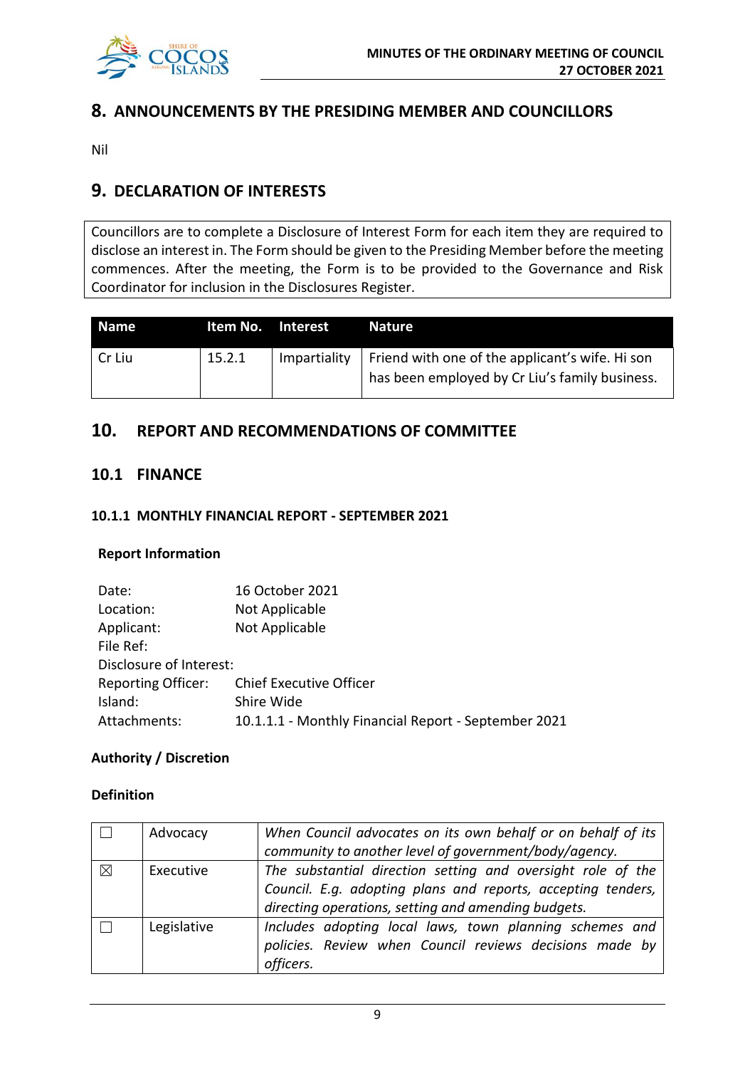## 8. ANNOUNCEMENTS BY THE PRESIDING MEMBER AND COUNCILLORS

Nil

## 9. DECLARATION OF INTERESTS

| Councillors are to complete a Disclosure of Interest Form for each item they are required to disclose an interest in. The Form should be given to the Presiding Member before the meeting commences. After the meeting, the Form is to be provided to the Governance and Risk Coordinator for inclusion in the Disclosures Register. |
|---|

| Name | Item No. | Interest | Nature |
|---|---|---|---|
| Cr Liu | 15.2.1 | Impartiality | Friend with one of the applicant's wife. Hi son has been employed by Cr Liu's family business. |

## 10. REPORT AND RECOMMENDATIONS OF COMMITTEE

### 10.1 FINANCE

#### 10.1.1 MONTHLY FINANCIAL REPORT - SEPTEMBER 2021

**Report Information**

| | |
|---|---|
| Date: | 16 October 2021 |
| Location: | Not Applicable |
| Applicant: | Not Applicable |
| File Ref: | |
| Disclosure of Interest: | |
| Reporting Officer: | Chief Executive Officer |
| Island: | Shire Wide |
| Attachments: | 10.1.1.1 - Monthly Financial Report - September 2021 |

**Authority / Discretion**

**Definition**

| | | |
|---|---|---|
| ☐ | Advocacy | *When Council advocates on its own behalf or on behalf of its community to another level of government/body/agency.* |
| ☒ | Executive | *The substantial direction setting and oversight role of the Council. E.g. adopting plans and reports, accepting tenders, directing operations, setting and amending budgets.* |
| ☐ | Legislative | *Includes adopting local laws, town planning schemes and policies. Review when Council reviews decisions made by officers.* |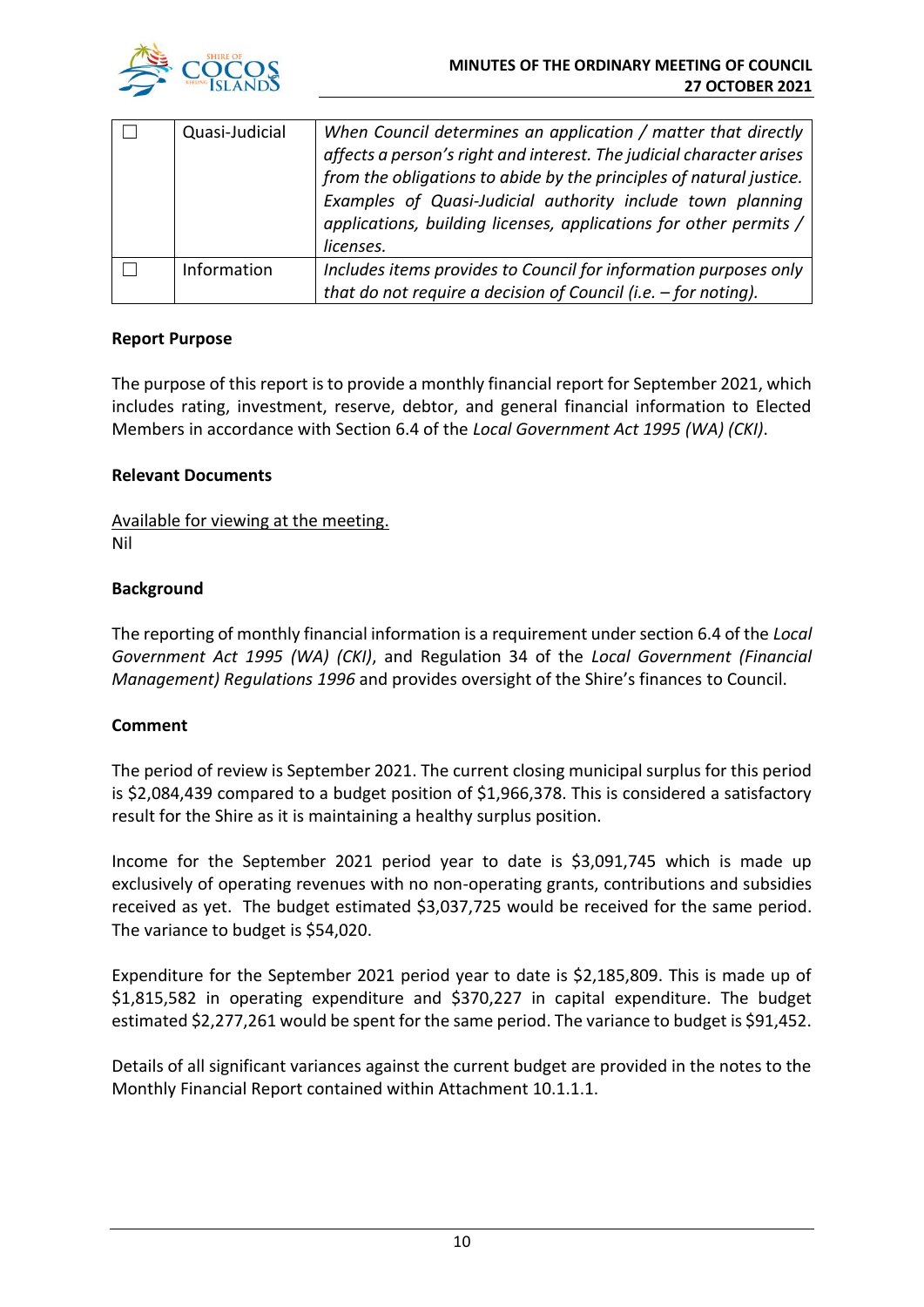| ☐ | Quasi-Judicial | *When Council determines an application / matter that directly affects a person's right and interest. The judicial character arises from the obligations to abide by the principles of natural justice. Examples of Quasi-Judicial authority include town planning applications, building licenses, applications for other permits / licenses.* |
|---|---|---|
| ☐ | Information | *Includes items provides to Council for information purposes only that do not require a decision of Council (i.e. – for noting).* |

**Report Purpose**

The purpose of this report is to provide a monthly financial report for September 2021, which includes rating, investment, reserve, debtor, and general financial information to Elected Members in accordance with Section 6.4 of the *Local Government Act 1995 (WA) (CKI)*.

**Relevant Documents**

Available for viewing at the meeting.
Nil

**Background**

The reporting of monthly financial information is a requirement under section 6.4 of the *Local Government Act 1995 (WA) (CKI)*, and Regulation 34 of the *Local Government (Financial Management) Regulations 1996* and provides oversight of the Shire's finances to Council.

**Comment**

The period of review is September 2021. The current closing municipal surplus for this period is $2,084,439 compared to a budget position of $1,966,378. This is considered a satisfactory result for the Shire as it is maintaining a healthy surplus position.

Income for the September 2021 period year to date is $3,091,745 which is made up exclusively of operating revenues with no non-operating grants, contributions and subsidies received as yet. The budget estimated $3,037,725 would be received for the same period. The variance to budget is $54,020.

Expenditure for the September 2021 period year to date is $2,185,809. This is made up of $1,815,582 in operating expenditure and $370,227 in capital expenditure. The budget estimated $2,277,261 would be spent for the same period. The variance to budget is $91,452.

Details of all significant variances against the current budget are provided in the notes to the Monthly Financial Report contained within Attachment 10.1.1.1.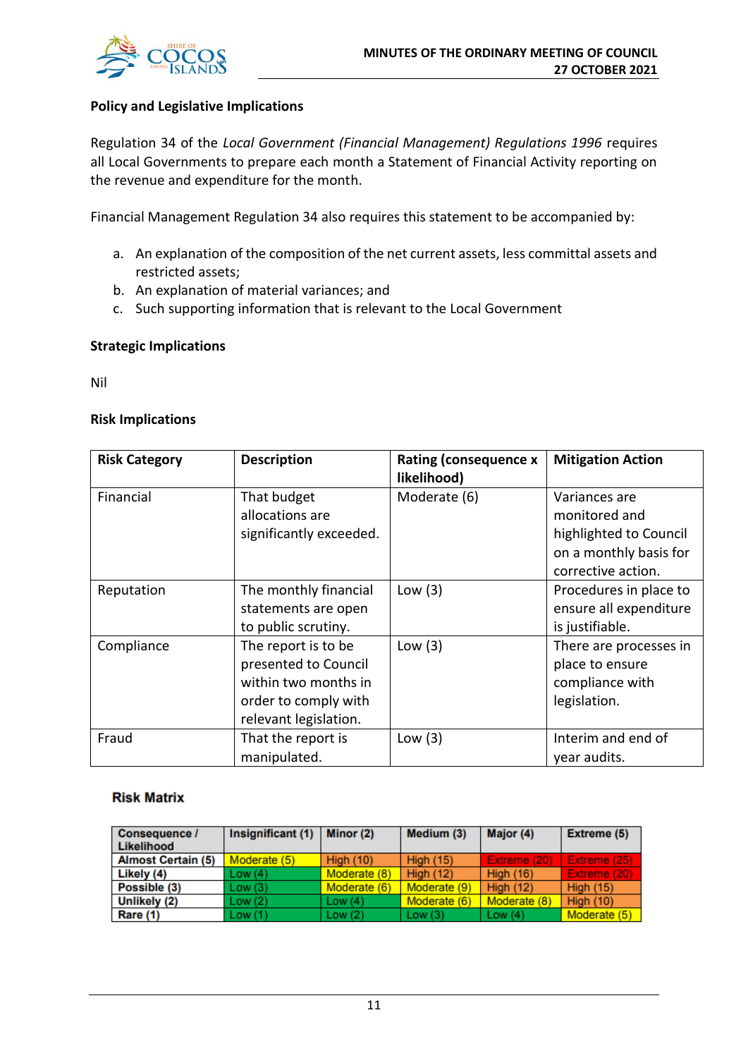**Policy and Legislative Implications**

Regulation 34 of the *Local Government (Financial Management) Regulations 1996* requires all Local Governments to prepare each month a Statement of Financial Activity reporting on the revenue and expenditure for the month.

Financial Management Regulation 34 also requires this statement to be accompanied by:

a. An explanation of the composition of the net current assets, less committal assets and restricted assets;
b. An explanation of material variances; and
c. Such supporting information that is relevant to the Local Government

**Strategic Implications**

Nil

**Risk Implications**

| Risk Category | Description | Rating (consequence x likelihood) | Mitigation Action |
|---|---|---|---|
| Financial | That budget allocations are significantly exceeded. | Moderate (6) | Variances are monitored and highlighted to Council on a monthly basis for corrective action. |
| Reputation | The monthly financial statements are open to public scrutiny. | Low (3) | Procedures in place to ensure all expenditure is justifiable. |
| Compliance | The report is to be presented to Council within two months in order to comply with relevant legislation. | Low (3) | There are processes in place to ensure compliance with legislation. |
| Fraud | That the report is manipulated. | Low (3) | Interim and end of year audits. |

**Risk Matrix**

| Consequence / Likelihood | Insignificant (1) | Minor (2) | Medium (3) | Major (4) | Extreme (5) |
|---|---|---|---|---|---|
| Almost Certain (5) | Moderate (5) | High (10) | High (15) | Extreme (20) | Extreme (25) |
| Likely (4) | Low (4) | Moderate (8) | High (12) | High (16) | Extreme (20) |
| Possible (3) | Low (3) | Moderate (6) | Moderate (9) | High (12) | High (15) |
| Unlikely (2) | Low (2) | Low (4) | Moderate (6) | Moderate (8) | High (10) |
| Rare (1) | Low (1) | Low (2) | Low (3) | Low (4) | Moderate (5) |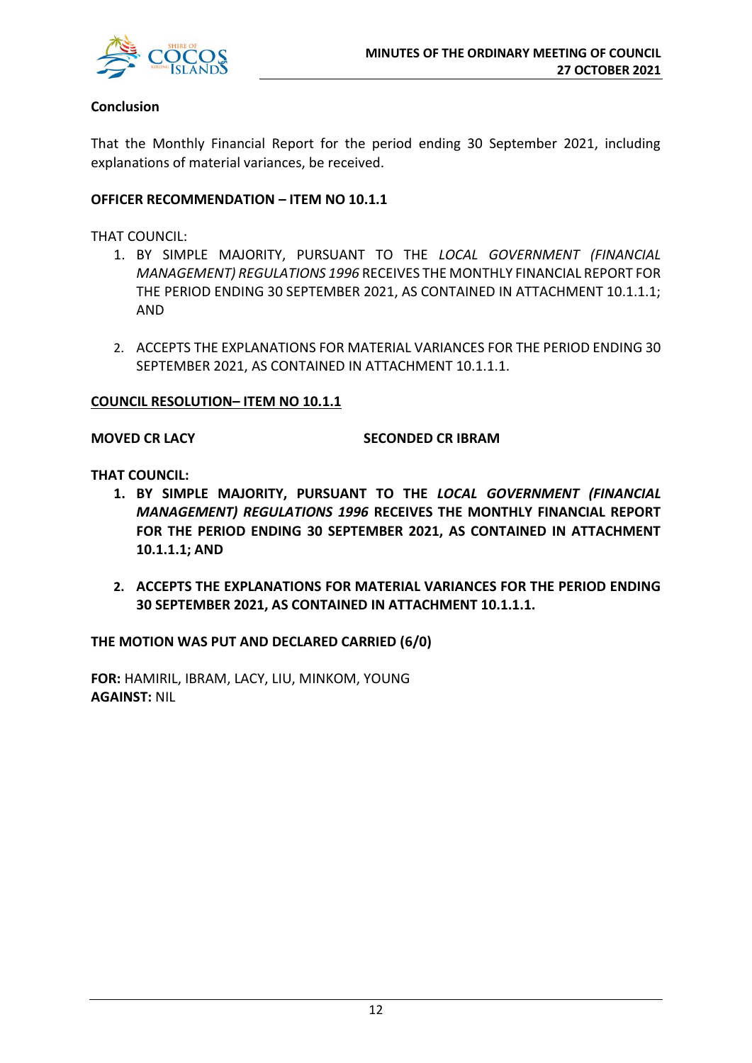**Conclusion**

That the Monthly Financial Report for the period ending 30 September 2021, including explanations of material variances, be received.

**OFFICER RECOMMENDATION – ITEM NO 10.1.1**

THAT COUNCIL:

1. BY SIMPLE MAJORITY, PURSUANT TO THE *LOCAL GOVERNMENT (FINANCIAL MANAGEMENT) REGULATIONS 1996* RECEIVES THE MONTHLY FINANCIAL REPORT FOR THE PERIOD ENDING 30 SEPTEMBER 2021, AS CONTAINED IN ATTACHMENT 10.1.1.1; AND

2. ACCEPTS THE EXPLANATIONS FOR MATERIAL VARIANCES FOR THE PERIOD ENDING 30 SEPTEMBER 2021, AS CONTAINED IN ATTACHMENT 10.1.1.1.

**COUNCIL RESOLUTION– ITEM NO 10.1.1**

**MOVED CR LACY** **SECONDED CR IBRAM**

**THAT COUNCIL:**

1. **BY SIMPLE MAJORITY, PURSUANT TO THE *LOCAL GOVERNMENT (FINANCIAL MANAGEMENT) REGULATIONS 1996* RECEIVES THE MONTHLY FINANCIAL REPORT FOR THE PERIOD ENDING 30 SEPTEMBER 2021, AS CONTAINED IN ATTACHMENT 10.1.1.1; AND**

2. **ACCEPTS THE EXPLANATIONS FOR MATERIAL VARIANCES FOR THE PERIOD ENDING 30 SEPTEMBER 2021, AS CONTAINED IN ATTACHMENT 10.1.1.1.**

**THE MOTION WAS PUT AND DECLARED CARRIED (6/0)**

**FOR:** HAMIRIL, IBRAM, LACY, LIU, MINKOM, YOUNG
**AGAINST:** NIL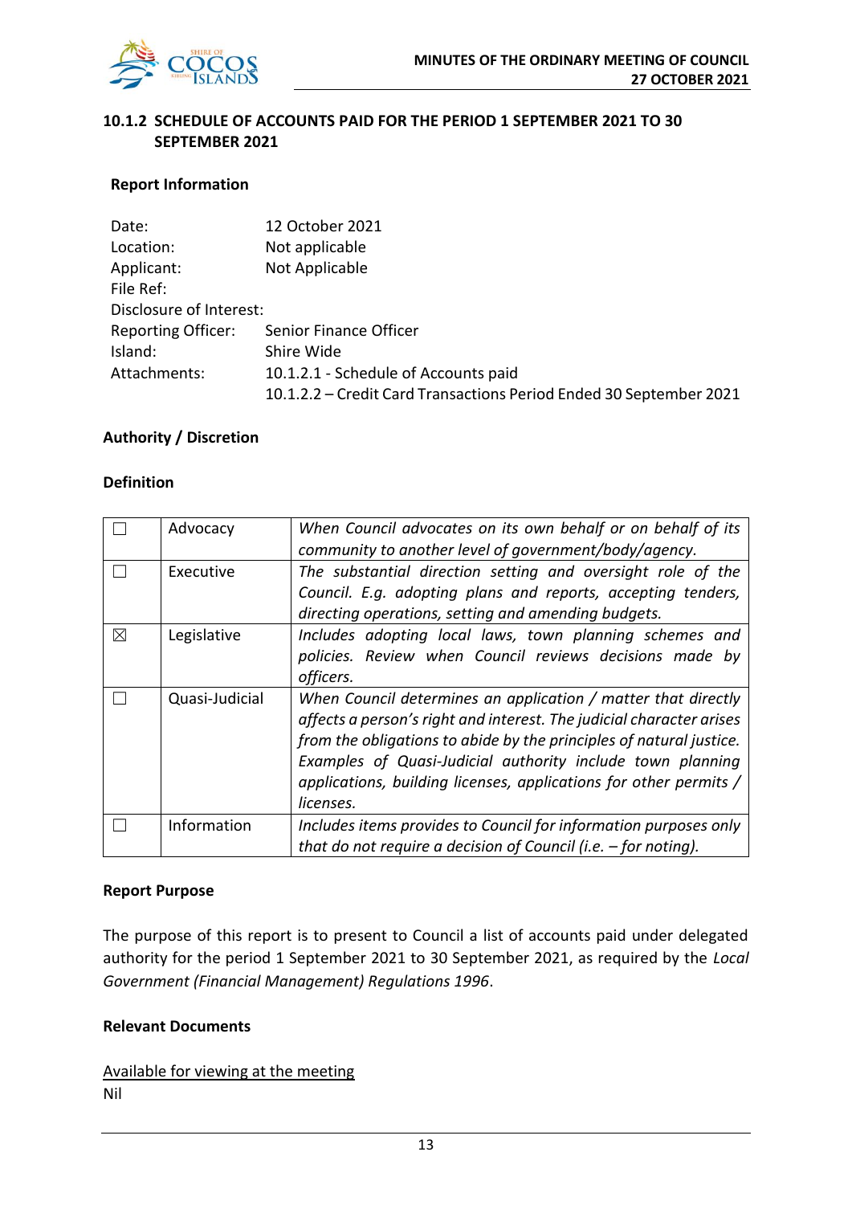## 10.1.2 SCHEDULE OF ACCOUNTS PAID FOR THE PERIOD 1 SEPTEMBER 2021 TO 30 SEPTEMBER 2021

### Report Information

| | |
|---|---|
| Date: | 12 October 2021 |
| Location: | Not applicable |
| Applicant: | Not Applicable |
| File Ref: | |
| Disclosure of Interest: | |
| Reporting Officer: | Senior Finance Officer |
| Island: | Shire Wide |
| Attachments: | 10.1.2.1 - Schedule of Accounts paid<br>10.1.2.2 – Credit Card Transactions Period Ended 30 September 2021 |

### Authority / Discretion

**Definition**

| | | |
|---|---|---|
| ☐ | Advocacy | *When Council advocates on its own behalf or on behalf of its community to another level of government/body/agency.* |
| ☐ | Executive | *The substantial direction setting and oversight role of the Council. E.g. adopting plans and reports, accepting tenders, directing operations, setting and amending budgets.* |
| ☒ | Legislative | *Includes adopting local laws, town planning schemes and policies. Review when Council reviews decisions made by officers.* |
| ☐ | Quasi-Judicial | *When Council determines an application / matter that directly affects a person's right and interest. The judicial character arises from the obligations to abide by the principles of natural justice. Examples of Quasi-Judicial authority include town planning applications, building licenses, applications for other permits / licenses.* |
| ☐ | Information | *Includes items provides to Council for information purposes only that do not require a decision of Council (i.e. – for noting).* |

### Report Purpose

The purpose of this report is to present to Council a list of accounts paid under delegated authority for the period 1 September 2021 to 30 September 2021, as required by the *Local Government (Financial Management) Regulations 1996*.

### Relevant Documents

Available for viewing at the meeting

Nil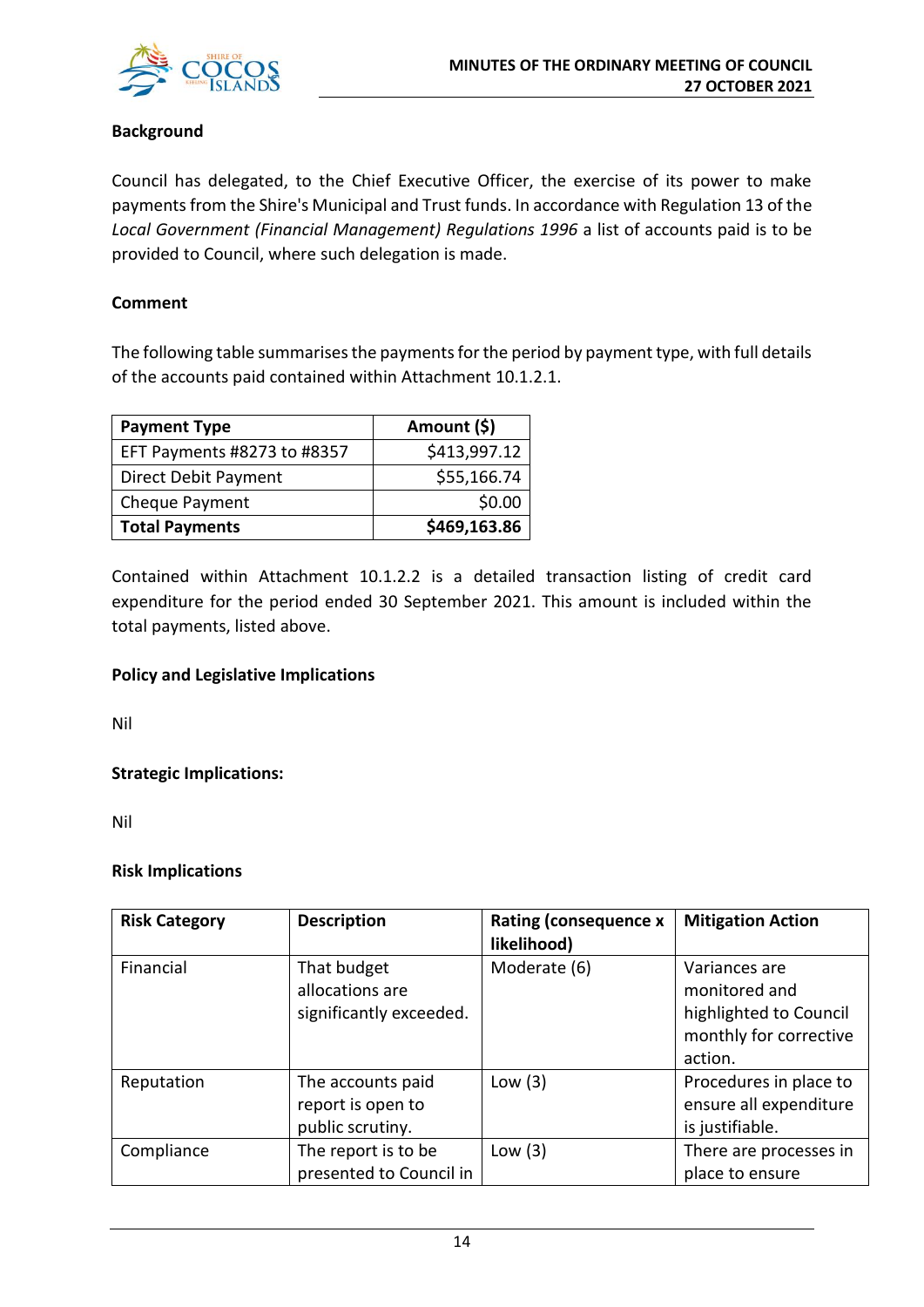**Background**

Council has delegated, to the Chief Executive Officer, the exercise of its power to make payments from the Shire's Municipal and Trust funds. In accordance with Regulation 13 of the *Local Government (Financial Management) Regulations 1996* a list of accounts paid is to be provided to Council, where such delegation is made.

**Comment**

The following table summarises the payments for the period by payment type, with full details of the accounts paid contained within Attachment 10.1.2.1.

| Payment Type | Amount ($) |
|---|---:|
| EFT Payments #8273 to #8357 | $413,997.12 |
| Direct Debit Payment | $55,166.74 |
| Cheque Payment | $0.00 |
| **Total Payments** | **$469,163.86** |

Contained within Attachment 10.1.2.2 is a detailed transaction listing of credit card expenditure for the period ended 30 September 2021. This amount is included within the total payments, listed above.

**Policy and Legislative Implications**

Nil

**Strategic Implications:**

Nil

**Risk Implications**

| Risk Category | Description | Rating (consequence x likelihood) | Mitigation Action |
|---|---|---|---|
| Financial | That budget allocations are significantly exceeded. | Moderate (6) | Variances are monitored and highlighted to Council monthly for corrective action. |
| Reputation | The accounts paid report is open to public scrutiny. | Low (3) | Procedures in place to ensure all expenditure is justifiable. |
| Compliance | The report is to be presented to Council in | Low (3) | There are processes in place to ensure |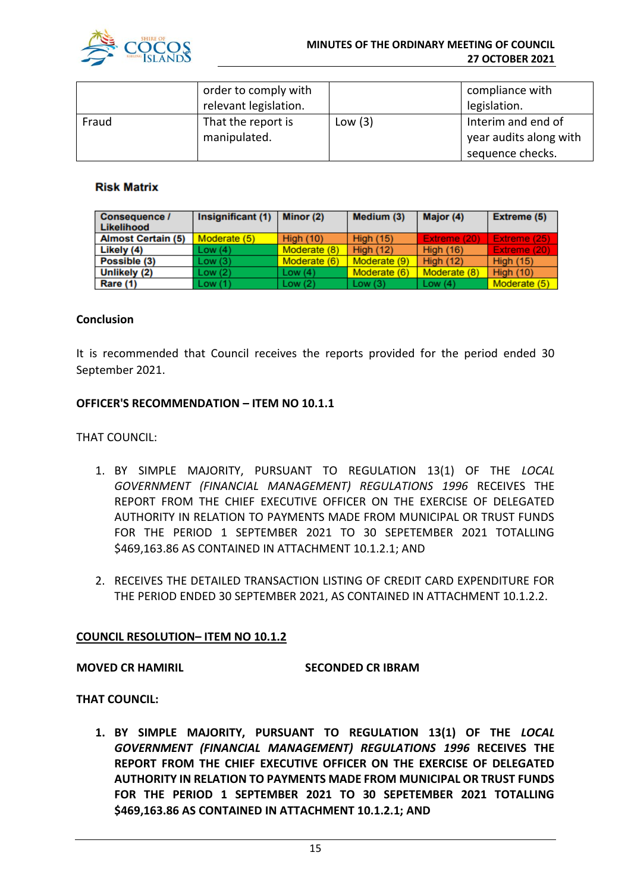| | order to comply with relevant legislation. | | compliance with legislation. |
|---|---|---|---|
| Fraud | That the report is manipulated. | Low (3) | Interim and end of year audits along with sequence checks. |

**Risk Matrix**

| Consequence / Likelihood | Insignificant (1) | Minor (2) | Medium (3) | Major (4) | Extreme (5) |
|---|---|---|---|---|---|
| Almost Certain (5) | Moderate (5) | High (10) | High (15) | Extreme (20) | Extreme (25) |
| Likely (4) | Low (4) | Moderate (8) | High (12) | High (16) | Extreme (20) |
| Possible (3) | Low (3) | Moderate (6) | Moderate (9) | High (12) | High (15) |
| Unlikely (2) | Low (2) | Low (4) | Moderate (6) | Moderate (8) | High (10) |
| Rare (1) | Low (1) | Low (2) | Low (3) | Low (4) | Moderate (5) |

**Conclusion**

It is recommended that Council receives the reports provided for the period ended 30 September 2021.

**OFFICER'S RECOMMENDATION – ITEM NO 10.1.1**

THAT COUNCIL:

1. BY SIMPLE MAJORITY, PURSUANT TO REGULATION 13(1) OF THE *LOCAL GOVERNMENT (FINANCIAL MANAGEMENT) REGULATIONS 1996* RECEIVES THE REPORT FROM THE CHIEF EXECUTIVE OFFICER ON THE EXERCISE OF DELEGATED AUTHORITY IN RELATION TO PAYMENTS MADE FROM MUNICIPAL OR TRUST FUNDS FOR THE PERIOD 1 SEPTEMBER 2021 TO 30 SEPETEMBER 2021 TOTALLING $469,163.86 AS CONTAINED IN ATTACHMENT 10.1.2.1; AND

2. RECEIVES THE DETAILED TRANSACTION LISTING OF CREDIT CARD EXPENDITURE FOR THE PERIOD ENDED 30 SEPTEMBER 2021, AS CONTAINED IN ATTACHMENT 10.1.2.2.

<u>**COUNCIL RESOLUTION– ITEM NO 10.1.2**</u>

**MOVED CR HAMIRIL** **SECONDED CR IBRAM**

**THAT COUNCIL:**

1. **BY SIMPLE MAJORITY, PURSUANT TO REGULATION 13(1) OF THE *LOCAL GOVERNMENT (FINANCIAL MANAGEMENT) REGULATIONS 1996* RECEIVES THE REPORT FROM THE CHIEF EXECUTIVE OFFICER ON THE EXERCISE OF DELEGATED AUTHORITY IN RELATION TO PAYMENTS MADE FROM MUNICIPAL OR TRUST FUNDS FOR THE PERIOD 1 SEPTEMBER 2021 TO 30 SEPETEMBER 2021 TOTALLING $469,163.86 AS CONTAINED IN ATTACHMENT 10.1.2.1; AND**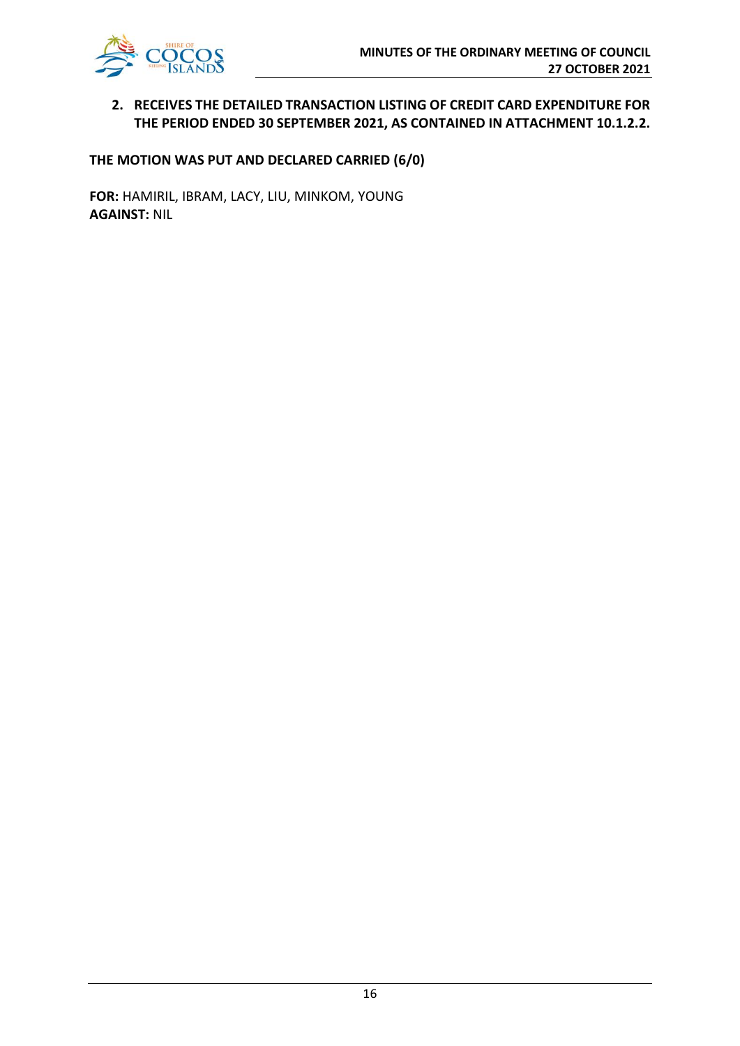2. **RECEIVES THE DETAILED TRANSACTION LISTING OF CREDIT CARD EXPENDITURE FOR THE PERIOD ENDED 30 SEPTEMBER 2021, AS CONTAINED IN ATTACHMENT 10.1.2.2.**

**THE MOTION WAS PUT AND DECLARED CARRIED (6/0)**

**FOR:** HAMIRIL, IBRAM, LACY, LIU, MINKOM, YOUNG
**AGAINST:** NIL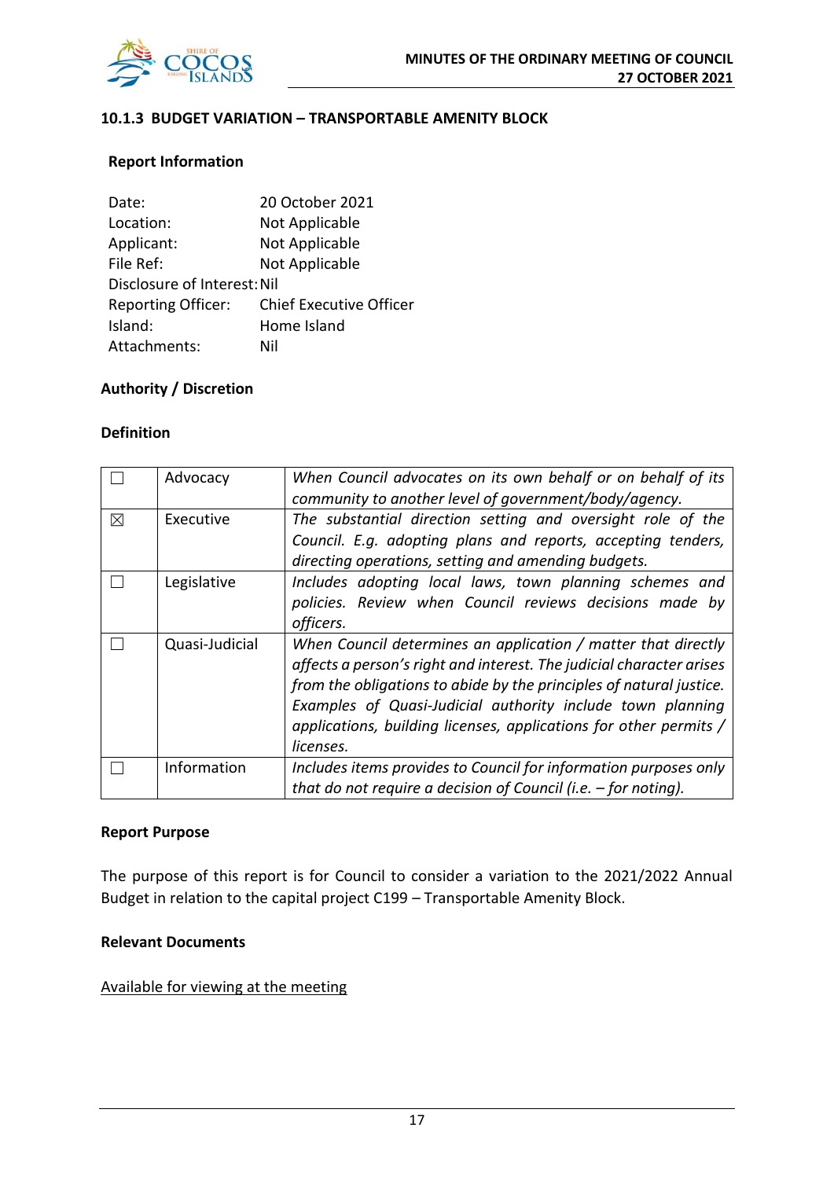### 10.1.3 BUDGET VARIATION – TRANSPORTABLE AMENITY BLOCK

**Report Information**

| | |
|---|---|
| Date: | 20 October 2021 |
| Location: | Not Applicable |
| Applicant: | Not Applicable |
| File Ref: | Not Applicable |
| Disclosure of Interest: | Nil |
| Reporting Officer: | Chief Executive Officer |
| Island: | Home Island |
| Attachments: | Nil |

**Authority / Discretion**

**Definition**

| | | |
|---|---|---|
| ☐ | Advocacy | *When Council advocates on its own behalf or on behalf of its community to another level of government/body/agency.* |
| ☒ | Executive | *The substantial direction setting and oversight role of the Council. E.g. adopting plans and reports, accepting tenders, directing operations, setting and amending budgets.* |
| ☐ | Legislative | *Includes adopting local laws, town planning schemes and policies. Review when Council reviews decisions made by officers.* |
| ☐ | Quasi-Judicial | *When Council determines an application / matter that directly affects a person's right and interest. The judicial character arises from the obligations to abide by the principles of natural justice. Examples of Quasi-Judicial authority include town planning applications, building licenses, applications for other permits / licenses.* |
| ☐ | Information | *Includes items provides to Council for information purposes only that do not require a decision of Council (i.e. – for noting).* |

**Report Purpose**

The purpose of this report is for Council to consider a variation to the 2021/2022 Annual Budget in relation to the capital project C199 – Transportable Amenity Block.

**Relevant Documents**

Available for viewing at the meeting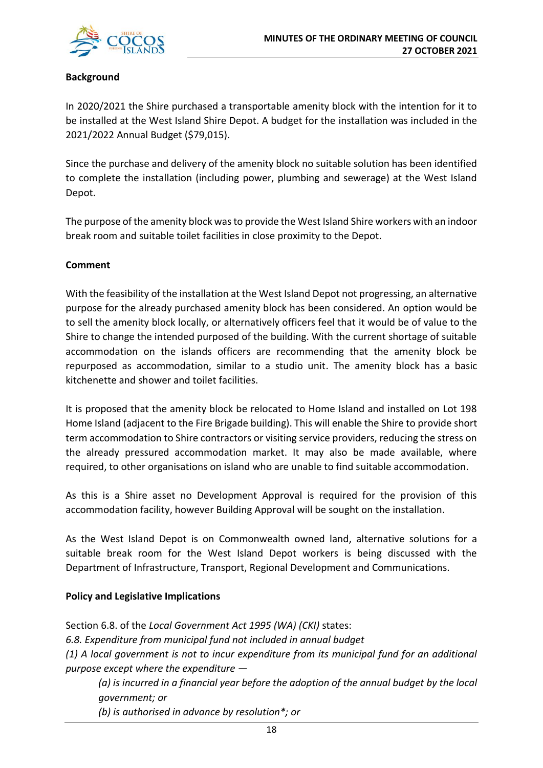**Background**

In 2020/2021 the Shire purchased a transportable amenity block with the intention for it to be installed at the West Island Shire Depot. A budget for the installation was included in the 2021/2022 Annual Budget ($79,015).

Since the purchase and delivery of the amenity block no suitable solution has been identified to complete the installation (including power, plumbing and sewerage) at the West Island Depot.

The purpose of the amenity block was to provide the West Island Shire workers with an indoor break room and suitable toilet facilities in close proximity to the Depot.

**Comment**

With the feasibility of the installation at the West Island Depot not progressing, an alternative purpose for the already purchased amenity block has been considered. An option would be to sell the amenity block locally, or alternatively officers feel that it would be of value to the Shire to change the intended purposed of the building. With the current shortage of suitable accommodation on the islands officers are recommending that the amenity block be repurposed as accommodation, similar to a studio unit. The amenity block has a basic kitchenette and shower and toilet facilities.

It is proposed that the amenity block be relocated to Home Island and installed on Lot 198 Home Island (adjacent to the Fire Brigade building). This will enable the Shire to provide short term accommodation to Shire contractors or visiting service providers, reducing the stress on the already pressured accommodation market. It may also be made available, where required, to other organisations on island who are unable to find suitable accommodation.

As this is a Shire asset no Development Approval is required for the provision of this accommodation facility, however Building Approval will be sought on the installation.

As the West Island Depot is on Commonwealth owned land, alternative solutions for a suitable break room for the West Island Depot workers is being discussed with the Department of Infrastructure, Transport, Regional Development and Communications.

**Policy and Legislative Implications**

Section 6.8. of the *Local Government Act 1995 (WA) (CKI)* states:

*6.8. Expenditure from municipal fund not included in annual budget*

*(1) A local government is not to incur expenditure from its municipal fund for an additional purpose except where the expenditure —*

> *(a) is incurred in a financial year before the adoption of the annual budget by the local government; or*
>
> *(b) is authorised in advance by resolution*; or*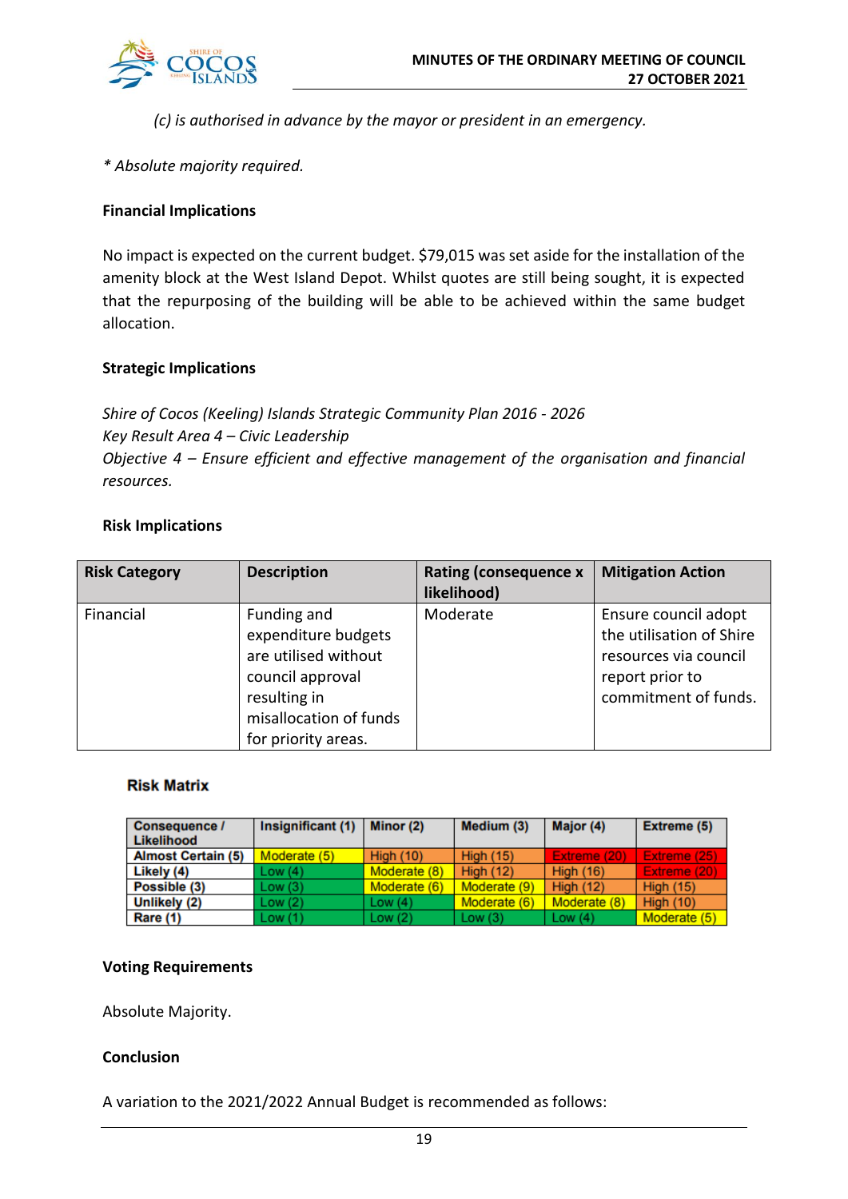*(c) is authorised in advance by the mayor or president in an emergency.*

*\* Absolute majority required.*

**Financial Implications**

No impact is expected on the current budget. $79,015 was set aside for the installation of the amenity block at the West Island Depot. Whilst quotes are still being sought, it is expected that the repurposing of the building will be able to be achieved within the same budget allocation.

**Strategic Implications**

*Shire of Cocos (Keeling) Islands Strategic Community Plan 2016 - 2026*
*Key Result Area 4 – Civic Leadership*
*Objective 4 – Ensure efficient and effective management of the organisation and financial resources.*

**Risk Implications**

| Risk Category | Description | Rating (consequence x likelihood) | Mitigation Action |
|---|---|---|---|
| Financial | Funding and expenditure budgets are utilised without council approval resulting in misallocation of funds for priority areas. | Moderate | Ensure council adopt the utilisation of Shire resources via council report prior to commitment of funds. |

**Risk Matrix**

| Consequence / Likelihood | Insignificant (1) | Minor (2) | Medium (3) | Major (4) | Extreme (5) |
|---|---|---|---|---|---|
| Almost Certain (5) | Moderate (5) | High (10) | High (15) | Extreme (20) | Extreme (25) |
| Likely (4) | Low (4) | Moderate (8) | High (12) | High (16) | Extreme (20) |
| Possible (3) | Low (3) | Moderate (6) | Moderate (9) | High (12) | High (15) |
| Unlikely (2) | Low (2) | Low (4) | Moderate (6) | Moderate (8) | High (10) |
| Rare (1) | Low (1) | Low (2) | Low (3) | Low (4) | Moderate (5) |

**Voting Requirements**

Absolute Majority.

**Conclusion**

A variation to the 2021/2022 Annual Budget is recommended as follows: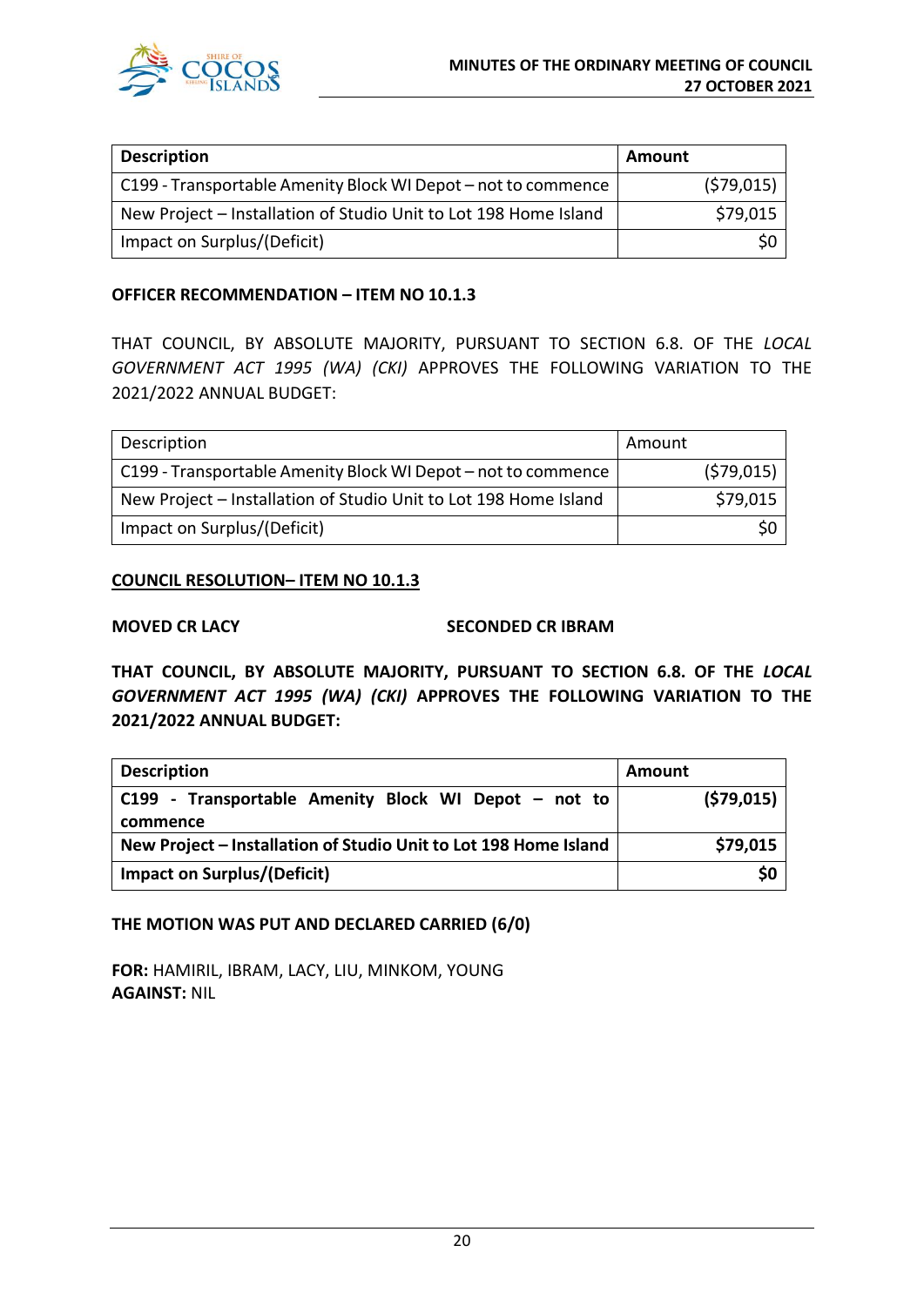| Description | Amount |
|---|---|
| C199 - Transportable Amenity Block WI Depot – not to commence | ($79,015) |
| New Project – Installation of Studio Unit to Lot 198 Home Island | $79,015 |
| Impact on Surplus/(Deficit) | $0 |

**OFFICER RECOMMENDATION – ITEM NO 10.1.3**

THAT COUNCIL, BY ABSOLUTE MAJORITY, PURSUANT TO SECTION 6.8. OF THE *LOCAL GOVERNMENT ACT 1995 (WA) (CKI)* APPROVES THE FOLLOWING VARIATION TO THE 2021/2022 ANNUAL BUDGET:

| Description | Amount |
|---|---|
| C199 - Transportable Amenity Block WI Depot – not to commence | ($79,015) |
| New Project – Installation of Studio Unit to Lot 198 Home Island | $79,015 |
| Impact on Surplus/(Deficit) | $0 |

**COUNCIL RESOLUTION– ITEM NO 10.1.3**

**MOVED CR LACY** **SECONDED CR IBRAM**

**THAT COUNCIL, BY ABSOLUTE MAJORITY, PURSUANT TO SECTION 6.8. OF THE *LOCAL GOVERNMENT ACT 1995 (WA) (CKI)* APPROVES THE FOLLOWING VARIATION TO THE 2021/2022 ANNUAL BUDGET:**

| **Description** | **Amount** |
|---|---|
| **C199 - Transportable Amenity Block WI Depot – not to commence** | **($79,015)** |
| **New Project – Installation of Studio Unit to Lot 198 Home Island** | **$79,015** |
| **Impact on Surplus/(Deficit)** | **$0** |

**THE MOTION WAS PUT AND DECLARED CARRIED (6/0)**

**FOR:** HAMIRIL, IBRAM, LACY, LIU, MINKOM, YOUNG
**AGAINST:** NIL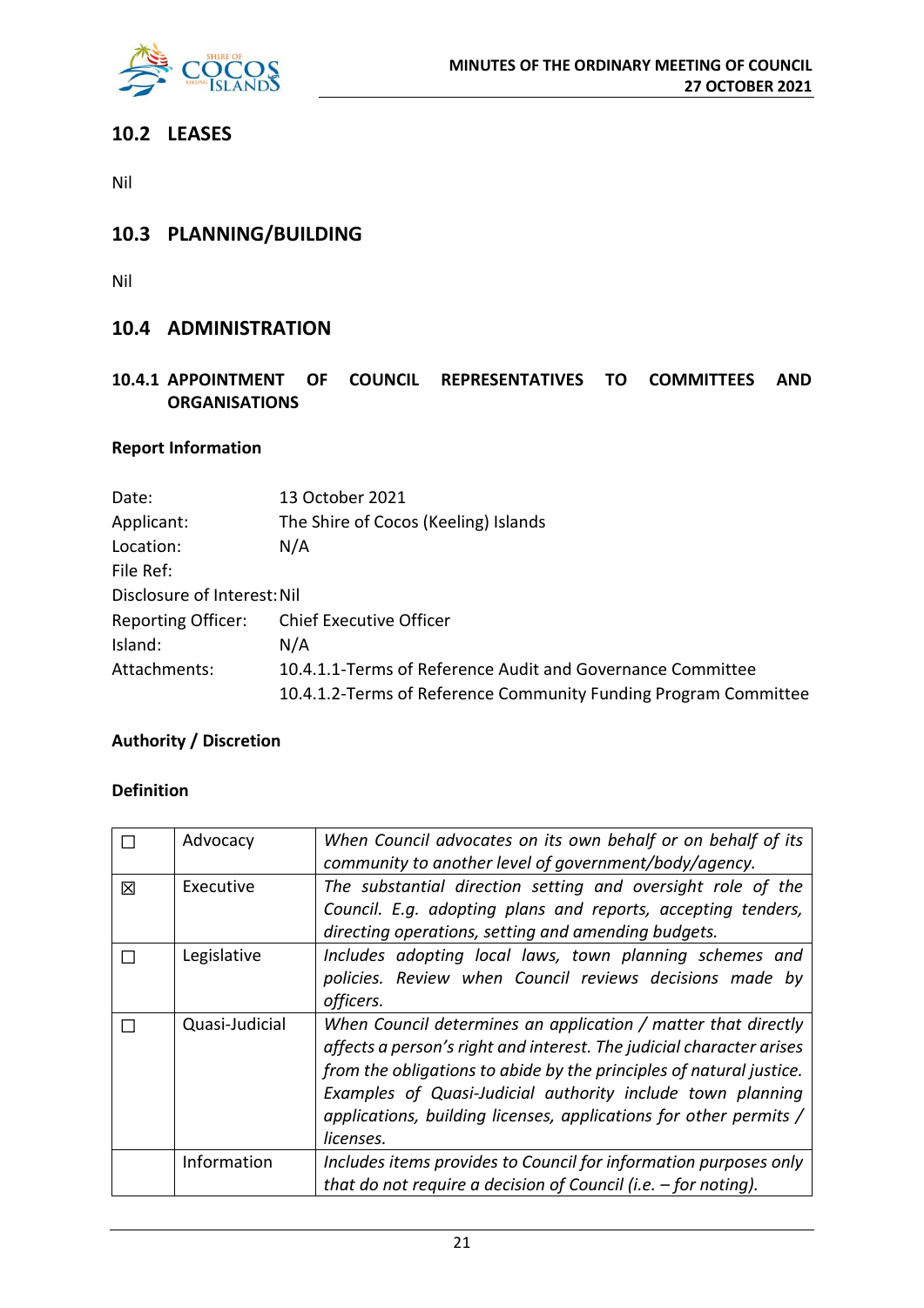## 10.2 LEASES

Nil

## 10.3 PLANNING/BUILDING

Nil

## 10.4 ADMINISTRATION

### 10.4.1 APPOINTMENT OF COUNCIL REPRESENTATIVES TO COMMITTEES AND ORGANISATIONS

**Report Information**

Date: 13 October 2021
Applicant: The Shire of Cocos (Keeling) Islands
Location: N/A
File Ref:
Disclosure of Interest: Nil
Reporting Officer: Chief Executive Officer
Island: N/A
Attachments: 10.4.1.1-Terms of Reference Audit and Governance Committee
10.4.1.2-Terms of Reference Community Funding Program Committee

**Authority / Discretion**

**Definition**

| | | |
|---|---|---|
| ☐ | Advocacy | *When Council advocates on its own behalf or on behalf of its community to another level of government/body/agency.* |
| ☒ | Executive | *The substantial direction setting and oversight role of the Council. E.g. adopting plans and reports, accepting tenders, directing operations, setting and amending budgets.* |
| ☐ | Legislative | *Includes adopting local laws, town planning schemes and policies. Review when Council reviews decisions made by officers.* |
| ☐ | Quasi-Judicial | *When Council determines an application / matter that directly affects a person's right and interest. The judicial character arises from the obligations to abide by the principles of natural justice. Examples of Quasi-Judicial authority include town planning applications, building licenses, applications for other permits / licenses.* |
| | Information | *Includes items provides to Council for information purposes only that do not require a decision of Council (i.e. – for noting).* |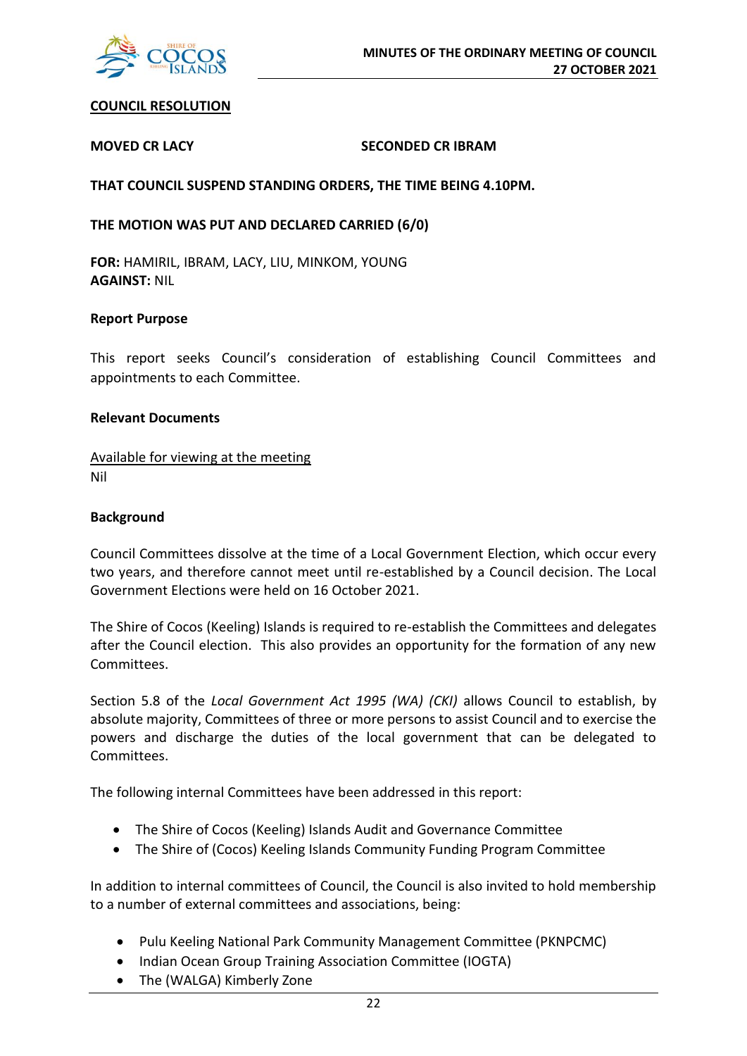**COUNCIL RESOLUTION**

**MOVED CR LACY** **SECONDED CR IBRAM**

**THAT COUNCIL SUSPEND STANDING ORDERS, THE TIME BEING 4.10PM.**

**THE MOTION WAS PUT AND DECLARED CARRIED (6/0)**

**FOR:** HAMIRIL, IBRAM, LACY, LIU, MINKOM, YOUNG
**AGAINST:** NIL

**Report Purpose**

This report seeks Council's consideration of establishing Council Committees and appointments to each Committee.

**Relevant Documents**

Available for viewing at the meeting
Nil

**Background**

Council Committees dissolve at the time of a Local Government Election, which occur every two years, and therefore cannot meet until re-established by a Council decision. The Local Government Elections were held on 16 October 2021.

The Shire of Cocos (Keeling) Islands is required to re-establish the Committees and delegates after the Council election. This also provides an opportunity for the formation of any new Committees.

Section 5.8 of the *Local Government Act 1995 (WA) (CKI)* allows Council to establish, by absolute majority, Committees of three or more persons to assist Council and to exercise the powers and discharge the duties of the local government that can be delegated to Committees.

The following internal Committees have been addressed in this report:

- The Shire of Cocos (Keeling) Islands Audit and Governance Committee
- The Shire of (Cocos) Keeling Islands Community Funding Program Committee

In addition to internal committees of Council, the Council is also invited to hold membership to a number of external committees and associations, being:

- Pulu Keeling National Park Community Management Committee (PKNPCMC)
- Indian Ocean Group Training Association Committee (IOGTA)
- The (WALGA) Kimberly Zone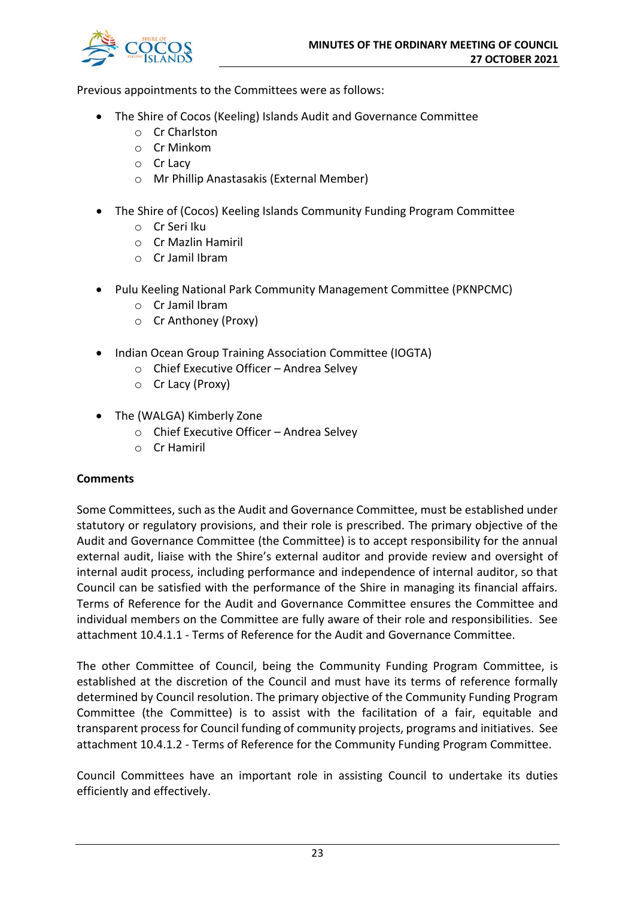Previous appointments to the Committees were as follows:

- The Shire of Cocos (Keeling) Islands Audit and Governance Committee
  - Cr Charlston
  - Cr Minkom
  - Cr Lacy
  - Mr Phillip Anastasakis (External Member)

- The Shire of (Cocos) Keeling Islands Community Funding Program Committee
  - Cr Seri Iku
  - Cr Mazlin Hamiril
  - Cr Jamil Ibram

- Pulu Keeling National Park Community Management Committee (PKNPCMC)
  - Cr Jamil Ibram
  - Cr Anthoney (Proxy)

- Indian Ocean Group Training Association Committee (IOGTA)
  - Chief Executive Officer – Andrea Selvey
  - Cr Lacy (Proxy)

- The (WALGA) Kimberly Zone
  - Chief Executive Officer – Andrea Selvey
  - Cr Hamiril

**Comments**

Some Committees, such as the Audit and Governance Committee, must be established under statutory or regulatory provisions, and their role is prescribed. The primary objective of the Audit and Governance Committee (the Committee) is to accept responsibility for the annual external audit, liaise with the Shire's external auditor and provide review and oversight of internal audit process, including performance and independence of internal auditor, so that Council can be satisfied with the performance of the Shire in managing its financial affairs. Terms of Reference for the Audit and Governance Committee ensures the Committee and individual members on the Committee are fully aware of their role and responsibilities. See attachment 10.4.1.1 - Terms of Reference for the Audit and Governance Committee.

The other Committee of Council, being the Community Funding Program Committee, is established at the discretion of the Council and must have its terms of reference formally determined by Council resolution. The primary objective of the Community Funding Program Committee (the Committee) is to assist with the facilitation of a fair, equitable and transparent process for Council funding of community projects, programs and initiatives. See attachment 10.4.1.2 - Terms of Reference for the Community Funding Program Committee.

Council Committees have an important role in assisting Council to undertake its duties efficiently and effectively.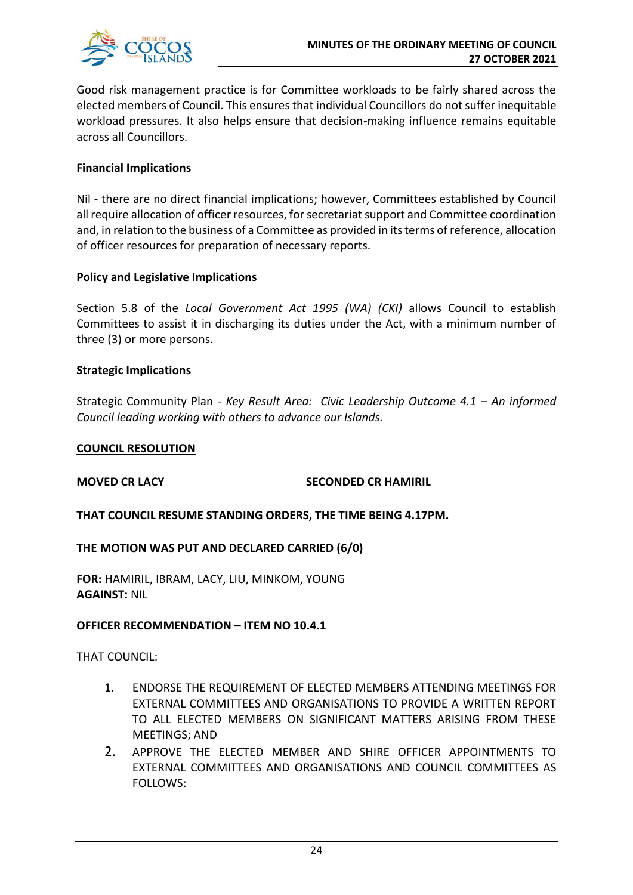Good risk management practice is for Committee workloads to be fairly shared across the elected members of Council. This ensures that individual Councillors do not suffer inequitable workload pressures. It also helps ensure that decision-making influence remains equitable across all Councillors.

**Financial Implications**

Nil - there are no direct financial implications; however, Committees established by Council all require allocation of officer resources, for secretariat support and Committee coordination and, in relation to the business of a Committee as provided in its terms of reference, allocation of officer resources for preparation of necessary reports.

**Policy and Legislative Implications**

Section 5.8 of the *Local Government Act 1995 (WA) (CKI)* allows Council to establish Committees to assist it in discharging its duties under the Act, with a minimum number of three (3) or more persons.

**Strategic Implications**

Strategic Community Plan - *Key Result Area: Civic Leadership Outcome 4.1 – An informed Council leading working with others to advance our Islands.*

**COUNCIL RESOLUTION**

**MOVED CR LACY** **SECONDED CR HAMIRIL**

**THAT COUNCIL RESUME STANDING ORDERS, THE TIME BEING 4.17PM.**

**THE MOTION WAS PUT AND DECLARED CARRIED (6/0)**

**FOR:** HAMIRIL, IBRAM, LACY, LIU, MINKOM, YOUNG
**AGAINST:** NIL

**OFFICER RECOMMENDATION – ITEM NO 10.4.1**

THAT COUNCIL:

1. ENDORSE THE REQUIREMENT OF ELECTED MEMBERS ATTENDING MEETINGS FOR EXTERNAL COMMITTEES AND ORGANISATIONS TO PROVIDE A WRITTEN REPORT TO ALL ELECTED MEMBERS ON SIGNIFICANT MATTERS ARISING FROM THESE MEETINGS; AND
2. APPROVE THE ELECTED MEMBER AND SHIRE OFFICER APPOINTMENTS TO EXTERNAL COMMITTEES AND ORGANISATIONS AND COUNCIL COMMITTEES AS FOLLOWS: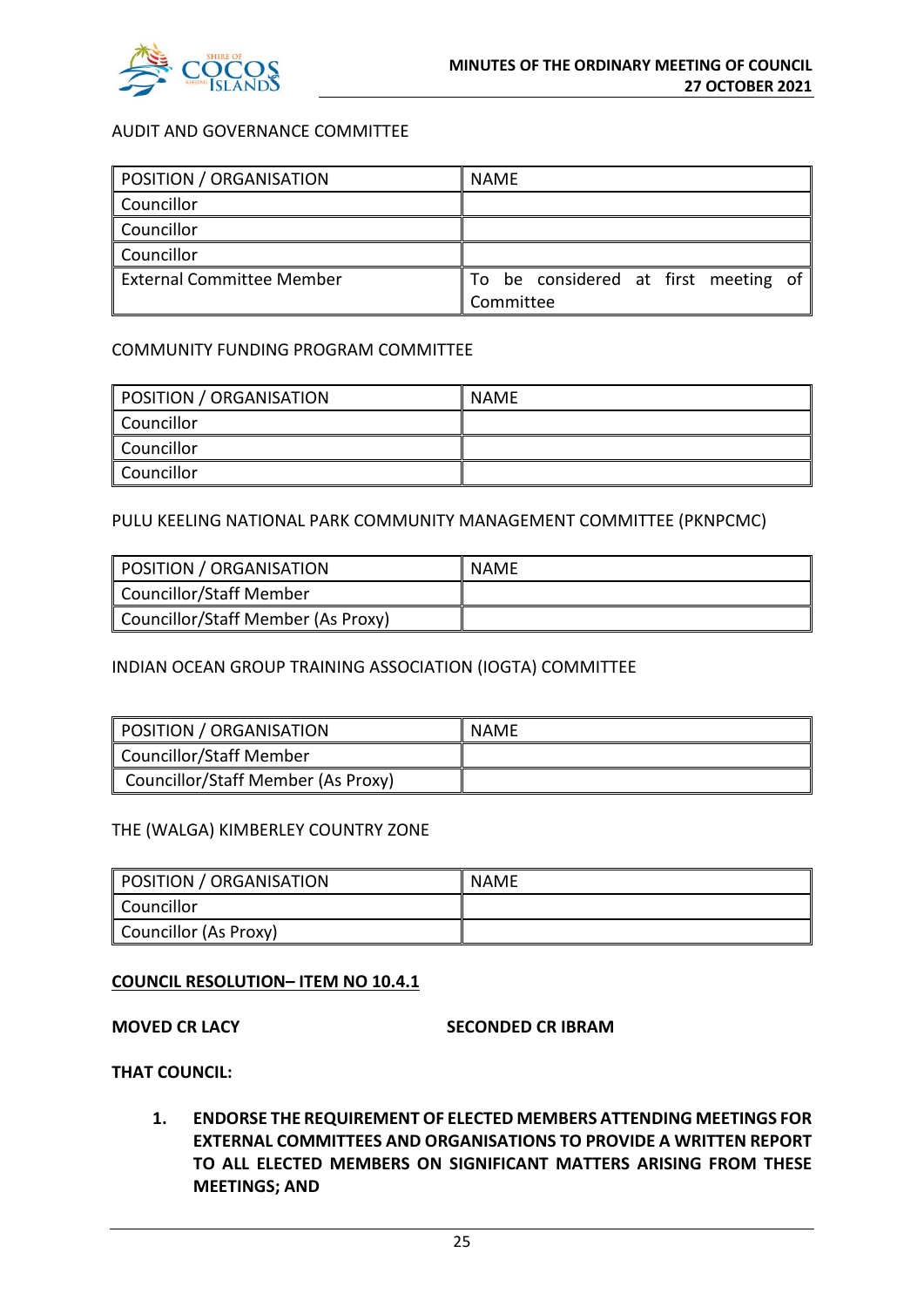AUDIT AND GOVERNANCE COMMITTEE

| POSITION / ORGANISATION | NAME |
|---|---|
| Councillor | |
| Councillor | |
| Councillor | |
| External Committee Member | To be considered at first meeting of Committee |

COMMUNITY FUNDING PROGRAM COMMITTEE

| POSITION / ORGANISATION | NAME |
|---|---|
| Councillor | |
| Councillor | |
| Councillor | |

PULU KEELING NATIONAL PARK COMMUNITY MANAGEMENT COMMITTEE (PKNPCMC)

| POSITION / ORGANISATION | NAME |
|---|---|
| Councillor/Staff Member | |
| Councillor/Staff Member (As Proxy) | |

INDIAN OCEAN GROUP TRAINING ASSOCIATION (IOGTA) COMMITTEE

| POSITION / ORGANISATION | NAME |
|---|---|
| Councillor/Staff Member | |
| Councillor/Staff Member (As Proxy) | |

THE (WALGA) KIMBERLEY COUNTRY ZONE

| POSITION / ORGANISATION | NAME |
|---|---|
| Councillor | |
| Councillor (As Proxy) | |

**COUNCIL RESOLUTION– ITEM NO 10.4.1**

**MOVED CR LACY** **SECONDED CR IBRAM**

**THAT COUNCIL:**

1. **ENDORSE THE REQUIREMENT OF ELECTED MEMBERS ATTENDING MEETINGS FOR EXTERNAL COMMITTEES AND ORGANISATIONS TO PROVIDE A WRITTEN REPORT TO ALL ELECTED MEMBERS ON SIGNIFICANT MATTERS ARISING FROM THESE MEETINGS; AND**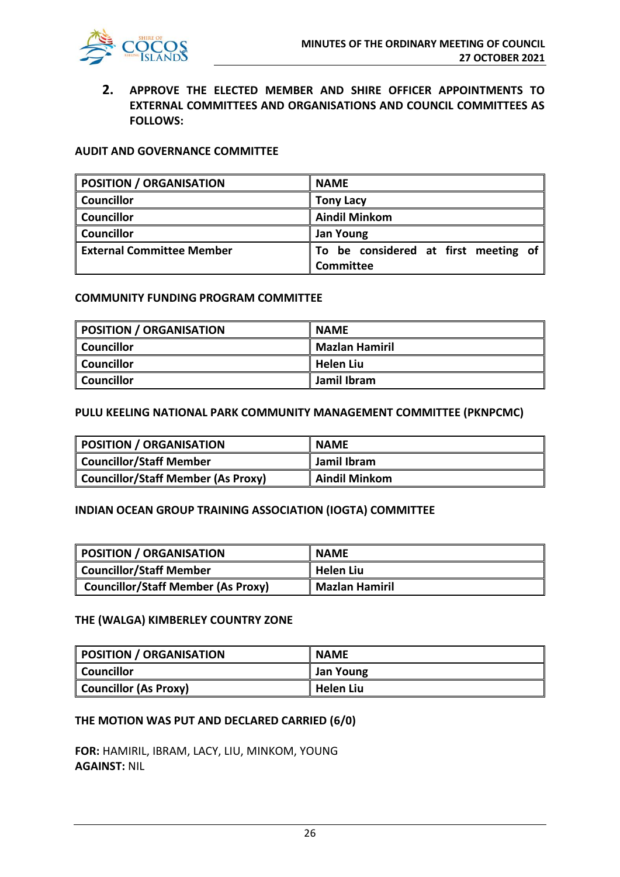**2. APPROVE THE ELECTED MEMBER AND SHIRE OFFICER APPOINTMENTS TO EXTERNAL COMMITTEES AND ORGANISATIONS AND COUNCIL COMMITTEES AS FOLLOWS:**

**AUDIT AND GOVERNANCE COMMITTEE**

| POSITION / ORGANISATION | NAME |
|---|---|
| Councillor | Tony Lacy |
| Councillor | Aindil Minkom |
| Councillor | Jan Young |
| External Committee Member | To be considered at first meeting of Committee |

**COMMUNITY FUNDING PROGRAM COMMITTEE**

| POSITION / ORGANISATION | NAME |
|---|---|
| Councillor | Mazlan Hamiril |
| Councillor | Helen Liu |
| Councillor | Jamil Ibram |

**PULU KEELING NATIONAL PARK COMMUNITY MANAGEMENT COMMITTEE (PKNPCMC)**

| POSITION / ORGANISATION | NAME |
|---|---|
| Councillor/Staff Member | Jamil Ibram |
| Councillor/Staff Member (As Proxy) | Aindil Minkom |

**INDIAN OCEAN GROUP TRAINING ASSOCIATION (IOGTA) COMMITTEE**

| POSITION / ORGANISATION | NAME |
|---|---|
| Councillor/Staff Member | Helen Liu |
| Councillor/Staff Member (As Proxy) | Mazlan Hamiril |

**THE (WALGA) KIMBERLEY COUNTRY ZONE**

| POSITION / ORGANISATION | NAME |
|---|---|
| Councillor | Jan Young |
| Councillor (As Proxy) | Helen Liu |

**THE MOTION WAS PUT AND DECLARED CARRIED (6/0)**

**FOR:** HAMIRIL, IBRAM, LACY, LIU, MINKOM, YOUNG
**AGAINST:** NIL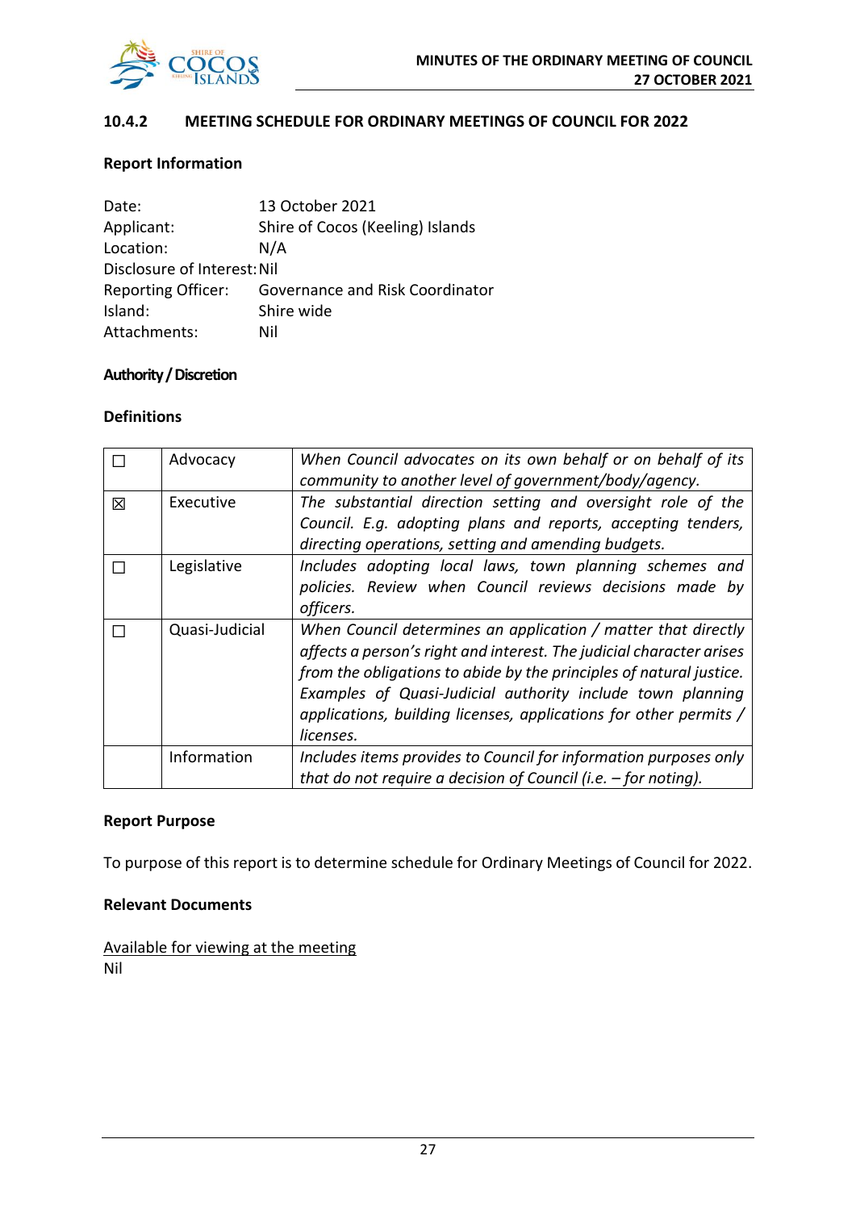### 10.4.2 MEETING SCHEDULE FOR ORDINARY MEETINGS OF COUNCIL FOR 2022

**Report Information**

Date: 13 October 2021
Applicant: Shire of Cocos (Keeling) Islands
Location: N/A
Disclosure of Interest: Nil
Reporting Officer: Governance and Risk Coordinator
Island: Shire wide
Attachments: Nil

**Authority / Discretion**

**Definitions**

| | | |
|---|---|---|
| ☐ | Advocacy | *When Council advocates on its own behalf or on behalf of its community to another level of government/body/agency.* |
| ☒ | Executive | *The substantial direction setting and oversight role of the Council. E.g. adopting plans and reports, accepting tenders, directing operations, setting and amending budgets.* |
| ☐ | Legislative | *Includes adopting local laws, town planning schemes and policies. Review when Council reviews decisions made by officers.* |
| ☐ | Quasi-Judicial | *When Council determines an application / matter that directly affects a person's right and interest. The judicial character arises from the obligations to abide by the principles of natural justice. Examples of Quasi-Judicial authority include town planning applications, building licenses, applications for other permits / licenses.* |
| | Information | *Includes items provides to Council for information purposes only that do not require a decision of Council (i.e. – for noting).* |

**Report Purpose**

To purpose of this report is to determine schedule for Ordinary Meetings of Council for 2022.

**Relevant Documents**

Available for viewing at the meeting
Nil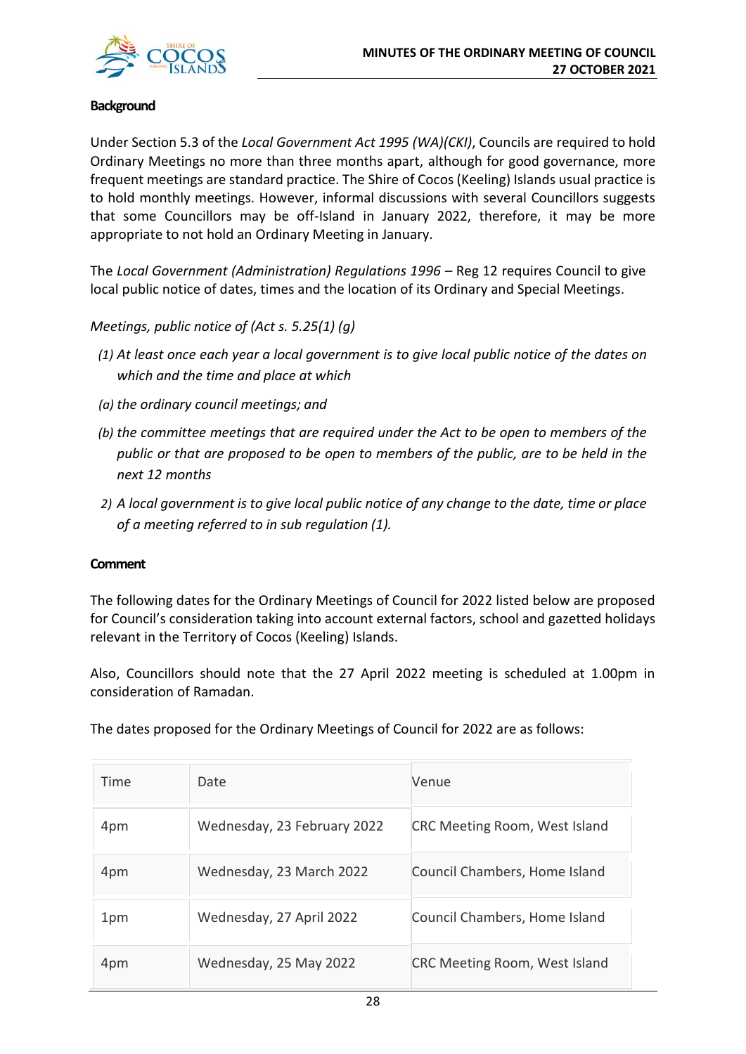**Background**

Under Section 5.3 of the *Local Government Act 1995 (WA)(CKI)*, Councils are required to hold Ordinary Meetings no more than three months apart, although for good governance, more frequent meetings are standard practice. The Shire of Cocos (Keeling) Islands usual practice is to hold monthly meetings. However, informal discussions with several Councillors suggests that some Councillors may be off-Island in January 2022, therefore, it may be more appropriate to not hold an Ordinary Meeting in January.

The *Local Government (Administration) Regulations 1996* – Reg 12 requires Council to give local public notice of dates, times and the location of its Ordinary and Special Meetings.

*Meetings, public notice of (Act s. 5.25(1) (g)*

*(1) At least once each year a local government is to give local public notice of the dates on which and the time and place at which*

*(a) the ordinary council meetings; and*

*(b) the committee meetings that are required under the Act to be open to members of the public or that are proposed to be open to members of the public, are to be held in the next 12 months*

*2) A local government is to give local public notice of any change to the date, time or place of a meeting referred to in sub regulation (1).*

**Comment**

The following dates for the Ordinary Meetings of Council for 2022 listed below are proposed for Council's consideration taking into account external factors, school and gazetted holidays relevant in the Territory of Cocos (Keeling) Islands.

Also, Councillors should note that the 27 April 2022 meeting is scheduled at 1.00pm in consideration of Ramadan.

The dates proposed for the Ordinary Meetings of Council for 2022 are as follows:

| Time | Date | Venue |
|---|---|---|
| 4pm | Wednesday, 23 February 2022 | CRC Meeting Room, West Island |
| 4pm | Wednesday, 23 March 2022 | Council Chambers, Home Island |
| 1pm | Wednesday, 27 April 2022 | Council Chambers, Home Island |
| 4pm | Wednesday, 25 May 2022 | CRC Meeting Room, West Island |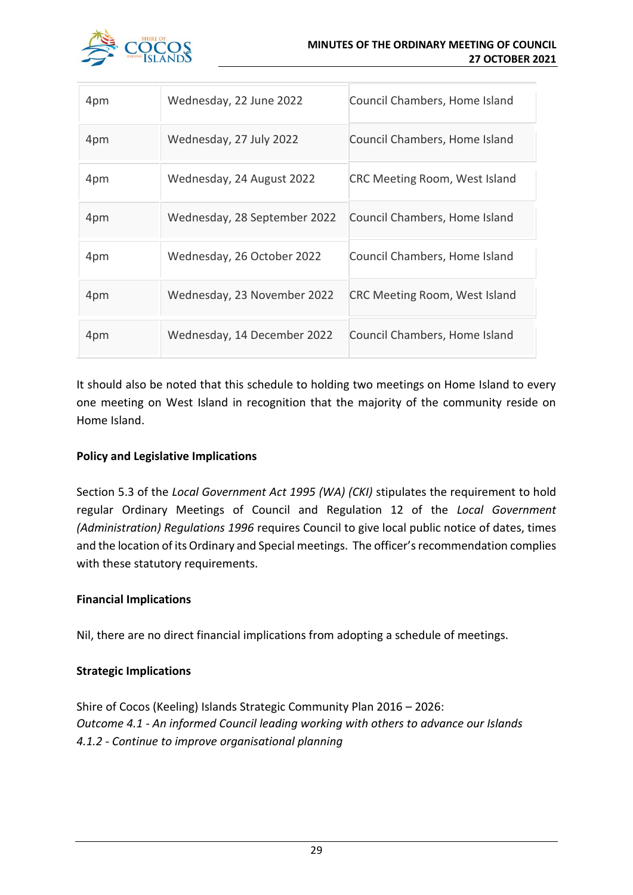| 4pm | Wednesday, 22 June 2022 | Council Chambers, Home Island |
|---|---|---|
| 4pm | Wednesday, 27 July 2022 | Council Chambers, Home Island |
| 4pm | Wednesday, 24 August 2022 | CRC Meeting Room, West Island |
| 4pm | Wednesday, 28 September 2022 | Council Chambers, Home Island |
| 4pm | Wednesday, 26 October 2022 | Council Chambers, Home Island |
| 4pm | Wednesday, 23 November 2022 | CRC Meeting Room, West Island |
| 4pm | Wednesday, 14 December 2022 | Council Chambers, Home Island |

It should also be noted that this schedule to holding two meetings on Home Island to every one meeting on West Island in recognition that the majority of the community reside on Home Island.

**Policy and Legislative Implications**

Section 5.3 of the *Local Government Act 1995 (WA) (CKI)* stipulates the requirement to hold regular Ordinary Meetings of Council and Regulation 12 of the *Local Government (Administration) Regulations 1996* requires Council to give local public notice of dates, times and the location of its Ordinary and Special meetings. The officer's recommendation complies with these statutory requirements.

**Financial Implications**

Nil, there are no direct financial implications from adopting a schedule of meetings.

**Strategic Implications**

Shire of Cocos (Keeling) Islands Strategic Community Plan 2016 – 2026:
*Outcome 4.1 - An informed Council leading working with others to advance our Islands*
*4.1.2 - Continue to improve organisational planning*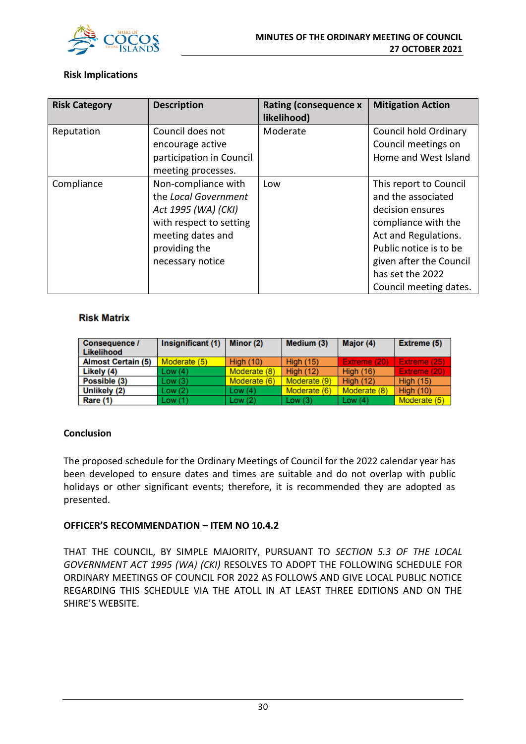**Risk Implications**

| Risk Category | Description | Rating (consequence x likelihood) | Mitigation Action |
|---|---|---|---|
| Reputation | Council does not encourage active participation in Council meeting processes. | Moderate | Council hold Ordinary Council meetings on Home and West Island |
| Compliance | Non-compliance with the *Local Government Act 1995 (WA) (CKI)* with respect to setting meeting dates and providing the necessary notice | Low | This report to Council and the associated decision ensures compliance with the Act and Regulations. Public notice is to be given after the Council has set the 2022 Council meeting dates. |

**Risk Matrix**

| Consequence / Likelihood | Insignificant (1) | Minor (2) | Medium (3) | Major (4) | Extreme (5) |
|---|---|---|---|---|---|
| Almost Certain (5) | Moderate (5) | High (10) | High (15) | Extreme (20) | Extreme (25) |
| Likely (4) | Low (4) | Moderate (8) | High (12) | High (16) | Extreme (20) |
| Possible (3) | Low (3) | Moderate (6) | Moderate (9) | High (12) | High (15) |
| Unlikely (2) | Low (2) | Low (4) | Moderate (6) | Moderate (8) | High (10) |
| Rare (1) | Low (1) | Low (2) | Low (3) | Low (4) | Moderate (5) |

**Conclusion**

The proposed schedule for the Ordinary Meetings of Council for the 2022 calendar year has been developed to ensure dates and times are suitable and do not overlap with public holidays or other significant events; therefore, it is recommended they are adopted as presented.

**OFFICER'S RECOMMENDATION – ITEM NO 10.4.2**

THAT THE COUNCIL, BY SIMPLE MAJORITY, PURSUANT TO *SECTION 5.3 OF THE LOCAL GOVERNMENT ACT 1995 (WA) (CKI)* RESOLVES TO ADOPT THE FOLLOWING SCHEDULE FOR ORDINARY MEETINGS OF COUNCIL FOR 2022 AS FOLLOWS AND GIVE LOCAL PUBLIC NOTICE REGARDING THIS SCHEDULE VIA THE ATOLL IN AT LEAST THREE EDITIONS AND ON THE SHIRE'S WEBSITE.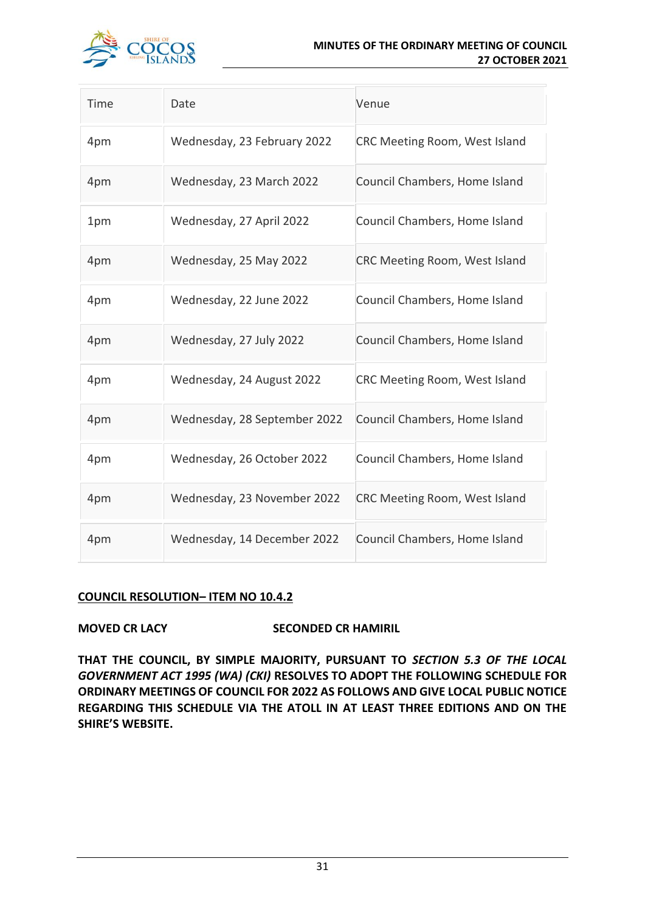| Time | Date | Venue |
|---|---|---|
| 4pm | Wednesday, 23 February 2022 | CRC Meeting Room, West Island |
| 4pm | Wednesday, 23 March 2022 | Council Chambers, Home Island |
| 1pm | Wednesday, 27 April 2022 | Council Chambers, Home Island |
| 4pm | Wednesday, 25 May 2022 | CRC Meeting Room, West Island |
| 4pm | Wednesday, 22 June 2022 | Council Chambers, Home Island |
| 4pm | Wednesday, 27 July 2022 | Council Chambers, Home Island |
| 4pm | Wednesday, 24 August 2022 | CRC Meeting Room, West Island |
| 4pm | Wednesday, 28 September 2022 | Council Chambers, Home Island |
| 4pm | Wednesday, 26 October 2022 | Council Chambers, Home Island |
| 4pm | Wednesday, 23 November 2022 | CRC Meeting Room, West Island |
| 4pm | Wednesday, 14 December 2022 | Council Chambers, Home Island |

**<u>COUNCIL RESOLUTION– ITEM NO 10.4.2</u>**

**MOVED CR LACY** **SECONDED CR HAMIRIL**

**THAT THE COUNCIL, BY SIMPLE MAJORITY, PURSUANT TO *SECTION 5.3 OF THE LOCAL GOVERNMENT ACT 1995 (WA) (CKI)* RESOLVES TO ADOPT THE FOLLOWING SCHEDULE FOR ORDINARY MEETINGS OF COUNCIL FOR 2022 AS FOLLOWS AND GIVE LOCAL PUBLIC NOTICE REGARDING THIS SCHEDULE VIA THE ATOLL IN AT LEAST THREE EDITIONS AND ON THE SHIRE'S WEBSITE.**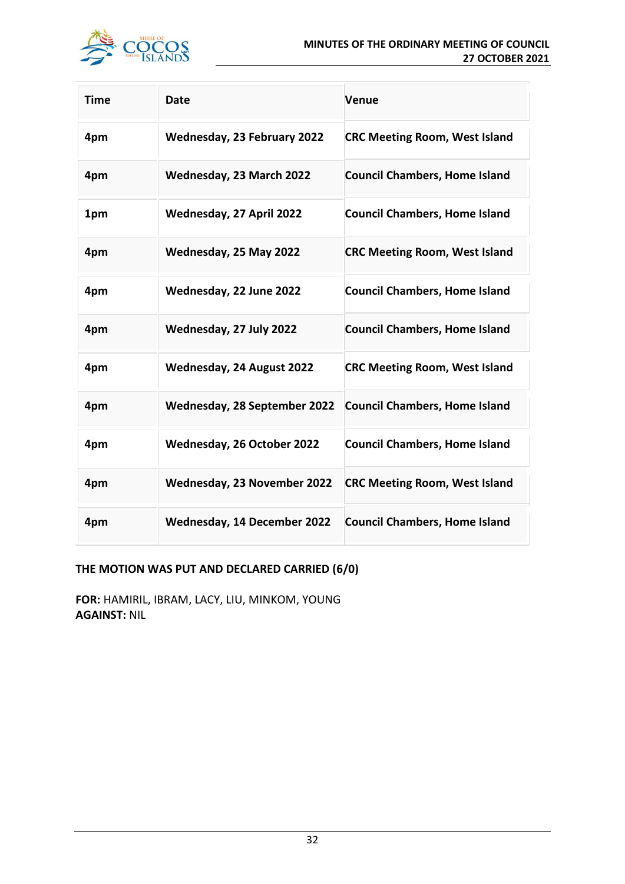| Time | Date | Venue |
|---|---|---|
| 4pm | Wednesday, 23 February 2022 | CRC Meeting Room, West Island |
| 4pm | Wednesday, 23 March 2022 | Council Chambers, Home Island |
| 1pm | Wednesday, 27 April 2022 | Council Chambers, Home Island |
| 4pm | Wednesday, 25 May 2022 | CRC Meeting Room, West Island |
| 4pm | Wednesday, 22 June 2022 | Council Chambers, Home Island |
| 4pm | Wednesday, 27 July 2022 | Council Chambers, Home Island |
| 4pm | Wednesday, 24 August 2022 | CRC Meeting Room, West Island |
| 4pm | Wednesday, 28 September 2022 | Council Chambers, Home Island |
| 4pm | Wednesday, 26 October 2022 | Council Chambers, Home Island |
| 4pm | Wednesday, 23 November 2022 | CRC Meeting Room, West Island |
| 4pm | Wednesday, 14 December 2022 | Council Chambers, Home Island |

**THE MOTION WAS PUT AND DECLARED CARRIED (6/0)**

**FOR:** HAMIRIL, IBRAM, LACY, LIU, MINKOM, YOUNG
**AGAINST:** NIL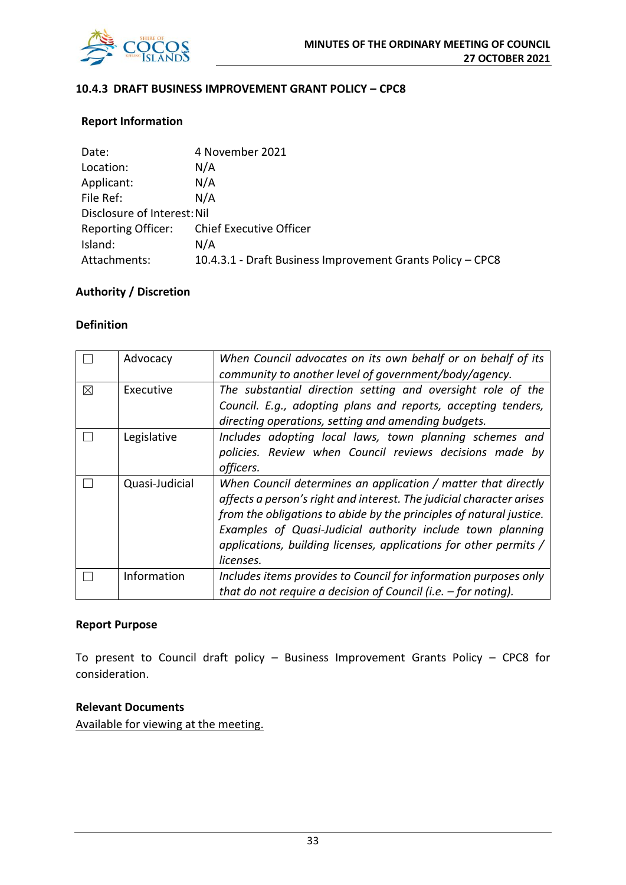### 10.4.3 DRAFT BUSINESS IMPROVEMENT GRANT POLICY – CPC8

**Report Information**

Date: 4 November 2021
Location: N/A
Applicant: N/A
File Ref: N/A
Disclosure of Interest: Nil
Reporting Officer: Chief Executive Officer
Island: N/A
Attachments: 10.4.3.1 - Draft Business Improvement Grants Policy – CPC8

**Authority / Discretion**

**Definition**

| | | |
|---|---|---|
| ☐ | Advocacy | *When Council advocates on its own behalf or on behalf of its community to another level of government/body/agency.* |
| ☒ | Executive | *The substantial direction setting and oversight role of the Council. E.g., adopting plans and reports, accepting tenders, directing operations, setting and amending budgets.* |
| ☐ | Legislative | *Includes adopting local laws, town planning schemes and policies. Review when Council reviews decisions made by officers.* |
| ☐ | Quasi-Judicial | *When Council determines an application / matter that directly affects a person's right and interest. The judicial character arises from the obligations to abide by the principles of natural justice. Examples of Quasi-Judicial authority include town planning applications, building licenses, applications for other permits / licenses.* |
| ☐ | Information | *Includes items provides to Council for information purposes only that do not require a decision of Council (i.e. – for noting).* |

**Report Purpose**

To present to Council draft policy – Business Improvement Grants Policy – CPC8 for consideration.

**Relevant Documents**
Available for viewing at the meeting.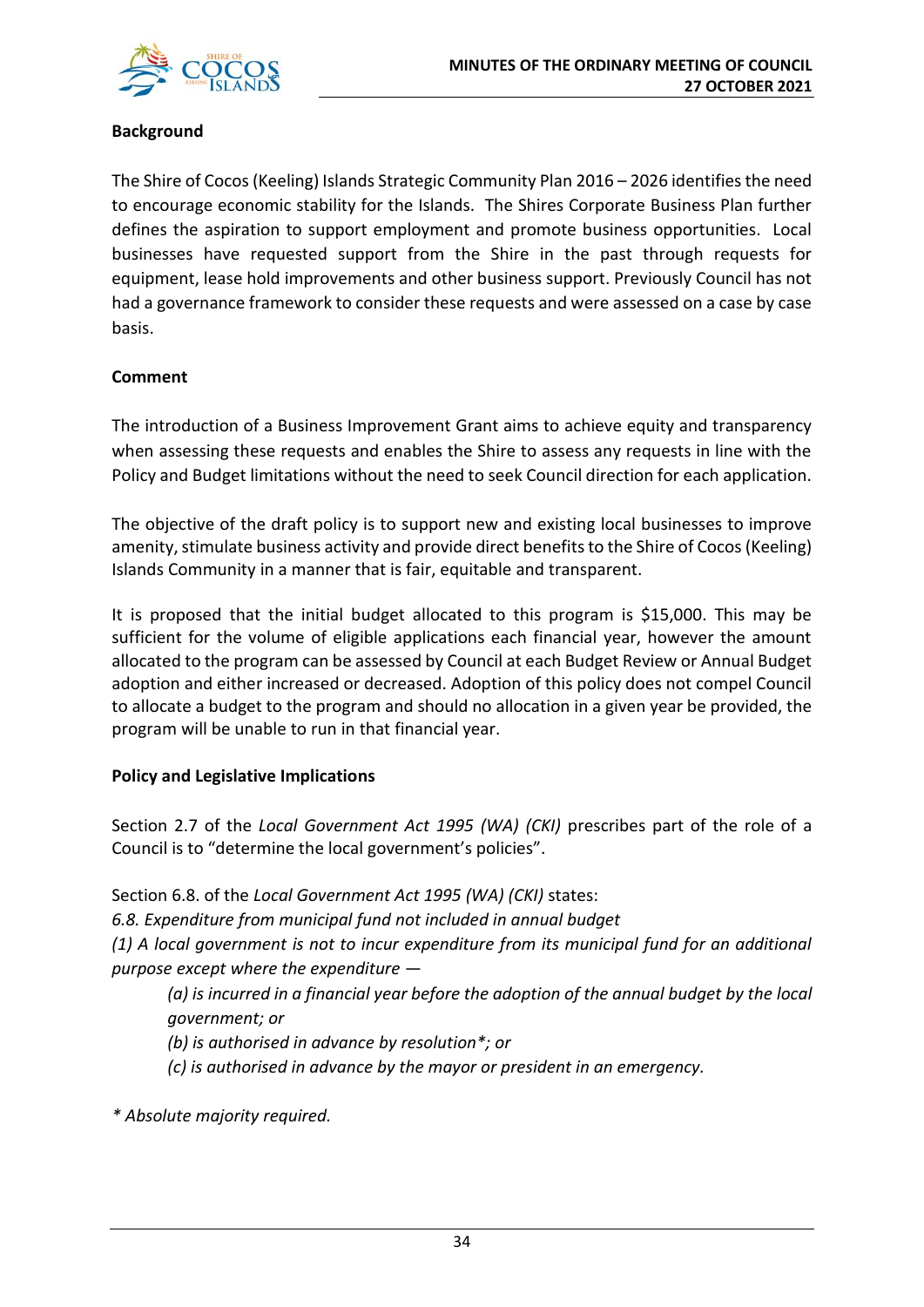**Background**

The Shire of Cocos (Keeling) Islands Strategic Community Plan 2016 – 2026 identifies the need to encourage economic stability for the Islands. The Shires Corporate Business Plan further defines the aspiration to support employment and promote business opportunities. Local businesses have requested support from the Shire in the past through requests for equipment, lease hold improvements and other business support. Previously Council has not had a governance framework to consider these requests and were assessed on a case by case basis.

**Comment**

The introduction of a Business Improvement Grant aims to achieve equity and transparency when assessing these requests and enables the Shire to assess any requests in line with the Policy and Budget limitations without the need to seek Council direction for each application.

The objective of the draft policy is to support new and existing local businesses to improve amenity, stimulate business activity and provide direct benefits to the Shire of Cocos (Keeling) Islands Community in a manner that is fair, equitable and transparent.

It is proposed that the initial budget allocated to this program is $15,000. This may be sufficient for the volume of eligible applications each financial year, however the amount allocated to the program can be assessed by Council at each Budget Review or Annual Budget adoption and either increased or decreased. Adoption of this policy does not compel Council to allocate a budget to the program and should no allocation in a given year be provided, the program will be unable to run in that financial year.

**Policy and Legislative Implications**

Section 2.7 of the *Local Government Act 1995 (WA) (CKI)* prescribes part of the role of a Council is to "determine the local government's policies".

Section 6.8. of the *Local Government Act 1995 (WA) (CKI)* states:

*6.8. Expenditure from municipal fund not included in annual budget*

*(1) A local government is not to incur expenditure from its municipal fund for an additional purpose except where the expenditure —*

> *(a) is incurred in a financial year before the adoption of the annual budget by the local government; or*
>
> *(b) is authorised in advance by resolution*; or*
>
> *(c) is authorised in advance by the mayor or president in an emergency.*

** Absolute majority required.*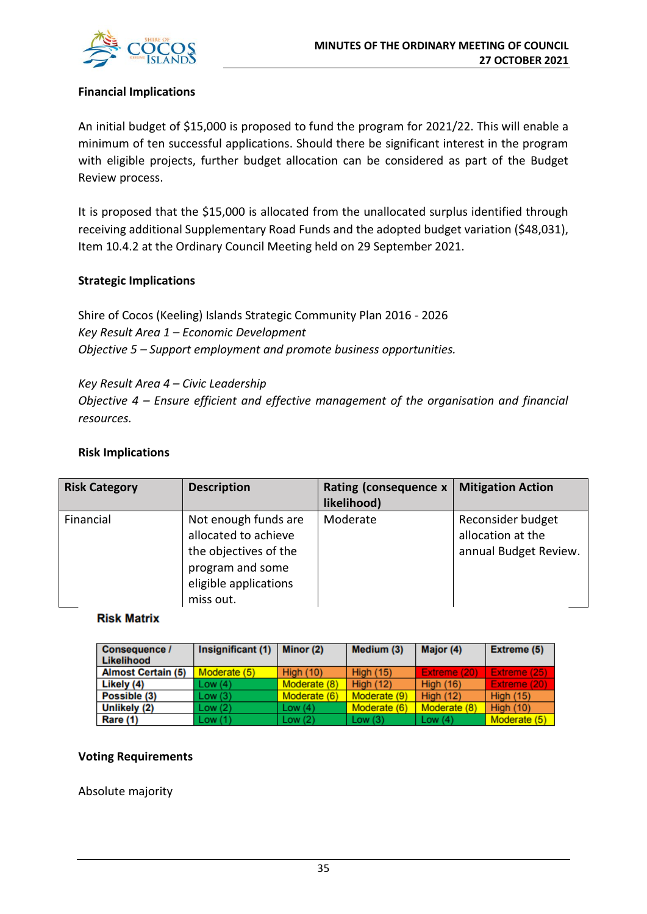**Financial Implications**

An initial budget of $15,000 is proposed to fund the program for 2021/22. This will enable a minimum of ten successful applications. Should there be significant interest in the program with eligible projects, further budget allocation can be considered as part of the Budget Review process.

It is proposed that the $15,000 is allocated from the unallocated surplus identified through receiving additional Supplementary Road Funds and the adopted budget variation ($48,031), Item 10.4.2 at the Ordinary Council Meeting held on 29 September 2021.

**Strategic Implications**

Shire of Cocos (Keeling) Islands Strategic Community Plan 2016 - 2026
*Key Result Area 1 – Economic Development*
*Objective 5 – Support employment and promote business opportunities.*

*Key Result Area 4 – Civic Leadership*
*Objective 4 – Ensure efficient and effective management of the organisation and financial resources.*

**Risk Implications**

| Risk Category | Description | Rating (consequence x likelihood) | Mitigation Action |
|---|---|---|---|
| Financial | Not enough funds are allocated to achieve the objectives of the program and some eligible applications miss out. | Moderate | Reconsider budget allocation at the annual Budget Review. |

**Risk Matrix**

| Consequence / Likelihood | Insignificant (1) | Minor (2) | Medium (3) | Major (4) | Extreme (5) |
|---|---|---|---|---|---|
| Almost Certain (5) | Moderate (5) | High (10) | High (15) | Extreme (20) | Extreme (25) |
| Likely (4) | Low (4) | Moderate (8) | High (12) | High (16) | Extreme (20) |
| Possible (3) | Low (3) | Moderate (6) | Moderate (9) | High (12) | High (15) |
| Unlikely (2) | Low (2) | Low (4) | Moderate (6) | Moderate (8) | High (10) |
| Rare (1) | Low (1) | Low (2) | Low (3) | Low (4) | Moderate (5) |

**Voting Requirements**

Absolute majority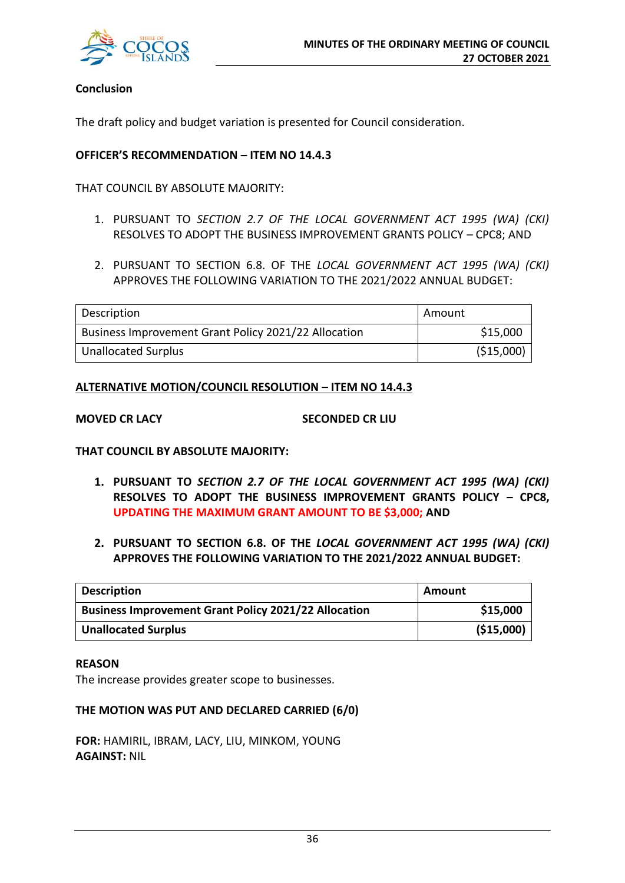**Conclusion**

The draft policy and budget variation is presented for Council consideration.

**OFFICER'S RECOMMENDATION – ITEM NO 14.4.3**

THAT COUNCIL BY ABSOLUTE MAJORITY:

1. PURSUANT TO *SECTION 2.7 OF THE LOCAL GOVERNMENT ACT 1995 (WA) (CKI)* RESOLVES TO ADOPT THE BUSINESS IMPROVEMENT GRANTS POLICY – CPC8; AND

2. PURSUANT TO SECTION 6.8. OF THE *LOCAL GOVERNMENT ACT 1995 (WA) (CKI)* APPROVES THE FOLLOWING VARIATION TO THE 2021/2022 ANNUAL BUDGET:

| Description | Amount |
|---|---:|
| Business Improvement Grant Policy 2021/22 Allocation | $15,000 |
| Unallocated Surplus | ($15,000) |

**ALTERNATIVE MOTION/COUNCIL RESOLUTION – ITEM NO 14.4.3**

**MOVED CR LACY** **SECONDED CR LIU**

**THAT COUNCIL BY ABSOLUTE MAJORITY:**

1. **PURSUANT TO *SECTION 2.7 OF THE LOCAL GOVERNMENT ACT 1995 (WA) (CKI)* RESOLVES TO ADOPT THE BUSINESS IMPROVEMENT GRANTS POLICY – CPC8, UPDATING THE MAXIMUM GRANT AMOUNT TO BE $3,000; AND**

2. **PURSUANT TO SECTION 6.8. OF THE *LOCAL GOVERNMENT ACT 1995 (WA) (CKI)* APPROVES THE FOLLOWING VARIATION TO THE 2021/2022 ANNUAL BUDGET:**

| **Description** | **Amount** |
|---|---:|
| **Business Improvement Grant Policy 2021/22 Allocation** | **$15,000** |
| **Unallocated Surplus** | **($15,000)** |

**REASON**

The increase provides greater scope to businesses.

**THE MOTION WAS PUT AND DECLARED CARRIED (6/0)**

**FOR:** HAMIRIL, IBRAM, LACY, LIU, MINKOM, YOUNG
**AGAINST:** NIL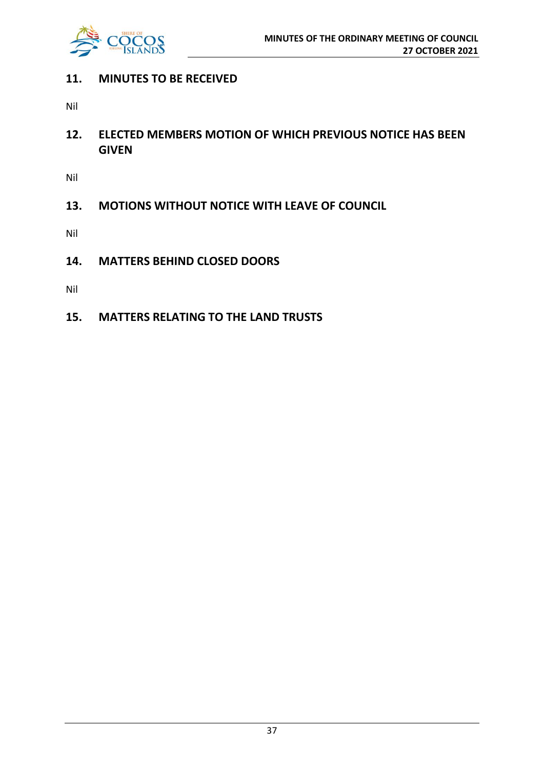## 11. MINUTES TO BE RECEIVED

Nil

## 12. ELECTED MEMBERS MOTION OF WHICH PREVIOUS NOTICE HAS BEEN GIVEN

Nil

## 13. MOTIONS WITHOUT NOTICE WITH LEAVE OF COUNCIL

Nil

## 14. MATTERS BEHIND CLOSED DOORS

Nil

## 15. MATTERS RELATING TO THE LAND TRUSTS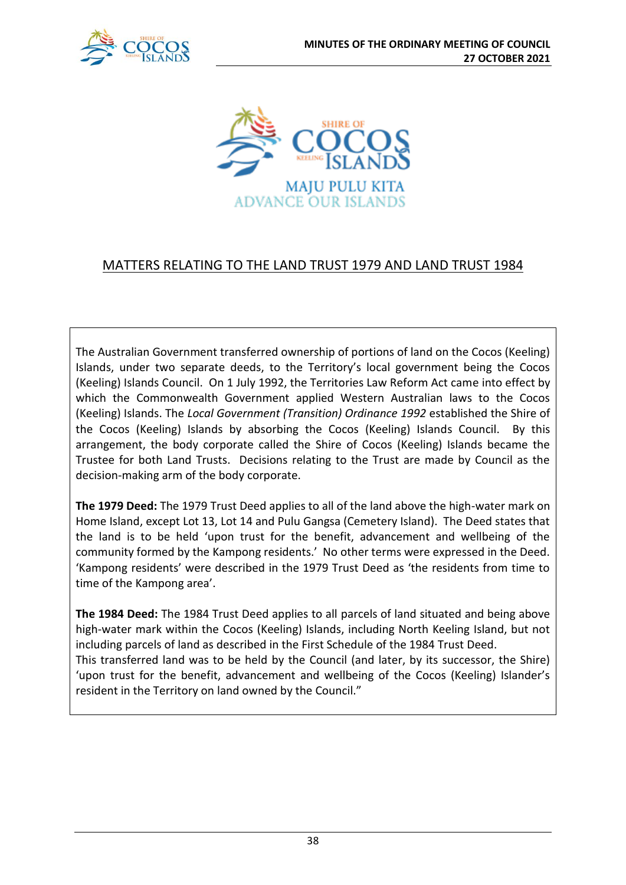MAJU PULU KITA
ADVANCE OUR ISLANDS

# MATTERS RELATING TO THE LAND TRUST 1979 AND LAND TRUST 1984

The Australian Government transferred ownership of portions of land on the Cocos (Keeling) Islands, under two separate deeds, to the Territory's local government being the Cocos (Keeling) Islands Council. On 1 July 1992, the Territories Law Reform Act came into effect by which the Commonwealth Government applied Western Australian laws to the Cocos (Keeling) Islands. The *Local Government (Transition) Ordinance 1992* established the Shire of the Cocos (Keeling) Islands by absorbing the Cocos (Keeling) Islands Council. By this arrangement, the body corporate called the Shire of Cocos (Keeling) Islands became the Trustee for both Land Trusts. Decisions relating to the Trust are made by Council as the decision-making arm of the body corporate.

**The 1979 Deed:** The 1979 Trust Deed applies to all of the land above the high-water mark on Home Island, except Lot 13, Lot 14 and Pulu Gangsa (Cemetery Island). The Deed states that the land is to be held 'upon trust for the benefit, advancement and wellbeing of the community formed by the Kampong residents.' No other terms were expressed in the Deed. 'Kampong residents' were described in the 1979 Trust Deed as 'the residents from time to time of the Kampong area'.

**The 1984 Deed:** The 1984 Trust Deed applies to all parcels of land situated and being above high-water mark within the Cocos (Keeling) Islands, including North Keeling Island, but not including parcels of land as described in the First Schedule of the 1984 Trust Deed.
This transferred land was to be held by the Council (and later, by its successor, the Shire) 'upon trust for the benefit, advancement and wellbeing of the Cocos (Keeling) Islander's resident in the Territory on land owned by the Council."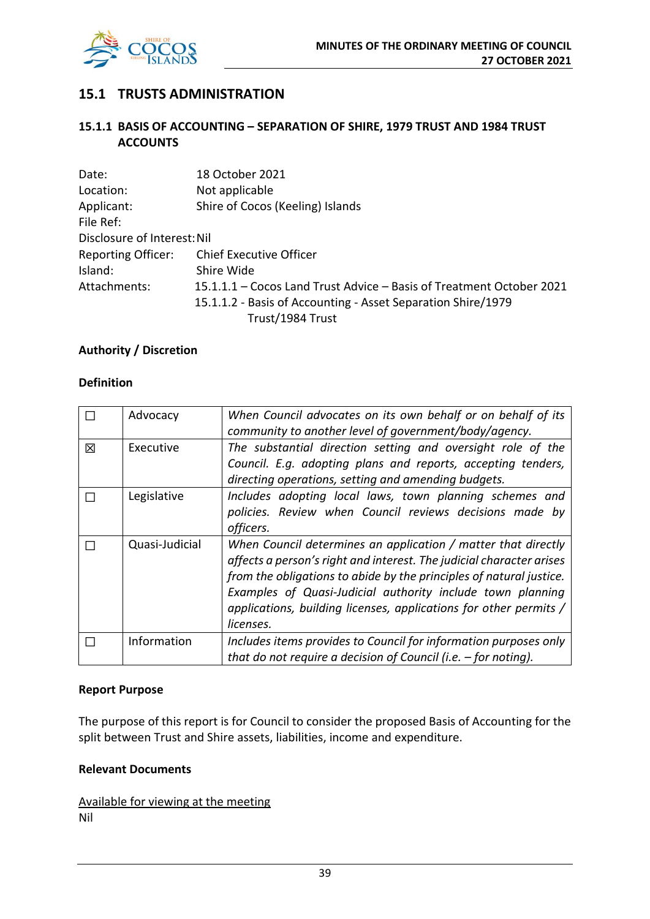## 15.1 TRUSTS ADMINISTRATION

### 15.1.1 BASIS OF ACCOUNTING – SEPARATION OF SHIRE, 1979 TRUST AND 1984 TRUST ACCOUNTS

Date: 18 October 2021
Location: Not applicable
Applicant: Shire of Cocos (Keeling) Islands
File Ref:
Disclosure of Interest: Nil
Reporting Officer: Chief Executive Officer
Island: Shire Wide
Attachments: 15.1.1.1 – Cocos Land Trust Advice – Basis of Treatment October 2021
15.1.1.2 - Basis of Accounting - Asset Separation Shire/1979 Trust/1984 Trust

**Authority / Discretion**

**Definition**

| | | |
|---|---|---|
| ☐ | Advocacy | *When Council advocates on its own behalf or on behalf of its community to another level of government/body/agency.* |
| ☒ | Executive | *The substantial direction setting and oversight role of the Council. E.g. adopting plans and reports, accepting tenders, directing operations, setting and amending budgets.* |
| ☐ | Legislative | *Includes adopting local laws, town planning schemes and policies. Review when Council reviews decisions made by officers.* |
| ☐ | Quasi-Judicial | *When Council determines an application / matter that directly affects a person's right and interest. The judicial character arises from the obligations to abide by the principles of natural justice. Examples of Quasi-Judicial authority include town planning applications, building licenses, applications for other permits / licenses.* |
| ☐ | Information | *Includes items provides to Council for information purposes only that do not require a decision of Council (i.e. – for noting).* |

**Report Purpose**

The purpose of this report is for Council to consider the proposed Basis of Accounting for the split between Trust and Shire assets, liabilities, income and expenditure.

**Relevant Documents**

Available for viewing at the meeting
Nil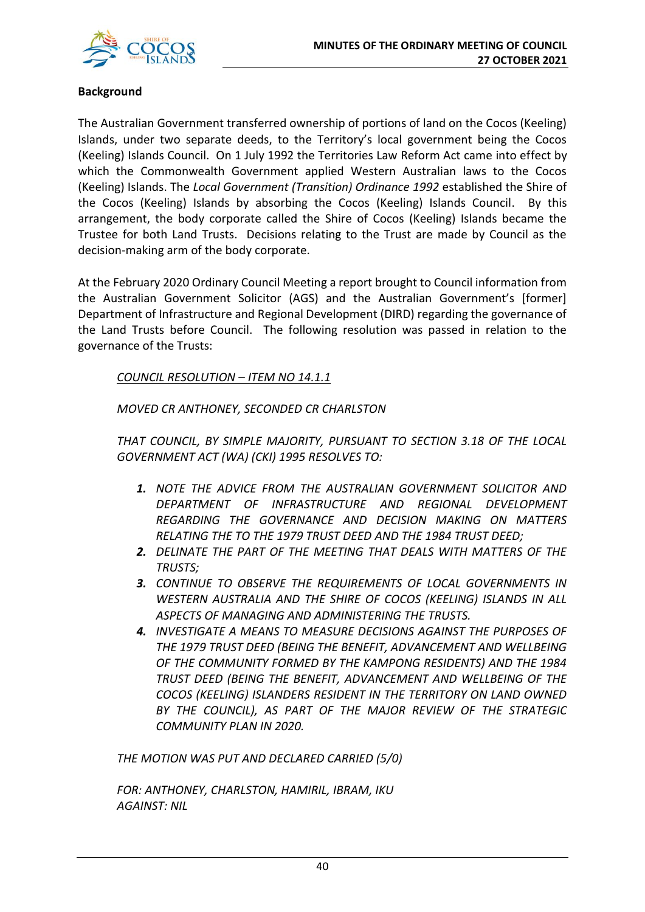**Background**

The Australian Government transferred ownership of portions of land on the Cocos (Keeling) Islands, under two separate deeds, to the Territory's local government being the Cocos (Keeling) Islands Council. On 1 July 1992 the Territories Law Reform Act came into effect by which the Commonwealth Government applied Western Australian laws to the Cocos (Keeling) Islands. The *Local Government (Transition) Ordinance 1992* established the Shire of the Cocos (Keeling) Islands by absorbing the Cocos (Keeling) Islands Council. By this arrangement, the body corporate called the Shire of Cocos (Keeling) Islands became the Trustee for both Land Trusts. Decisions relating to the Trust are made by Council as the decision-making arm of the body corporate.

At the February 2020 Ordinary Council Meeting a report brought to Council information from the Australian Government Solicitor (AGS) and the Australian Government's [former] Department of Infrastructure and Regional Development (DIRD) regarding the governance of the Land Trusts before Council. The following resolution was passed in relation to the governance of the Trusts:

> *<u>COUNCIL RESOLUTION – ITEM NO 14.1.1</u>*
>
> *MOVED CR ANTHONEY, SECONDED CR CHARLSTON*
>
> *THAT COUNCIL, BY SIMPLE MAJORITY, PURSUANT TO SECTION 3.18 OF THE LOCAL GOVERNMENT ACT (WA) (CKI) 1995 RESOLVES TO:*
>
> 1. *NOTE THE ADVICE FROM THE AUSTRALIAN GOVERNMENT SOLICITOR AND DEPARTMENT OF INFRASTRUCTURE AND REGIONAL DEVELOPMENT REGARDING THE GOVERNANCE AND DECISION MAKING ON MATTERS RELATING THE TO THE 1979 TRUST DEED AND THE 1984 TRUST DEED;*
> 2. *DELINATE THE PART OF THE MEETING THAT DEALS WITH MATTERS OF THE TRUSTS;*
> 3. *CONTINUE TO OBSERVE THE REQUIREMENTS OF LOCAL GOVERNMENTS IN WESTERN AUSTRALIA AND THE SHIRE OF COCOS (KEELING) ISLANDS IN ALL ASPECTS OF MANAGING AND ADMINISTERING THE TRUSTS.*
> 4. *INVESTIGATE A MEANS TO MEASURE DECISIONS AGAINST THE PURPOSES OF THE 1979 TRUST DEED (BEING THE BENEFIT, ADVANCEMENT AND WELLBEING OF THE COMMUNITY FORMED BY THE KAMPONG RESIDENTS) AND THE 1984 TRUST DEED (BEING THE BENEFIT, ADVANCEMENT AND WELLBEING OF THE COCOS (KEELING) ISLANDERS RESIDENT IN THE TERRITORY ON LAND OWNED BY THE COUNCIL), AS PART OF THE MAJOR REVIEW OF THE STRATEGIC COMMUNITY PLAN IN 2020.*
>
> *THE MOTION WAS PUT AND DECLARED CARRIED (5/0)*
>
> *FOR: ANTHONEY, CHARLSTON, HAMIRIL, IBRAM, IKU*
> *AGAINST: NIL*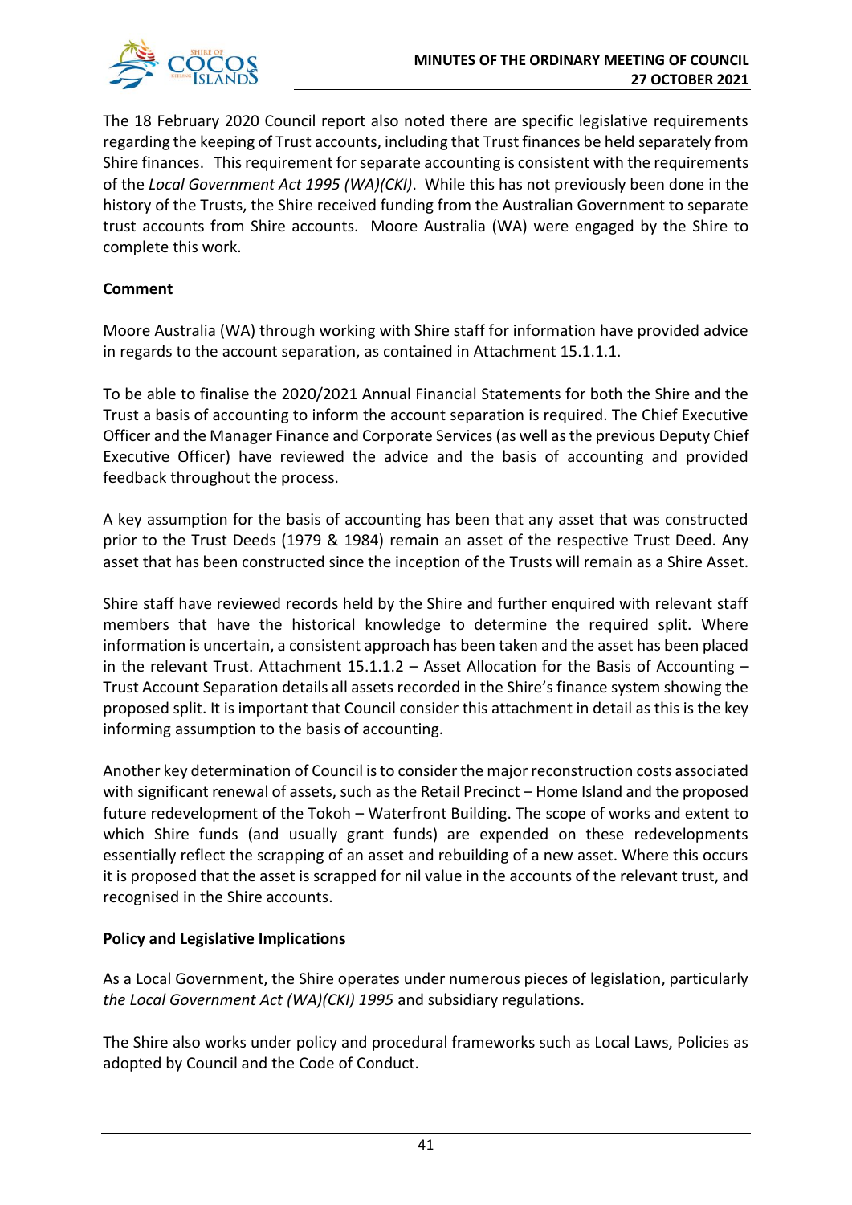The 18 February 2020 Council report also noted there are specific legislative requirements regarding the keeping of Trust accounts, including that Trust finances be held separately from Shire finances. This requirement for separate accounting is consistent with the requirements of the *Local Government Act 1995 (WA)(CKI)*. While this has not previously been done in the history of the Trusts, the Shire received funding from the Australian Government to separate trust accounts from Shire accounts. Moore Australia (WA) were engaged by the Shire to complete this work.

**Comment**

Moore Australia (WA) through working with Shire staff for information have provided advice in regards to the account separation, as contained in Attachment 15.1.1.1.

To be able to finalise the 2020/2021 Annual Financial Statements for both the Shire and the Trust a basis of accounting to inform the account separation is required. The Chief Executive Officer and the Manager Finance and Corporate Services (as well as the previous Deputy Chief Executive Officer) have reviewed the advice and the basis of accounting and provided feedback throughout the process.

A key assumption for the basis of accounting has been that any asset that was constructed prior to the Trust Deeds (1979 & 1984) remain an asset of the respective Trust Deed. Any asset that has been constructed since the inception of the Trusts will remain as a Shire Asset.

Shire staff have reviewed records held by the Shire and further enquired with relevant staff members that have the historical knowledge to determine the required split. Where information is uncertain, a consistent approach has been taken and the asset has been placed in the relevant Trust. Attachment 15.1.1.2 – Asset Allocation for the Basis of Accounting – Trust Account Separation details all assets recorded in the Shire's finance system showing the proposed split. It is important that Council consider this attachment in detail as this is the key informing assumption to the basis of accounting.

Another key determination of Council is to consider the major reconstruction costs associated with significant renewal of assets, such as the Retail Precinct – Home Island and the proposed future redevelopment of the Tokoh – Waterfront Building. The scope of works and extent to which Shire funds (and usually grant funds) are expended on these redevelopments essentially reflect the scrapping of an asset and rebuilding of a new asset. Where this occurs it is proposed that the asset is scrapped for nil value in the accounts of the relevant trust, and recognised in the Shire accounts.

**Policy and Legislative Implications**

As a Local Government, the Shire operates under numerous pieces of legislation, particularly *the Local Government Act (WA)(CKI) 1995* and subsidiary regulations.

The Shire also works under policy and procedural frameworks such as Local Laws, Policies as adopted by Council and the Code of Conduct.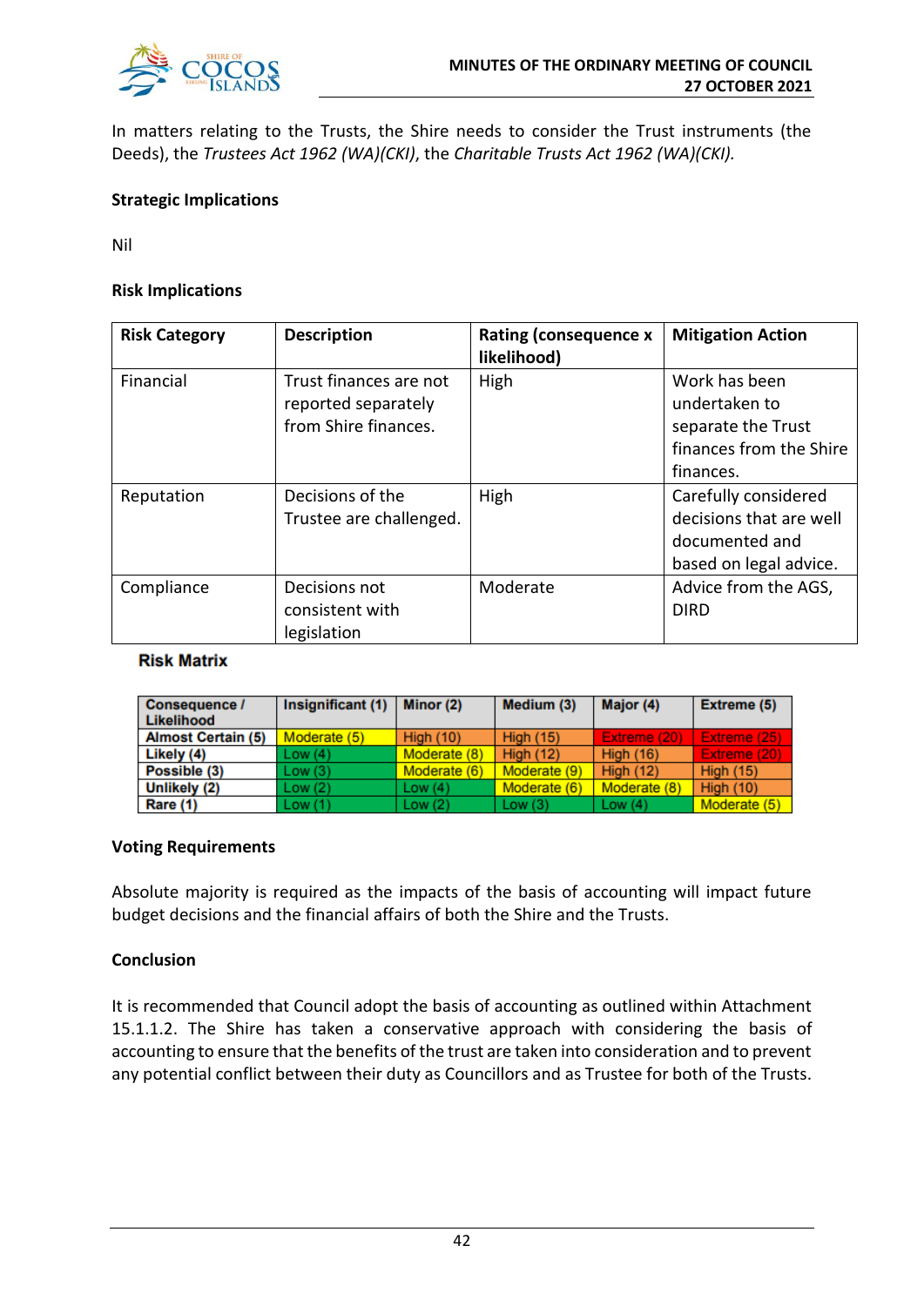In matters relating to the Trusts, the Shire needs to consider the Trust instruments (the Deeds), the *Trustees Act 1962 (WA)(CKI)*, the *Charitable Trusts Act 1962 (WA)(CKI).*

**Strategic Implications**

Nil

**Risk Implications**

| Risk Category | Description | Rating (consequence x likelihood) | Mitigation Action |
|---|---|---|---|
| Financial | Trust finances are not reported separately from Shire finances. | High | Work has been undertaken to separate the Trust finances from the Shire finances. |
| Reputation | Decisions of the Trustee are challenged. | High | Carefully considered decisions that are well documented and based on legal advice. |
| Compliance | Decisions not consistent with legislation | Moderate | Advice from the AGS, DIRD |

**Risk Matrix**

| Consequence / Likelihood | Insignificant (1) | Minor (2) | Medium (3) | Major (4) | Extreme (5) |
|---|---|---|---|---|---|
| Almost Certain (5) | Moderate (5) | High (10) | High (15) | Extreme (20) | Extreme (25) |
| Likely (4) | Low (4) | Moderate (8) | High (12) | High (16) | Extreme (20) |
| Possible (3) | Low (3) | Moderate (6) | Moderate (9) | High (12) | High (15) |
| Unlikely (2) | Low (2) | Low (4) | Moderate (6) | Moderate (8) | High (10) |
| Rare (1) | Low (1) | Low (2) | Low (3) | Low (4) | Moderate (5) |

**Voting Requirements**

Absolute majority is required as the impacts of the basis of accounting will impact future budget decisions and the financial affairs of both the Shire and the Trusts.

**Conclusion**

It is recommended that Council adopt the basis of accounting as outlined within Attachment 15.1.1.2. The Shire has taken a conservative approach with considering the basis of accounting to ensure that the benefits of the trust are taken into consideration and to prevent any potential conflict between their duty as Councillors and as Trustee for both of the Trusts.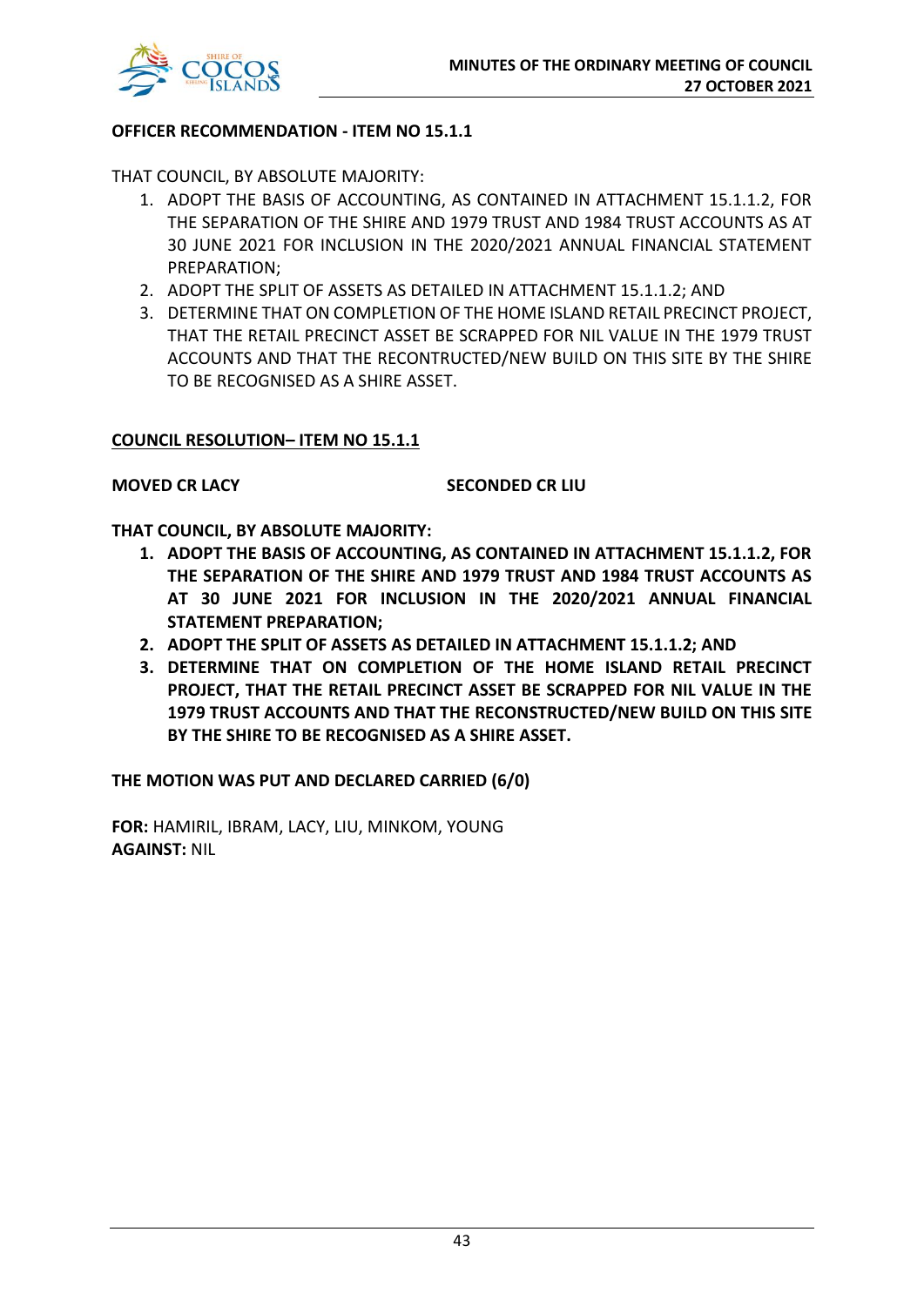**OFFICER RECOMMENDATION - ITEM NO 15.1.1**

THAT COUNCIL, BY ABSOLUTE MAJORITY:

1. ADOPT THE BASIS OF ACCOUNTING, AS CONTAINED IN ATTACHMENT 15.1.1.2, FOR THE SEPARATION OF THE SHIRE AND 1979 TRUST AND 1984 TRUST ACCOUNTS AS AT 30 JUNE 2021 FOR INCLUSION IN THE 2020/2021 ANNUAL FINANCIAL STATEMENT PREPARATION;
2. ADOPT THE SPLIT OF ASSETS AS DETAILED IN ATTACHMENT 15.1.1.2; AND
3. DETERMINE THAT ON COMPLETION OF THE HOME ISLAND RETAIL PRECINCT PROJECT, THAT THE RETAIL PRECINCT ASSET BE SCRAPPED FOR NIL VALUE IN THE 1979 TRUST ACCOUNTS AND THAT THE RECONTRUCTED/NEW BUILD ON THIS SITE BY THE SHIRE TO BE RECOGNISED AS A SHIRE ASSET.

**COUNCIL RESOLUTION– ITEM NO 15.1.1**

**MOVED CR LACY** **SECONDED CR LIU**

**THAT COUNCIL, BY ABSOLUTE MAJORITY:**

1. **ADOPT THE BASIS OF ACCOUNTING, AS CONTAINED IN ATTACHMENT 15.1.1.2, FOR THE SEPARATION OF THE SHIRE AND 1979 TRUST AND 1984 TRUST ACCOUNTS AS AT 30 JUNE 2021 FOR INCLUSION IN THE 2020/2021 ANNUAL FINANCIAL STATEMENT PREPARATION;**
2. **ADOPT THE SPLIT OF ASSETS AS DETAILED IN ATTACHMENT 15.1.1.2; AND**
3. **DETERMINE THAT ON COMPLETION OF THE HOME ISLAND RETAIL PRECINCT PROJECT, THAT THE RETAIL PRECINCT ASSET BE SCRAPPED FOR NIL VALUE IN THE 1979 TRUST ACCOUNTS AND THAT THE RECONSTRUCTED/NEW BUILD ON THIS SITE BY THE SHIRE TO BE RECOGNISED AS A SHIRE ASSET.**

**THE MOTION WAS PUT AND DECLARED CARRIED (6/0)**

**FOR:** HAMIRIL, IBRAM, LACY, LIU, MINKOM, YOUNG
**AGAINST:** NIL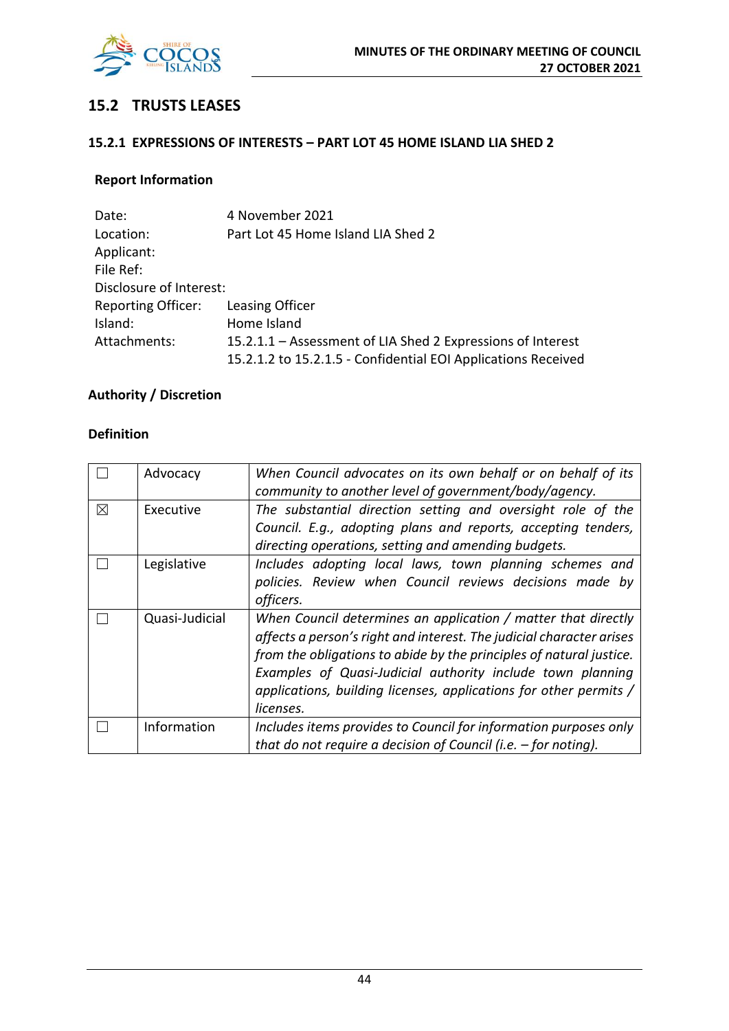## 15.2 TRUSTS LEASES

### 15.2.1 EXPRESSIONS OF INTERESTS – PART LOT 45 HOME ISLAND LIA SHED 2

**Report Information**

| | |
|---|---|
| Date: | 4 November 2021 |
| Location: | Part Lot 45 Home Island LIA Shed 2 |
| Applicant: | |
| File Ref: | |
| Disclosure of Interest: | |
| Reporting Officer: | Leasing Officer |
| Island: | Home Island |
| Attachments: | 15.2.1.1 – Assessment of LIA Shed 2 Expressions of Interest<br>15.2.1.2 to 15.2.1.5 - Confidential EOI Applications Received |

**Authority / Discretion**

**Definition**

| | | |
|---|---|---|
| ☐ | Advocacy | *When Council advocates on its own behalf or on behalf of its community to another level of government/body/agency.* |
| ☒ | Executive | *The substantial direction setting and oversight role of the Council. E.g., adopting plans and reports, accepting tenders, directing operations, setting and amending budgets.* |
| ☐ | Legislative | *Includes adopting local laws, town planning schemes and policies. Review when Council reviews decisions made by officers.* |
| ☐ | Quasi-Judicial | *When Council determines an application / matter that directly affects a person's right and interest. The judicial character arises from the obligations to abide by the principles of natural justice. Examples of Quasi-Judicial authority include town planning applications, building licenses, applications for other permits / licenses.* |
| ☐ | Information | *Includes items provides to Council for information purposes only that do not require a decision of Council (i.e. – for noting).* |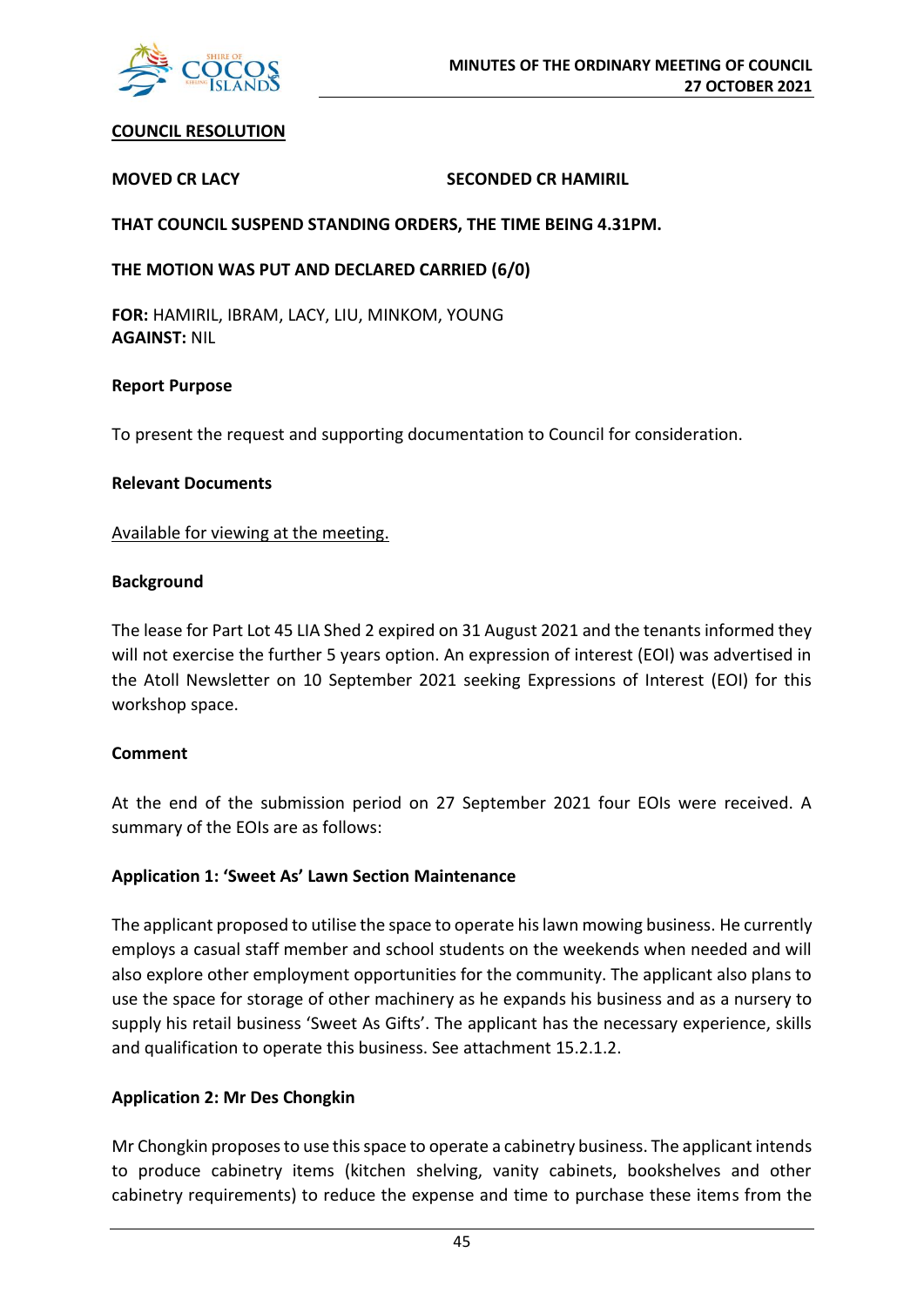**COUNCIL RESOLUTION**

**MOVED CR LACY** **SECONDED CR HAMIRIL**

**THAT COUNCIL SUSPEND STANDING ORDERS, THE TIME BEING 4.31PM.**

**THE MOTION WAS PUT AND DECLARED CARRIED (6/0)**

**FOR:** HAMIRIL, IBRAM, LACY, LIU, MINKOM, YOUNG
**AGAINST:** NIL

**Report Purpose**

To present the request and supporting documentation to Council for consideration.

**Relevant Documents**

Available for viewing at the meeting.

**Background**

The lease for Part Lot 45 LIA Shed 2 expired on 31 August 2021 and the tenants informed they will not exercise the further 5 years option. An expression of interest (EOI) was advertised in the Atoll Newsletter on 10 September 2021 seeking Expressions of Interest (EOI) for this workshop space.

**Comment**

At the end of the submission period on 27 September 2021 four EOIs were received. A summary of the EOIs are as follows:

**Application 1: 'Sweet As' Lawn Section Maintenance**

The applicant proposed to utilise the space to operate his lawn mowing business. He currently employs a casual staff member and school students on the weekends when needed and will also explore other employment opportunities for the community. The applicant also plans to use the space for storage of other machinery as he expands his business and as a nursery to supply his retail business 'Sweet As Gifts'. The applicant has the necessary experience, skills and qualification to operate this business. See attachment 15.2.1.2.

**Application 2: Mr Des Chongkin**

Mr Chongkin proposes to use this space to operate a cabinetry business. The applicant intends to produce cabinetry items (kitchen shelving, vanity cabinets, bookshelves and other cabinetry requirements) to reduce the expense and time to purchase these items from the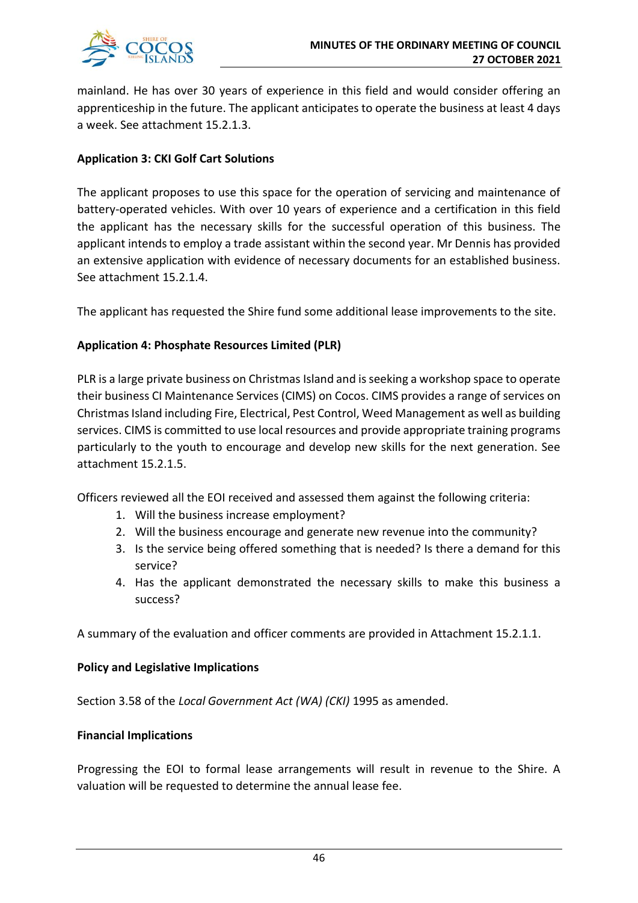mainland. He has over 30 years of experience in this field and would consider offering an apprenticeship in the future. The applicant anticipates to operate the business at least 4 days a week. See attachment 15.2.1.3.

**Application 3: CKI Golf Cart Solutions**

The applicant proposes to use this space for the operation of servicing and maintenance of battery-operated vehicles. With over 10 years of experience and a certification in this field the applicant has the necessary skills for the successful operation of this business. The applicant intends to employ a trade assistant within the second year. Mr Dennis has provided an extensive application with evidence of necessary documents for an established business. See attachment 15.2.1.4.

The applicant has requested the Shire fund some additional lease improvements to the site.

**Application 4: Phosphate Resources Limited (PLR)**

PLR is a large private business on Christmas Island and is seeking a workshop space to operate their business CI Maintenance Services (CIMS) on Cocos. CIMS provides a range of services on Christmas Island including Fire, Electrical, Pest Control, Weed Management as well as building services. CIMS is committed to use local resources and provide appropriate training programs particularly to the youth to encourage and develop new skills for the next generation. See attachment 15.2.1.5.

Officers reviewed all the EOI received and assessed them against the following criteria:

1. Will the business increase employment?
2. Will the business encourage and generate new revenue into the community?
3. Is the service being offered something that is needed? Is there a demand for this service?
4. Has the applicant demonstrated the necessary skills to make this business a success?

A summary of the evaluation and officer comments are provided in Attachment 15.2.1.1.

**Policy and Legislative Implications**

Section 3.58 of the *Local Government Act (WA) (CKI)* 1995 as amended.

**Financial Implications**

Progressing the EOI to formal lease arrangements will result in revenue to the Shire. A valuation will be requested to determine the annual lease fee.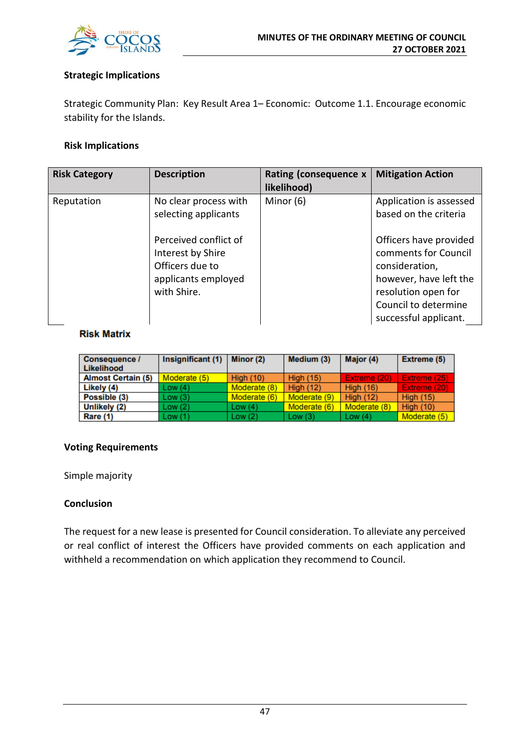**Strategic Implications**

Strategic Community Plan: Key Result Area 1– Economic: Outcome 1.1. Encourage economic stability for the Islands.

**Risk Implications**

| Risk Category | Description | Rating (consequence x likelihood) | Mitigation Action |
|---|---|---|---|
| Reputation | No clear process with selecting applicants<br><br>Perceived conflict of Interest by Shire Officers due to applicants employed with Shire. | Minor (6) | Application is assessed based on the criteria<br><br>Officers have provided comments for Council consideration, however, have left the resolution open for Council to determine successful applicant. |

**Risk Matrix**

| Consequence / Likelihood | Insignificant (1) | Minor (2) | Medium (3) | Major (4) | Extreme (5) |
|---|---|---|---|---|---|
| Almost Certain (5) | Moderate (5) | High (10) | High (15) | Extreme (20) | Extreme (25) |
| Likely (4) | Low (4) | Moderate (8) | High (12) | High (16) | Extreme (20) |
| Possible (3) | Low (3) | Moderate (6) | Moderate (9) | High (12) | High (15) |
| Unlikely (2) | Low (2) | Low (4) | Moderate (6) | Moderate (8) | High (10) |
| Rare (1) | Low (1) | Low (2) | Low (3) | Low (4) | Moderate (5) |

**Voting Requirements**

Simple majority

**Conclusion**

The request for a new lease is presented for Council consideration. To alleviate any perceived or real conflict of interest the Officers have provided comments on each application and withheld a recommendation on which application they recommend to Council.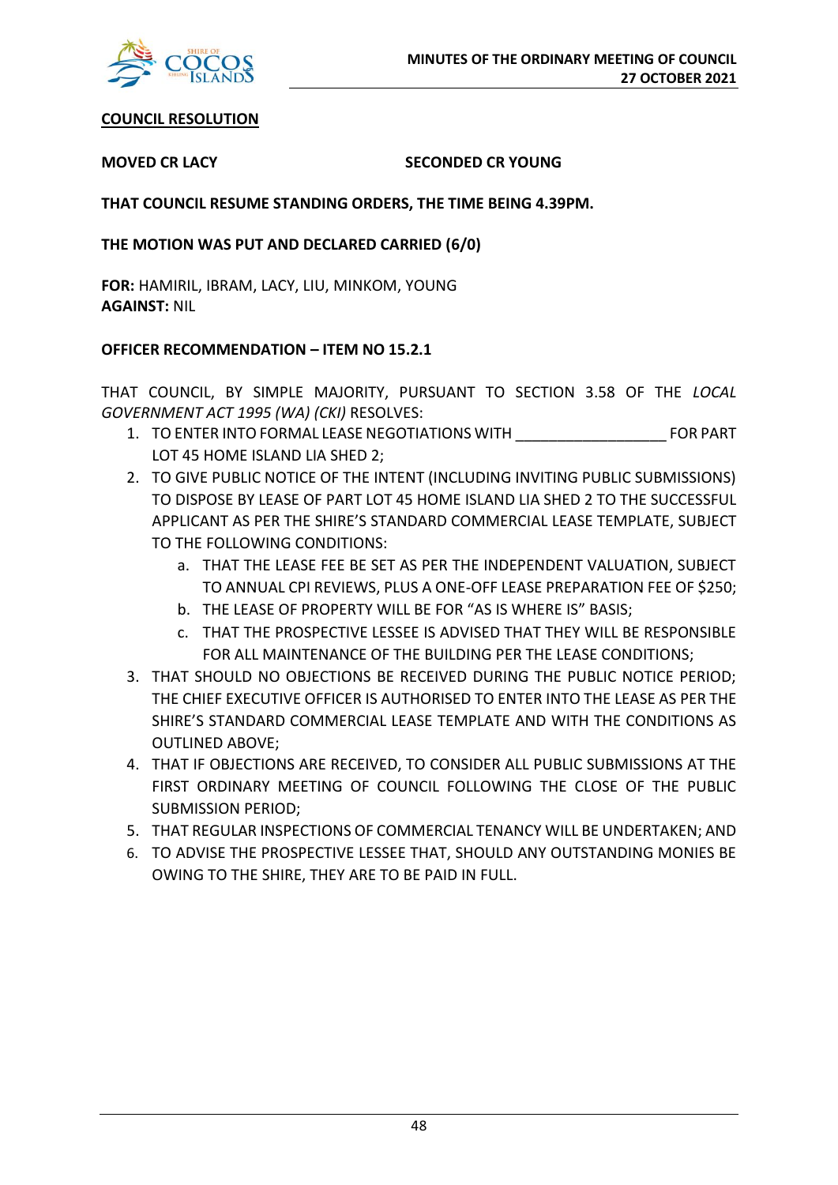**COUNCIL RESOLUTION**

**MOVED CR LACY** **SECONDED CR YOUNG**

**THAT COUNCIL RESUME STANDING ORDERS, THE TIME BEING 4.39PM.**

**THE MOTION WAS PUT AND DECLARED CARRIED (6/0)**

**FOR:** HAMIRIL, IBRAM, LACY, LIU, MINKOM, YOUNG
**AGAINST:** NIL

**OFFICER RECOMMENDATION – ITEM NO 15.2.1**

THAT COUNCIL, BY SIMPLE MAJORITY, PURSUANT TO SECTION 3.58 OF THE *LOCAL GOVERNMENT ACT 1995 (WA) (CKI)* RESOLVES:

1. TO ENTER INTO FORMAL LEASE NEGOTIATIONS WITH __________________ FOR PART LOT 45 HOME ISLAND LIA SHED 2;
2. TO GIVE PUBLIC NOTICE OF THE INTENT (INCLUDING INVITING PUBLIC SUBMISSIONS) TO DISPOSE BY LEASE OF PART LOT 45 HOME ISLAND LIA SHED 2 TO THE SUCCESSFUL APPLICANT AS PER THE SHIRE'S STANDARD COMMERCIAL LEASE TEMPLATE, SUBJECT TO THE FOLLOWING CONDITIONS:
   a. THAT THE LEASE FEE BE SET AS PER THE INDEPENDENT VALUATION, SUBJECT TO ANNUAL CPI REVIEWS, PLUS A ONE-OFF LEASE PREPARATION FEE OF $250;
   b. THE LEASE OF PROPERTY WILL BE FOR "AS IS WHERE IS" BASIS;
   c. THAT THE PROSPECTIVE LESSEE IS ADVISED THAT THEY WILL BE RESPONSIBLE FOR ALL MAINTENANCE OF THE BUILDING PER THE LEASE CONDITIONS;
3. THAT SHOULD NO OBJECTIONS BE RECEIVED DURING THE PUBLIC NOTICE PERIOD; THE CHIEF EXECUTIVE OFFICER IS AUTHORISED TO ENTER INTO THE LEASE AS PER THE SHIRE'S STANDARD COMMERCIAL LEASE TEMPLATE AND WITH THE CONDITIONS AS OUTLINED ABOVE;
4. THAT IF OBJECTIONS ARE RECEIVED, TO CONSIDER ALL PUBLIC SUBMISSIONS AT THE FIRST ORDINARY MEETING OF COUNCIL FOLLOWING THE CLOSE OF THE PUBLIC SUBMISSION PERIOD;
5. THAT REGULAR INSPECTIONS OF COMMERCIAL TENANCY WILL BE UNDERTAKEN; AND
6. TO ADVISE THE PROSPECTIVE LESSEE THAT, SHOULD ANY OUTSTANDING MONIES BE OWING TO THE SHIRE, THEY ARE TO BE PAID IN FULL.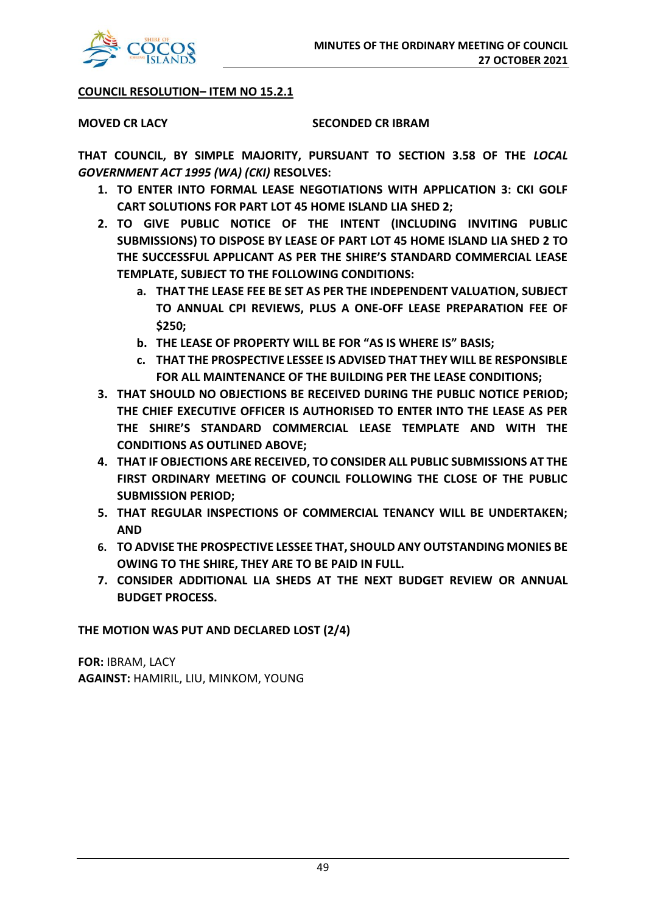**<u>COUNCIL RESOLUTION– ITEM NO 15.2.1</u>**

**MOVED CR LACY** **SECONDED CR IBRAM**

**THAT COUNCIL, BY SIMPLE MAJORITY, PURSUANT TO SECTION 3.58 OF THE *LOCAL GOVERNMENT ACT 1995 (WA) (CKI)* RESOLVES:**

1. **TO ENTER INTO FORMAL LEASE NEGOTIATIONS WITH APPLICATION 3: CKI GOLF CART SOLUTIONS FOR PART LOT 45 HOME ISLAND LIA SHED 2;**
2. **TO GIVE PUBLIC NOTICE OF THE INTENT (INCLUDING INVITING PUBLIC SUBMISSIONS) TO DISPOSE BY LEASE OF PART LOT 45 HOME ISLAND LIA SHED 2 TO THE SUCCESSFUL APPLICANT AS PER THE SHIRE'S STANDARD COMMERCIAL LEASE TEMPLATE, SUBJECT TO THE FOLLOWING CONDITIONS:**
   a. **THAT THE LEASE FEE BE SET AS PER THE INDEPENDENT VALUATION, SUBJECT TO ANNUAL CPI REVIEWS, PLUS A ONE-OFF LEASE PREPARATION FEE OF $250;**
   b. **THE LEASE OF PROPERTY WILL BE FOR "AS IS WHERE IS" BASIS;**
   c. **THAT THE PROSPECTIVE LESSEE IS ADVISED THAT THEY WILL BE RESPONSIBLE FOR ALL MAINTENANCE OF THE BUILDING PER THE LEASE CONDITIONS;**
3. **THAT SHOULD NO OBJECTIONS BE RECEIVED DURING THE PUBLIC NOTICE PERIOD; THE CHIEF EXECUTIVE OFFICER IS AUTHORISED TO ENTER INTO THE LEASE AS PER THE SHIRE'S STANDARD COMMERCIAL LEASE TEMPLATE AND WITH THE CONDITIONS AS OUTLINED ABOVE;**
4. **THAT IF OBJECTIONS ARE RECEIVED, TO CONSIDER ALL PUBLIC SUBMISSIONS AT THE FIRST ORDINARY MEETING OF COUNCIL FOLLOWING THE CLOSE OF THE PUBLIC SUBMISSION PERIOD;**
5. **THAT REGULAR INSPECTIONS OF COMMERCIAL TENANCY WILL BE UNDERTAKEN; AND**
6. **TO ADVISE THE PROSPECTIVE LESSEE THAT, SHOULD ANY OUTSTANDING MONIES BE OWING TO THE SHIRE, THEY ARE TO BE PAID IN FULL.**
7. **CONSIDER ADDITIONAL LIA SHEDS AT THE NEXT BUDGET REVIEW OR ANNUAL BUDGET PROCESS.**

**THE MOTION WAS PUT AND DECLARED LOST (2/4)**

**FOR:** IBRAM, LACY
**AGAINST:** HAMIRIL, LIU, MINKOM, YOUNG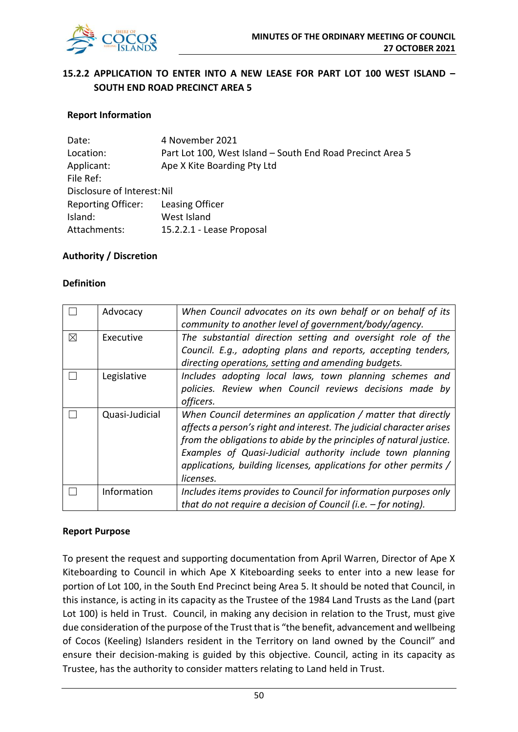## 15.2.2 APPLICATION TO ENTER INTO A NEW LEASE FOR PART LOT 100 WEST ISLAND – SOUTH END ROAD PRECINCT AREA 5

### Report Information

| | |
|---|---|
| Date: | 4 November 2021 |
| Location: | Part Lot 100, West Island – South End Road Precinct Area 5 |
| Applicant: | Ape X Kite Boarding Pty Ltd |
| File Ref: | |
| Disclosure of Interest: | Nil |
| Reporting Officer: | Leasing Officer |
| Island: | West Island |
| Attachments: | 15.2.2.1 - Lease Proposal |

### Authority / Discretion

### Definition

| | | |
|---|---|---|
| ☐ | Advocacy | *When Council advocates on its own behalf or on behalf of its community to another level of government/body/agency.* |
| ☒ | Executive | *The substantial direction setting and oversight role of the Council. E.g., adopting plans and reports, accepting tenders, directing operations, setting and amending budgets.* |
| ☐ | Legislative | *Includes adopting local laws, town planning schemes and policies. Review when Council reviews decisions made by officers.* |
| ☐ | Quasi-Judicial | *When Council determines an application / matter that directly affects a person's right and interest. The judicial character arises from the obligations to abide by the principles of natural justice. Examples of Quasi-Judicial authority include town planning applications, building licenses, applications for other permits / licenses.* |
| ☐ | Information | *Includes items provides to Council for information purposes only that do not require a decision of Council (i.e. – for noting).* |

### Report Purpose

To present the request and supporting documentation from April Warren, Director of Ape X Kiteboarding to Council in which Ape X Kiteboarding seeks to enter into a new lease for portion of Lot 100, in the South End Precinct being Area 5. It should be noted that Council, in this instance, is acting in its capacity as the Trustee of the 1984 Land Trusts as the Land (part Lot 100) is held in Trust. Council, in making any decision in relation to the Trust, must give due consideration of the purpose of the Trust that is "the benefit, advancement and wellbeing of Cocos (Keeling) Islanders resident in the Territory on land owned by the Council" and ensure their decision-making is guided by this objective. Council, acting in its capacity as Trustee, has the authority to consider matters relating to Land held in Trust.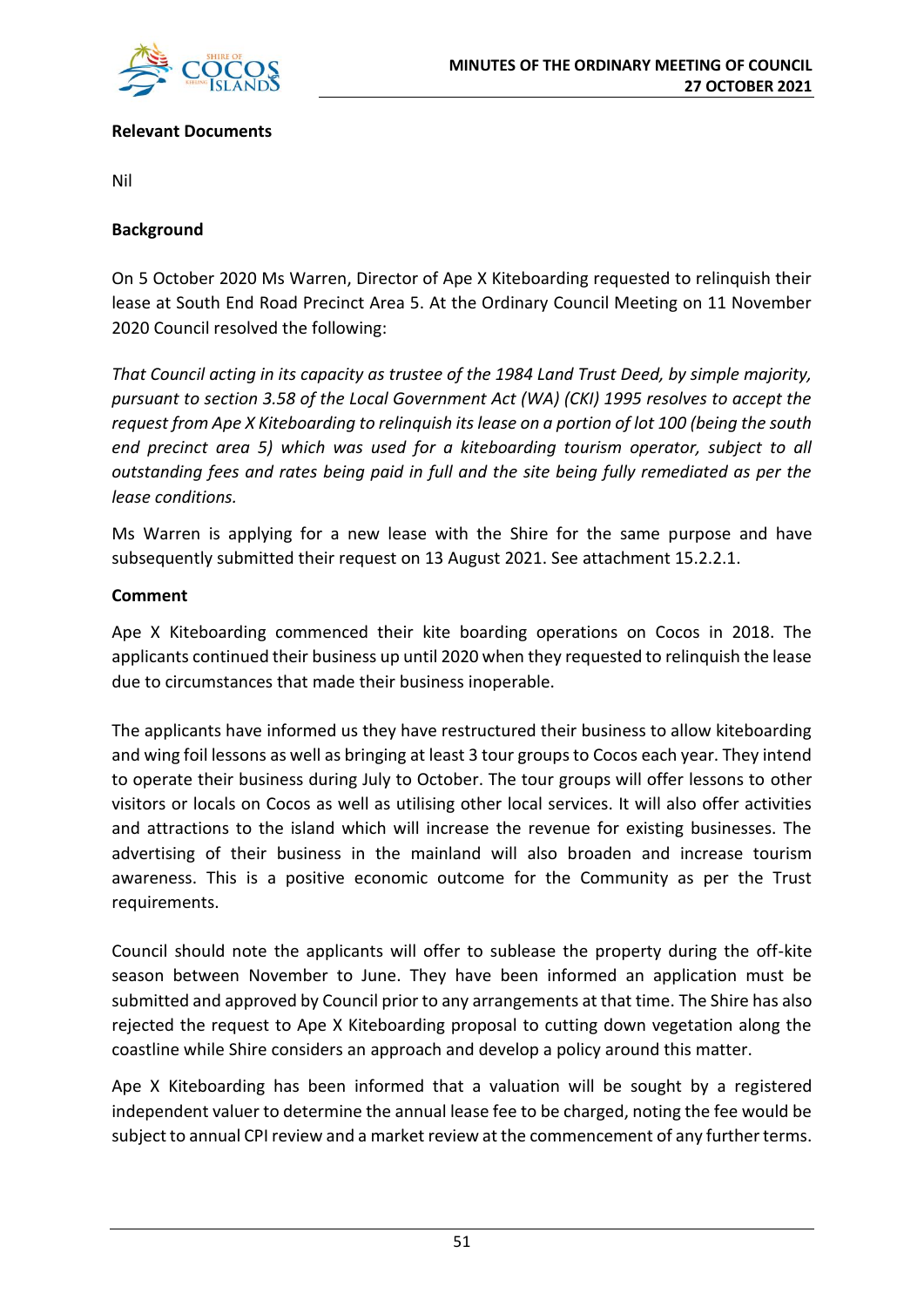**Relevant Documents**

Nil

**Background**

On 5 October 2020 Ms Warren, Director of Ape X Kiteboarding requested to relinquish their lease at South End Road Precinct Area 5. At the Ordinary Council Meeting on 11 November 2020 Council resolved the following:

*That Council acting in its capacity as trustee of the 1984 Land Trust Deed, by simple majority, pursuant to section 3.58 of the Local Government Act (WA) (CKI) 1995 resolves to accept the request from Ape X Kiteboarding to relinquish its lease on a portion of lot 100 (being the south end precinct area 5) which was used for a kiteboarding tourism operator, subject to all outstanding fees and rates being paid in full and the site being fully remediated as per the lease conditions.*

Ms Warren is applying for a new lease with the Shire for the same purpose and have subsequently submitted their request on 13 August 2021. See attachment 15.2.2.1.

**Comment**

Ape X Kiteboarding commenced their kite boarding operations on Cocos in 2018. The applicants continued their business up until 2020 when they requested to relinquish the lease due to circumstances that made their business inoperable.

The applicants have informed us they have restructured their business to allow kiteboarding and wing foil lessons as well as bringing at least 3 tour groups to Cocos each year. They intend to operate their business during July to October. The tour groups will offer lessons to other visitors or locals on Cocos as well as utilising other local services. It will also offer activities and attractions to the island which will increase the revenue for existing businesses. The advertising of their business in the mainland will also broaden and increase tourism awareness. This is a positive economic outcome for the Community as per the Trust requirements.

Council should note the applicants will offer to sublease the property during the off-kite season between November to June. They have been informed an application must be submitted and approved by Council prior to any arrangements at that time. The Shire has also rejected the request to Ape X Kiteboarding proposal to cutting down vegetation along the coastline while Shire considers an approach and develop a policy around this matter.

Ape X Kiteboarding has been informed that a valuation will be sought by a registered independent valuer to determine the annual lease fee to be charged, noting the fee would be subject to annual CPI review and a market review at the commencement of any further terms.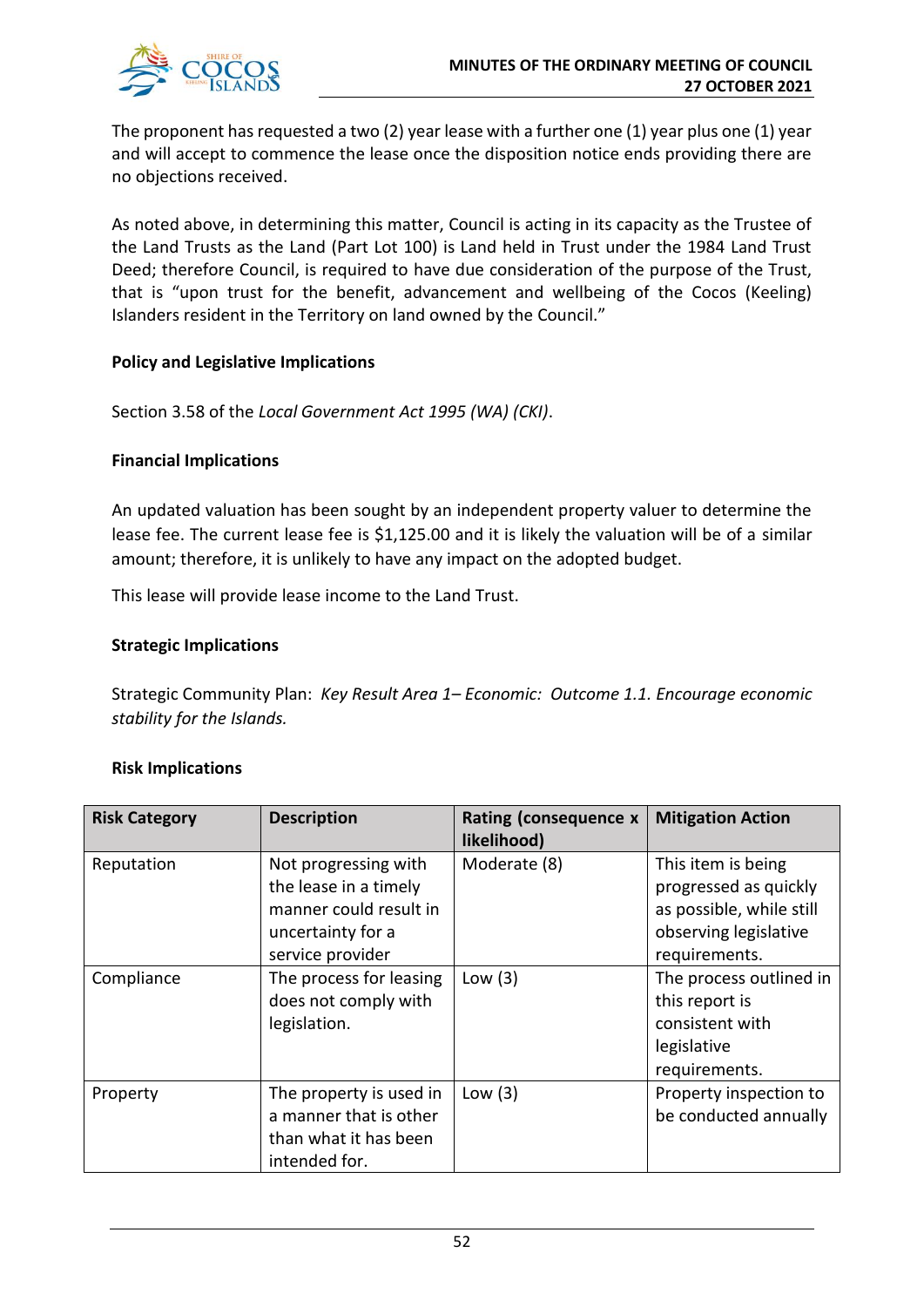The proponent has requested a two (2) year lease with a further one (1) year plus one (1) year and will accept to commence the lease once the disposition notice ends providing there are no objections received.

As noted above, in determining this matter, Council is acting in its capacity as the Trustee of the Land Trusts as the Land (Part Lot 100) is Land held in Trust under the 1984 Land Trust Deed; therefore Council, is required to have due consideration of the purpose of the Trust, that is "upon trust for the benefit, advancement and wellbeing of the Cocos (Keeling) Islanders resident in the Territory on land owned by the Council."

**Policy and Legislative Implications**

Section 3.58 of the *Local Government Act 1995 (WA) (CKI)*.

**Financial Implications**

An updated valuation has been sought by an independent property valuer to determine the lease fee. The current lease fee is $1,125.00 and it is likely the valuation will be of a similar amount; therefore, it is unlikely to have any impact on the adopted budget.

This lease will provide lease income to the Land Trust.

**Strategic Implications**

Strategic Community Plan: *Key Result Area 1– Economic: Outcome 1.1. Encourage economic stability for the Islands.*

**Risk Implications**

| Risk Category | Description | Rating (consequence x likelihood) | Mitigation Action |
|---|---|---|---|
| Reputation | Not progressing with the lease in a timely manner could result in uncertainty for a service provider | Moderate (8) | This item is being progressed as quickly as possible, while still observing legislative requirements. |
| Compliance | The process for leasing does not comply with legislation. | Low (3) | The process outlined in this report is consistent with legislative requirements. |
| Property | The property is used in a manner that is other than what it has been intended for. | Low (3) | Property inspection to be conducted annually |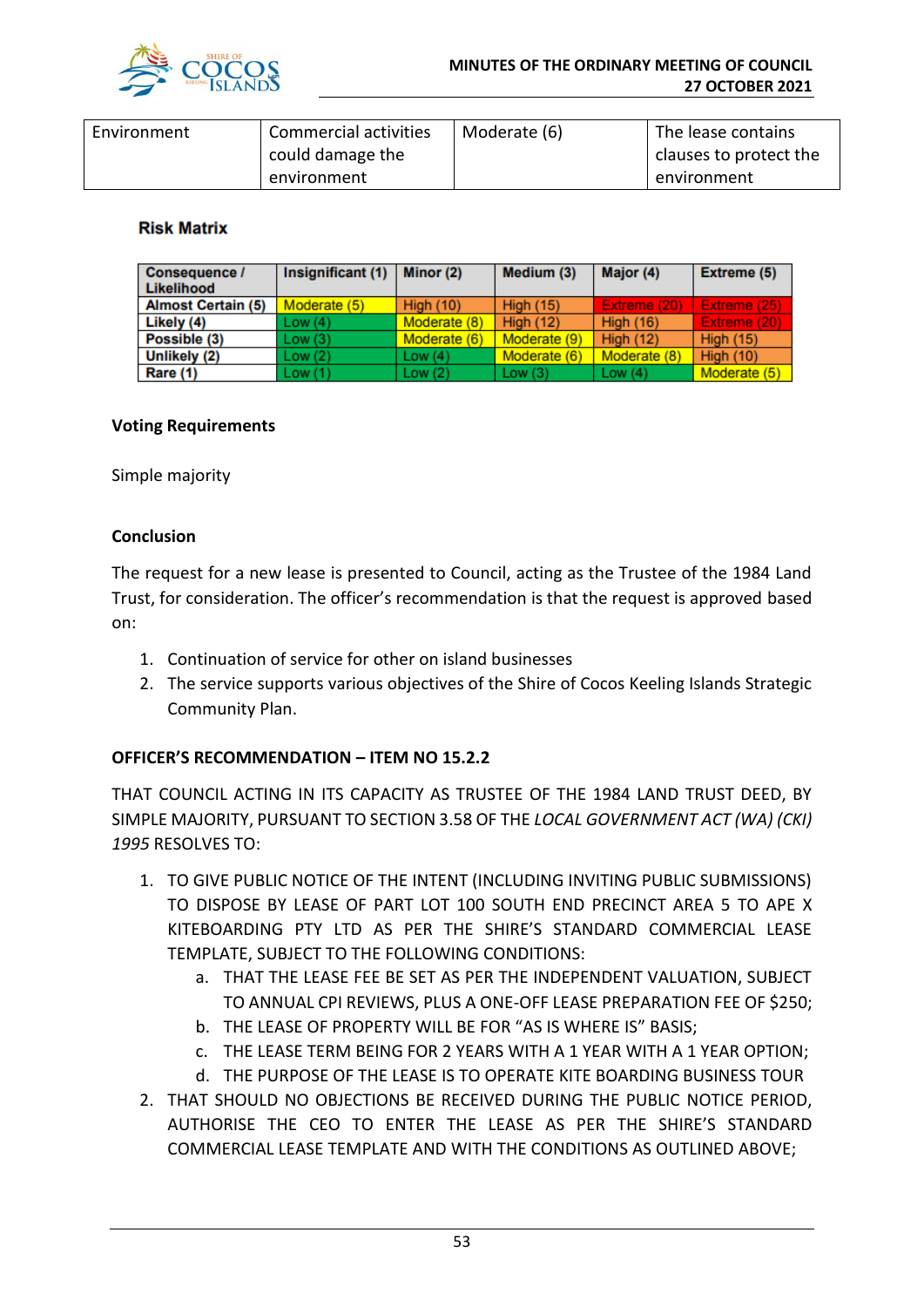| Environment | Commercial activities could damage the environment | Moderate (6) | The lease contains clauses to protect the environment |
|---|---|---|---|

**Risk Matrix**

| Consequence / Likelihood | Insignificant (1) | Minor (2) | Medium (3) | Major (4) | Extreme (5) |
|---|---|---|---|---|---|
| Almost Certain (5) | Moderate (5) | High (10) | High (15) | Extreme (20) | Extreme (25) |
| Likely (4) | Low (4) | Moderate (8) | High (12) | High (16) | Extreme (20) |
| Possible (3) | Low (3) | Moderate (6) | Moderate (9) | High (12) | High (15) |
| Unlikely (2) | Low (2) | Low (4) | Moderate (6) | Moderate (8) | High (10) |
| Rare (1) | Low (1) | Low (2) | Low (3) | Low (4) | Moderate (5) |

**Voting Requirements**

Simple majority

**Conclusion**

The request for a new lease is presented to Council, acting as the Trustee of the 1984 Land Trust, for consideration. The officer's recommendation is that the request is approved based on:

1. Continuation of service for other on island businesses
2. The service supports various objectives of the Shire of Cocos Keeling Islands Strategic Community Plan.

**OFFICER'S RECOMMENDATION – ITEM NO 15.2.2**

THAT COUNCIL ACTING IN ITS CAPACITY AS TRUSTEE OF THE 1984 LAND TRUST DEED, BY SIMPLE MAJORITY, PURSUANT TO SECTION 3.58 OF THE *LOCAL GOVERNMENT ACT (WA) (CKI) 1995* RESOLVES TO:

1. TO GIVE PUBLIC NOTICE OF THE INTENT (INCLUDING INVITING PUBLIC SUBMISSIONS) TO DISPOSE BY LEASE OF PART LOT 100 SOUTH END PRECINCT AREA 5 TO APE X KITEBOARDING PTY LTD AS PER THE SHIRE'S STANDARD COMMERCIAL LEASE TEMPLATE, SUBJECT TO THE FOLLOWING CONDITIONS:
   a. THAT THE LEASE FEE BE SET AS PER THE INDEPENDENT VALUATION, SUBJECT TO ANNUAL CPI REVIEWS, PLUS A ONE-OFF LEASE PREPARATION FEE OF $250;
   b. THE LEASE OF PROPERTY WILL BE FOR "AS IS WHERE IS" BASIS;
   c. THE LEASE TERM BEING FOR 2 YEARS WITH A 1 YEAR WITH A 1 YEAR OPTION;
   d. THE PURPOSE OF THE LEASE IS TO OPERATE KITE BOARDING BUSINESS TOUR
2. THAT SHOULD NO OBJECTIONS BE RECEIVED DURING THE PUBLIC NOTICE PERIOD, AUTHORISE THE CEO TO ENTER THE LEASE AS PER THE SHIRE'S STANDARD COMMERCIAL LEASE TEMPLATE AND WITH THE CONDITIONS AS OUTLINED ABOVE;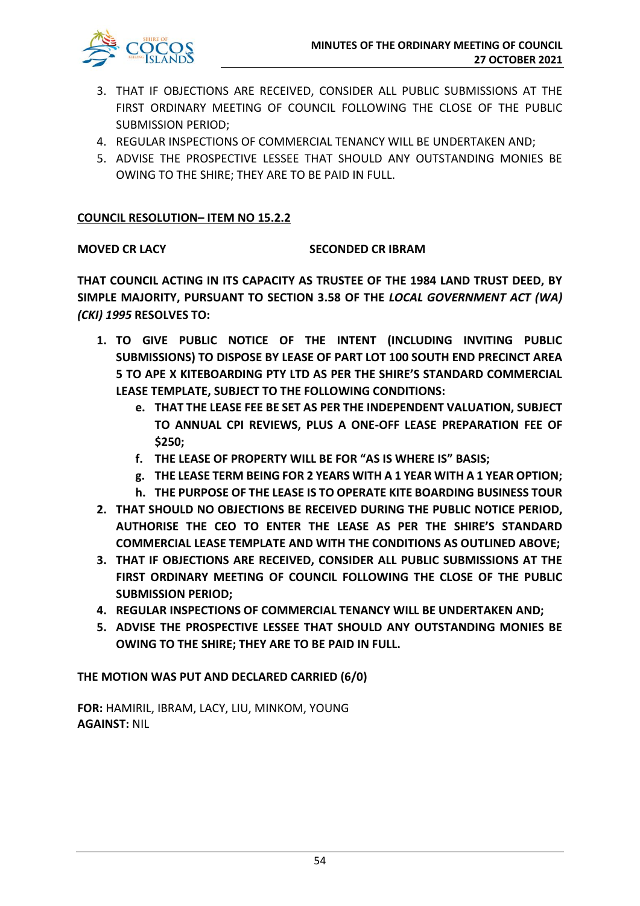3. THAT IF OBJECTIONS ARE RECEIVED, CONSIDER ALL PUBLIC SUBMISSIONS AT THE FIRST ORDINARY MEETING OF COUNCIL FOLLOWING THE CLOSE OF THE PUBLIC SUBMISSION PERIOD;
4. REGULAR INSPECTIONS OF COMMERCIAL TENANCY WILL BE UNDERTAKEN AND;
5. ADVISE THE PROSPECTIVE LESSEE THAT SHOULD ANY OUTSTANDING MONIES BE OWING TO THE SHIRE; THEY ARE TO BE PAID IN FULL.

**COUNCIL RESOLUTION– ITEM NO 15.2.2**

**MOVED CR LACY** **SECONDED CR IBRAM**

**THAT COUNCIL ACTING IN ITS CAPACITY AS TRUSTEE OF THE 1984 LAND TRUST DEED, BY SIMPLE MAJORITY, PURSUANT TO SECTION 3.58 OF THE *LOCAL GOVERNMENT ACT (WA) (CKI) 1995* RESOLVES TO:**

1. **TO GIVE PUBLIC NOTICE OF THE INTENT (INCLUDING INVITING PUBLIC SUBMISSIONS) TO DISPOSE BY LEASE OF PART LOT 100 SOUTH END PRECINCT AREA 5 TO APE X KITEBOARDING PTY LTD AS PER THE SHIRE'S STANDARD COMMERCIAL LEASE TEMPLATE, SUBJECT TO THE FOLLOWING CONDITIONS:**
   - e. **THAT THE LEASE FEE BE SET AS PER THE INDEPENDENT VALUATION, SUBJECT TO ANNUAL CPI REVIEWS, PLUS A ONE-OFF LEASE PREPARATION FEE OF $250;**
   - f. **THE LEASE OF PROPERTY WILL BE FOR "AS IS WHERE IS" BASIS;**
   - g. **THE LEASE TERM BEING FOR 2 YEARS WITH A 1 YEAR WITH A 1 YEAR OPTION;**
   - h. **THE PURPOSE OF THE LEASE IS TO OPERATE KITE BOARDING BUSINESS TOUR**
2. **THAT SHOULD NO OBJECTIONS BE RECEIVED DURING THE PUBLIC NOTICE PERIOD, AUTHORISE THE CEO TO ENTER THE LEASE AS PER THE SHIRE'S STANDARD COMMERCIAL LEASE TEMPLATE AND WITH THE CONDITIONS AS OUTLINED ABOVE;**
3. **THAT IF OBJECTIONS ARE RECEIVED, CONSIDER ALL PUBLIC SUBMISSIONS AT THE FIRST ORDINARY MEETING OF COUNCIL FOLLOWING THE CLOSE OF THE PUBLIC SUBMISSION PERIOD;**
4. **REGULAR INSPECTIONS OF COMMERCIAL TENANCY WILL BE UNDERTAKEN AND;**
5. **ADVISE THE PROSPECTIVE LESSEE THAT SHOULD ANY OUTSTANDING MONIES BE OWING TO THE SHIRE; THEY ARE TO BE PAID IN FULL.**

**THE MOTION WAS PUT AND DECLARED CARRIED (6/0)**

**FOR:** HAMIRIL, IBRAM, LACY, LIU, MINKOM, YOUNG
**AGAINST:** NIL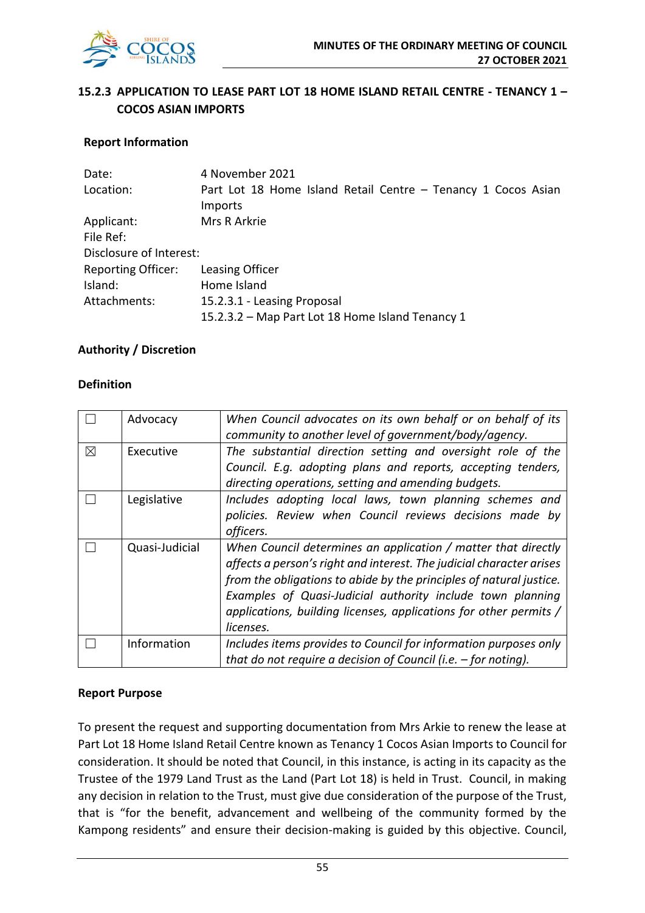## 15.2.3 APPLICATION TO LEASE PART LOT 18 HOME ISLAND RETAIL CENTRE - TENANCY 1 – COCOS ASIAN IMPORTS

**Report Information**

| | |
|---|---|
| Date: | 4 November 2021 |
| Location: | Part Lot 18 Home Island Retail Centre – Tenancy 1 Cocos Asian Imports |
| Applicant: | Mrs R Arkrie |
| File Ref: | |
| Disclosure of Interest: | |
| Reporting Officer: | Leasing Officer |
| Island: | Home Island |
| Attachments: | 15.2.3.1 - Leasing Proposal<br>15.2.3.2 – Map Part Lot 18 Home Island Tenancy 1 |

**Authority / Discretion**

**Definition**

| | | |
|---|---|---|
| ☐ | Advocacy | *When Council advocates on its own behalf or on behalf of its community to another level of government/body/agency.* |
| ☒ | Executive | *The substantial direction setting and oversight role of the Council. E.g. adopting plans and reports, accepting tenders, directing operations, setting and amending budgets.* |
| ☐ | Legislative | *Includes adopting local laws, town planning schemes and policies. Review when Council reviews decisions made by officers.* |
| ☐ | Quasi-Judicial | *When Council determines an application / matter that directly affects a person's right and interest. The judicial character arises from the obligations to abide by the principles of natural justice. Examples of Quasi-Judicial authority include town planning applications, building licenses, applications for other permits / licenses.* |
| ☐ | Information | *Includes items provides to Council for information purposes only that do not require a decision of Council (i.e. – for noting).* |

**Report Purpose**

To present the request and supporting documentation from Mrs Arkie to renew the lease at Part Lot 18 Home Island Retail Centre known as Tenancy 1 Cocos Asian Imports to Council for consideration. It should be noted that Council, in this instance, is acting in its capacity as the Trustee of the 1979 Land Trust as the Land (Part Lot 18) is held in Trust. Council, in making any decision in relation to the Trust, must give due consideration of the purpose of the Trust, that is "for the benefit, advancement and wellbeing of the community formed by the Kampong residents" and ensure their decision-making is guided by this objective. Council,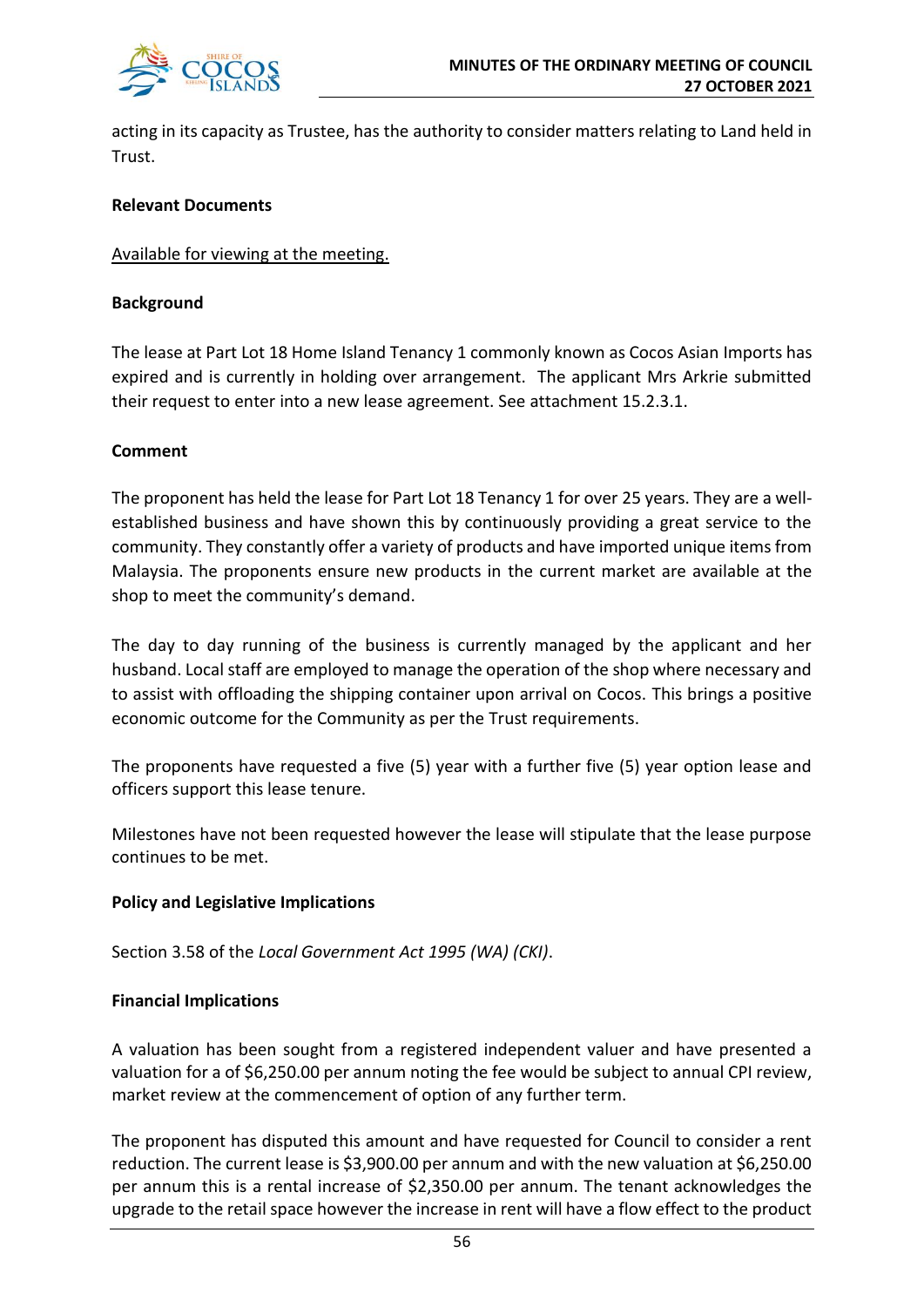acting in its capacity as Trustee, has the authority to consider matters relating to Land held in Trust.

**Relevant Documents**

Available for viewing at the meeting.

**Background**

The lease at Part Lot 18 Home Island Tenancy 1 commonly known as Cocos Asian Imports has expired and is currently in holding over arrangement. The applicant Mrs Arkrie submitted their request to enter into a new lease agreement. See attachment 15.2.3.1.

**Comment**

The proponent has held the lease for Part Lot 18 Tenancy 1 for over 25 years. They are a well-established business and have shown this by continuously providing a great service to the community. They constantly offer a variety of products and have imported unique items from Malaysia. The proponents ensure new products in the current market are available at the shop to meet the community's demand.

The day to day running of the business is currently managed by the applicant and her husband. Local staff are employed to manage the operation of the shop where necessary and to assist with offloading the shipping container upon arrival on Cocos. This brings a positive economic outcome for the Community as per the Trust requirements.

The proponents have requested a five (5) year with a further five (5) year option lease and officers support this lease tenure.

Milestones have not been requested however the lease will stipulate that the lease purpose continues to be met.

**Policy and Legislative Implications**

Section 3.58 of the *Local Government Act 1995 (WA) (CKI)*.

**Financial Implications**

A valuation has been sought from a registered independent valuer and have presented a valuation for a of $6,250.00 per annum noting the fee would be subject to annual CPI review, market review at the commencement of option of any further term.

The proponent has disputed this amount and have requested for Council to consider a rent reduction. The current lease is $3,900.00 per annum and with the new valuation at $6,250.00 per annum this is a rental increase of $2,350.00 per annum. The tenant acknowledges the upgrade to the retail space however the increase in rent will have a flow effect to the product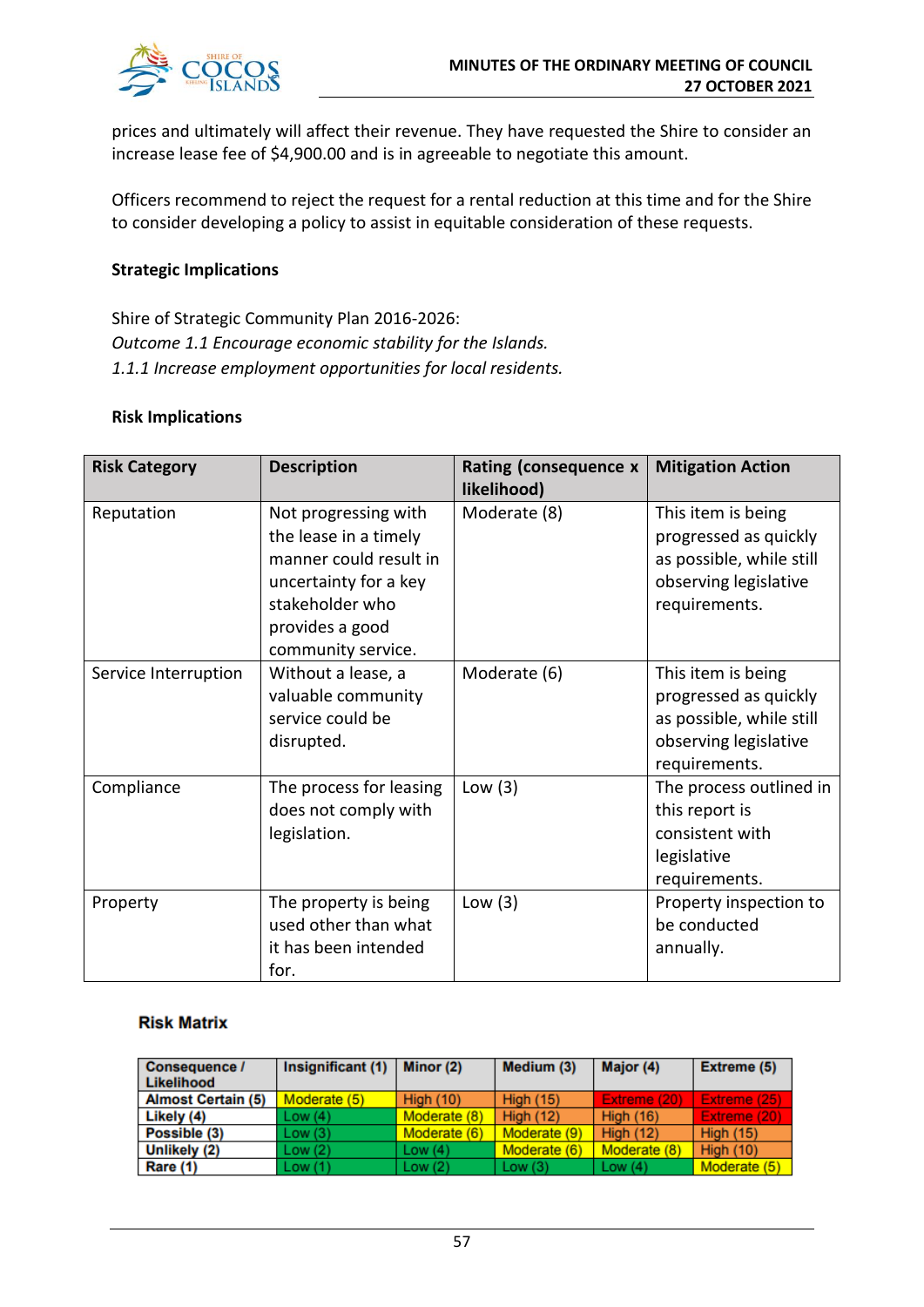prices and ultimately will affect their revenue. They have requested the Shire to consider an increase lease fee of $4,900.00 and is in agreeable to negotiate this amount.

Officers recommend to reject the request for a rental reduction at this time and for the Shire to consider developing a policy to assist in equitable consideration of these requests.

**Strategic Implications**

Shire of Strategic Community Plan 2016-2026:
*Outcome 1.1 Encourage economic stability for the Islands.*
*1.1.1 Increase employment opportunities for local residents.*

**Risk Implications**

| Risk Category | Description | Rating (consequence x likelihood) | Mitigation Action |
|---|---|---|---|
| Reputation | Not progressing with the lease in a timely manner could result in uncertainty for a key stakeholder who provides a good community service. | Moderate (8) | This item is being progressed as quickly as possible, while still observing legislative requirements. |
| Service Interruption | Without a lease, a valuable community service could be disrupted. | Moderate (6) | This item is being progressed as quickly as possible, while still observing legislative requirements. |
| Compliance | The process for leasing does not comply with legislation. | Low (3) | The process outlined in this report is consistent with legislative requirements. |
| Property | The property is being used other than what it has been intended for. | Low (3) | Property inspection to be conducted annually. |

**Risk Matrix**

| Consequence / Likelihood | Insignificant (1) | Minor (2) | Medium (3) | Major (4) | Extreme (5) |
|---|---|---|---|---|---|
| **Almost Certain (5)** | Moderate (5) | High (10) | High (15) | Extreme (20) | Extreme (25) |
| **Likely (4)** | Low (4) | Moderate (8) | High (12) | High (16) | Extreme (20) |
| **Possible (3)** | Low (3) | Moderate (6) | Moderate (9) | High (12) | High (15) |
| **Unlikely (2)** | Low (2) | Low (4) | Moderate (6) | Moderate (8) | High (10) |
| **Rare (1)** | Low (1) | Low (2) | Low (3) | Low (4) | Moderate (5) |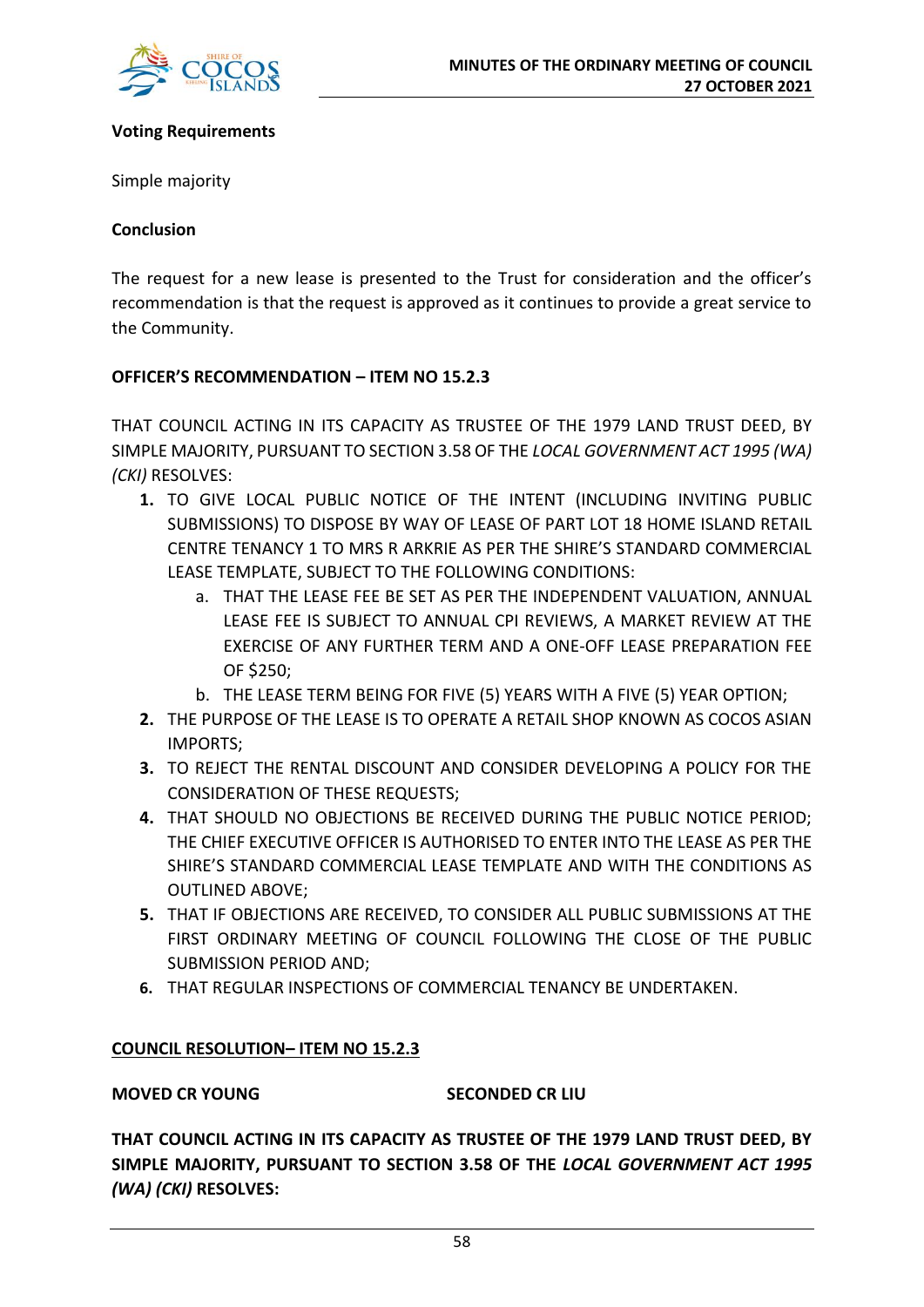**Voting Requirements**

Simple majority

**Conclusion**

The request for a new lease is presented to the Trust for consideration and the officer's recommendation is that the request is approved as it continues to provide a great service to the Community.

**OFFICER'S RECOMMENDATION – ITEM NO 15.2.3**

THAT COUNCIL ACTING IN ITS CAPACITY AS TRUSTEE OF THE 1979 LAND TRUST DEED, BY SIMPLE MAJORITY, PURSUANT TO SECTION 3.58 OF THE *LOCAL GOVERNMENT ACT 1995 (WA) (CKI)* RESOLVES:

1. TO GIVE LOCAL PUBLIC NOTICE OF THE INTENT (INCLUDING INVITING PUBLIC SUBMISSIONS) TO DISPOSE BY WAY OF LEASE OF PART LOT 18 HOME ISLAND RETAIL CENTRE TENANCY 1 TO MRS R ARKRIE AS PER THE SHIRE'S STANDARD COMMERCIAL LEASE TEMPLATE, SUBJECT TO THE FOLLOWING CONDITIONS:
   a. THAT THE LEASE FEE BE SET AS PER THE INDEPENDENT VALUATION, ANNUAL LEASE FEE IS SUBJECT TO ANNUAL CPI REVIEWS, A MARKET REVIEW AT THE EXERCISE OF ANY FURTHER TERM AND A ONE-OFF LEASE PREPARATION FEE OF $250;
   b. THE LEASE TERM BEING FOR FIVE (5) YEARS WITH A FIVE (5) YEAR OPTION;
2. THE PURPOSE OF THE LEASE IS TO OPERATE A RETAIL SHOP KNOWN AS COCOS ASIAN IMPORTS;
3. TO REJECT THE RENTAL DISCOUNT AND CONSIDER DEVELOPING A POLICY FOR THE CONSIDERATION OF THESE REQUESTS;
4. THAT SHOULD NO OBJECTIONS BE RECEIVED DURING THE PUBLIC NOTICE PERIOD; THE CHIEF EXECUTIVE OFFICER IS AUTHORISED TO ENTER INTO THE LEASE AS PER THE SHIRE'S STANDARD COMMERCIAL LEASE TEMPLATE AND WITH THE CONDITIONS AS OUTLINED ABOVE;
5. THAT IF OBJECTIONS ARE RECEIVED, TO CONSIDER ALL PUBLIC SUBMISSIONS AT THE FIRST ORDINARY MEETING OF COUNCIL FOLLOWING THE CLOSE OF THE PUBLIC SUBMISSION PERIOD AND;
6. THAT REGULAR INSPECTIONS OF COMMERCIAL TENANCY BE UNDERTAKEN.

**COUNCIL RESOLUTION– ITEM NO 15.2.3**

**MOVED CR YOUNG** **SECONDED CR LIU**

**THAT COUNCIL ACTING IN ITS CAPACITY AS TRUSTEE OF THE 1979 LAND TRUST DEED, BY SIMPLE MAJORITY, PURSUANT TO SECTION 3.58 OF THE *LOCAL GOVERNMENT ACT 1995 (WA) (CKI)* RESOLVES:**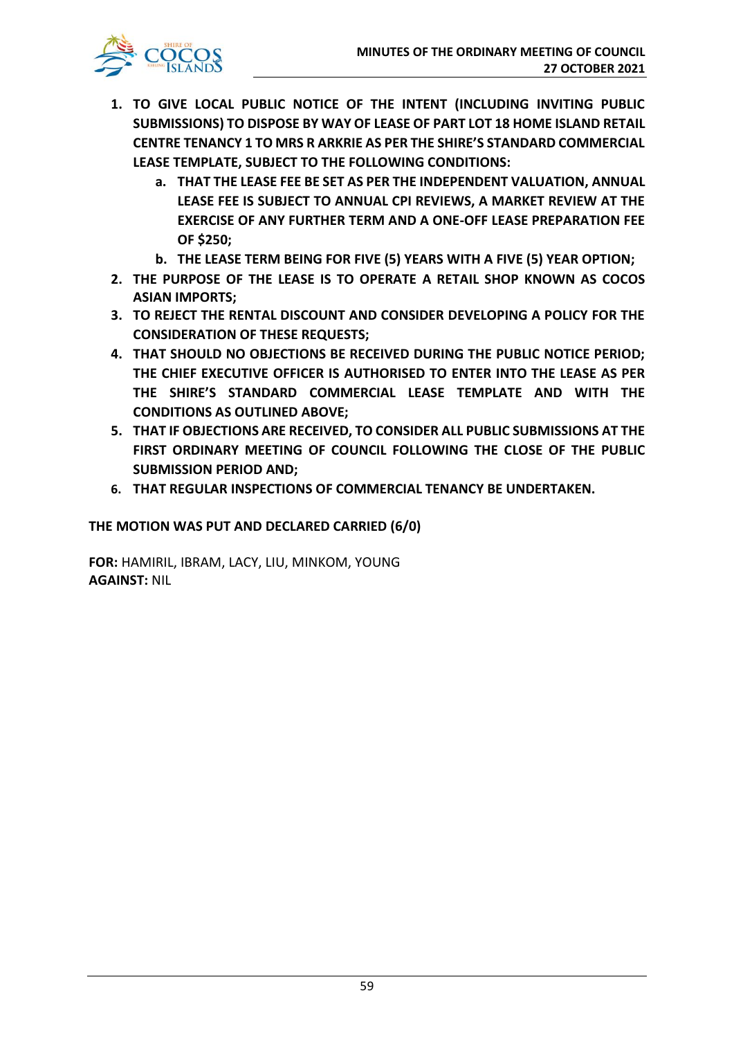1. **TO GIVE LOCAL PUBLIC NOTICE OF THE INTENT (INCLUDING INVITING PUBLIC SUBMISSIONS) TO DISPOSE BY WAY OF LEASE OF PART LOT 18 HOME ISLAND RETAIL CENTRE TENANCY 1 TO MRS R ARKRIE AS PER THE SHIRE'S STANDARD COMMERCIAL LEASE TEMPLATE, SUBJECT TO THE FOLLOWING CONDITIONS:**
   a. **THAT THE LEASE FEE BE SET AS PER THE INDEPENDENT VALUATION, ANNUAL LEASE FEE IS SUBJECT TO ANNUAL CPI REVIEWS, A MARKET REVIEW AT THE EXERCISE OF ANY FURTHER TERM AND A ONE-OFF LEASE PREPARATION FEE OF $250;**
   b. **THE LEASE TERM BEING FOR FIVE (5) YEARS WITH A FIVE (5) YEAR OPTION;**
2. **THE PURPOSE OF THE LEASE IS TO OPERATE A RETAIL SHOP KNOWN AS COCOS ASIAN IMPORTS;**
3. **TO REJECT THE RENTAL DISCOUNT AND CONSIDER DEVELOPING A POLICY FOR THE CONSIDERATION OF THESE REQUESTS;**
4. **THAT SHOULD NO OBJECTIONS BE RECEIVED DURING THE PUBLIC NOTICE PERIOD; THE CHIEF EXECUTIVE OFFICER IS AUTHORISED TO ENTER INTO THE LEASE AS PER THE SHIRE'S STANDARD COMMERCIAL LEASE TEMPLATE AND WITH THE CONDITIONS AS OUTLINED ABOVE;**
5. **THAT IF OBJECTIONS ARE RECEIVED, TO CONSIDER ALL PUBLIC SUBMISSIONS AT THE FIRST ORDINARY MEETING OF COUNCIL FOLLOWING THE CLOSE OF THE PUBLIC SUBMISSION PERIOD AND;**
6. **THAT REGULAR INSPECTIONS OF COMMERCIAL TENANCY BE UNDERTAKEN.**

**THE MOTION WAS PUT AND DECLARED CARRIED (6/0)**

**FOR:** HAMIRIL, IBRAM, LACY, LIU, MINKOM, YOUNG
**AGAINST:** NIL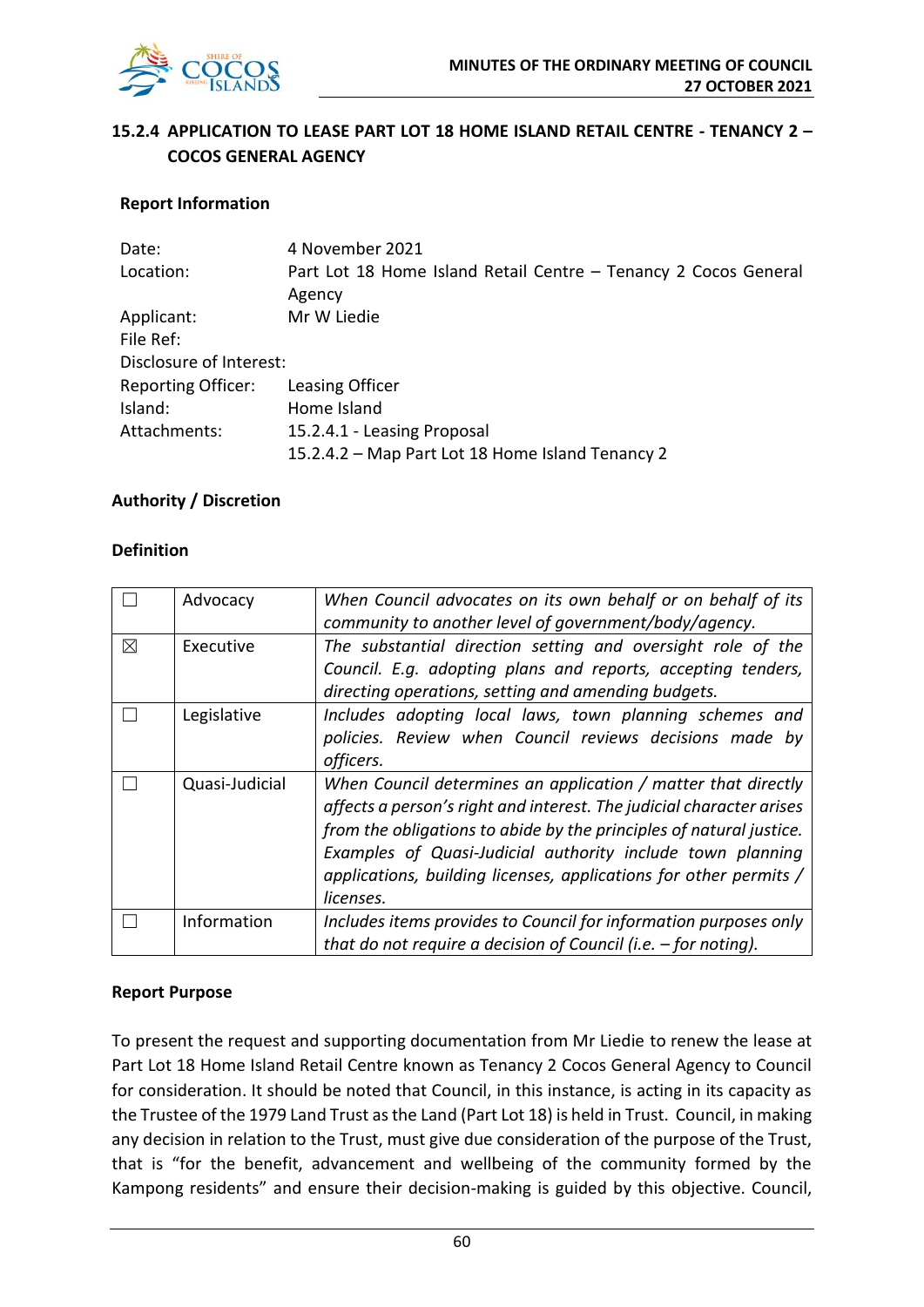### 15.2.4 APPLICATION TO LEASE PART LOT 18 HOME ISLAND RETAIL CENTRE - TENANCY 2 – COCOS GENERAL AGENCY

**Report Information**

| | |
|---|---|
| Date: | 4 November 2021 |
| Location: | Part Lot 18 Home Island Retail Centre – Tenancy 2 Cocos General Agency |
| Applicant: | Mr W Liedie |
| File Ref: | |
| Disclosure of Interest: | |
| Reporting Officer: | Leasing Officer |
| Island: | Home Island |
| Attachments: | 15.2.4.1 - Leasing Proposal<br>15.2.4.2 – Map Part Lot 18 Home Island Tenancy 2 |

**Authority / Discretion**

**Definition**

| | | |
|---|---|---|
| ☐ | Advocacy | *When Council advocates on its own behalf or on behalf of its community to another level of government/body/agency.* |
| ☒ | Executive | *The substantial direction setting and oversight role of the Council. E.g. adopting plans and reports, accepting tenders, directing operations, setting and amending budgets.* |
| ☐ | Legislative | *Includes adopting local laws, town planning schemes and policies. Review when Council reviews decisions made by officers.* |
| ☐ | Quasi-Judicial | *When Council determines an application / matter that directly affects a person's right and interest. The judicial character arises from the obligations to abide by the principles of natural justice. Examples of Quasi-Judicial authority include town planning applications, building licenses, applications for other permits / licenses.* |
| ☐ | Information | *Includes items provides to Council for information purposes only that do not require a decision of Council (i.e. – for noting).* |

**Report Purpose**

To present the request and supporting documentation from Mr Liedie to renew the lease at Part Lot 18 Home Island Retail Centre known as Tenancy 2 Cocos General Agency to Council for consideration. It should be noted that Council, in this instance, is acting in its capacity as the Trustee of the 1979 Land Trust as the Land (Part Lot 18) is held in Trust. Council, in making any decision in relation to the Trust, must give due consideration of the purpose of the Trust, that is "for the benefit, advancement and wellbeing of the community formed by the Kampong residents" and ensure their decision-making is guided by this objective. Council,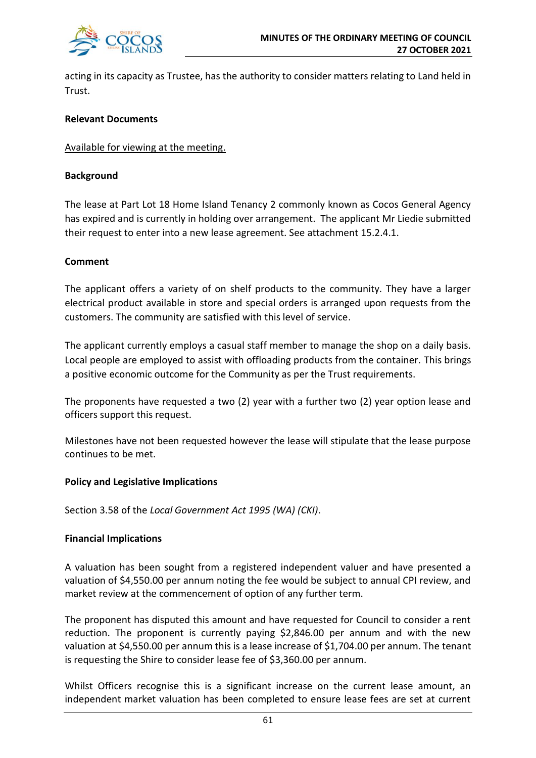acting in its capacity as Trustee, has the authority to consider matters relating to Land held in Trust.

**Relevant Documents**

Available for viewing at the meeting.

**Background**

The lease at Part Lot 18 Home Island Tenancy 2 commonly known as Cocos General Agency has expired and is currently in holding over arrangement. The applicant Mr Liedie submitted their request to enter into a new lease agreement. See attachment 15.2.4.1.

**Comment**

The applicant offers a variety of on shelf products to the community. They have a larger electrical product available in store and special orders is arranged upon requests from the customers. The community are satisfied with this level of service.

The applicant currently employs a casual staff member to manage the shop on a daily basis. Local people are employed to assist with offloading products from the container. This brings a positive economic outcome for the Community as per the Trust requirements.

The proponents have requested a two (2) year with a further two (2) year option lease and officers support this request.

Milestones have not been requested however the lease will stipulate that the lease purpose continues to be met.

**Policy and Legislative Implications**

Section 3.58 of the *Local Government Act 1995 (WA) (CKI)*.

**Financial Implications**

A valuation has been sought from a registered independent valuer and have presented a valuation of $4,550.00 per annum noting the fee would be subject to annual CPI review, and market review at the commencement of option of any further term.

The proponent has disputed this amount and have requested for Council to consider a rent reduction. The proponent is currently paying $2,846.00 per annum and with the new valuation at $4,550.00 per annum this is a lease increase of $1,704.00 per annum. The tenant is requesting the Shire to consider lease fee of $3,360.00 per annum.

Whilst Officers recognise this is a significant increase on the current lease amount, an independent market valuation has been completed to ensure lease fees are set at current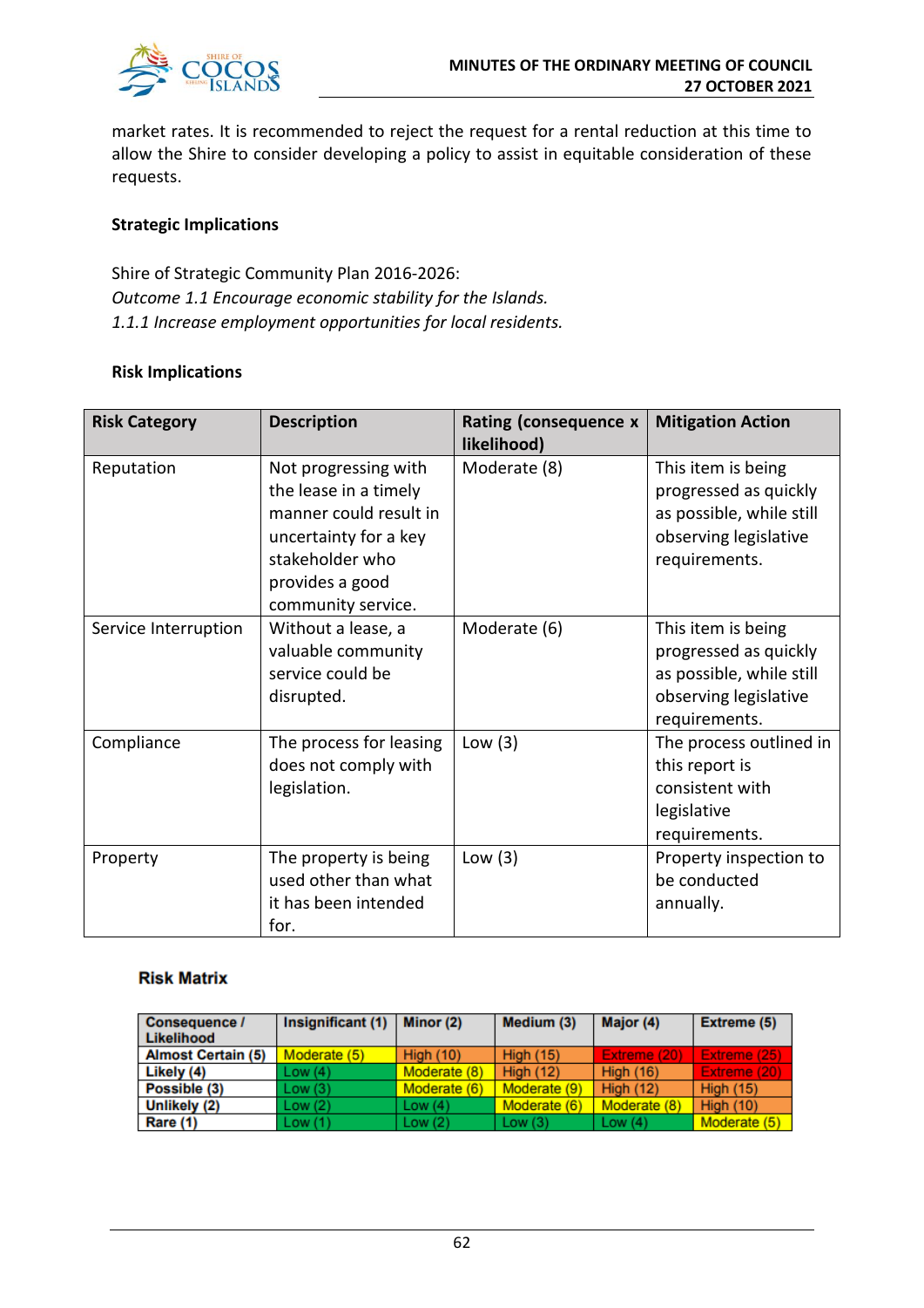market rates. It is recommended to reject the request for a rental reduction at this time to allow the Shire to consider developing a policy to assist in equitable consideration of these requests.

**Strategic Implications**

Shire of Strategic Community Plan 2016-2026:
*Outcome 1.1 Encourage economic stability for the Islands.*
*1.1.1 Increase employment opportunities for local residents.*

**Risk Implications**

| Risk Category | Description | Rating (consequence x likelihood) | Mitigation Action |
|---|---|---|---|
| Reputation | Not progressing with the lease in a timely manner could result in uncertainty for a key stakeholder who provides a good community service. | Moderate (8) | This item is being progressed as quickly as possible, while still observing legislative requirements. |
| Service Interruption | Without a lease, a valuable community service could be disrupted. | Moderate (6) | This item is being progressed as quickly as possible, while still observing legislative requirements. |
| Compliance | The process for leasing does not comply with legislation. | Low (3) | The process outlined in this report is consistent with legislative requirements. |
| Property | The property is being used other than what it has been intended for. | Low (3) | Property inspection to be conducted annually. |

**Risk Matrix**

| Consequence / Likelihood | Insignificant (1) | Minor (2) | Medium (3) | Major (4) | Extreme (5) |
|---|---|---|---|---|---|
| Almost Certain (5) | Moderate (5) | High (10) | High (15) | Extreme (20) | Extreme (25) |
| Likely (4) | Low (4) | Moderate (8) | High (12) | High (16) | Extreme (20) |
| Possible (3) | Low (3) | Moderate (6) | Moderate (9) | High (12) | High (15) |
| Unlikely (2) | Low (2) | Low (4) | Moderate (6) | Moderate (8) | High (10) |
| Rare (1) | Low (1) | Low (2) | Low (3) | Low (4) | Moderate (5) |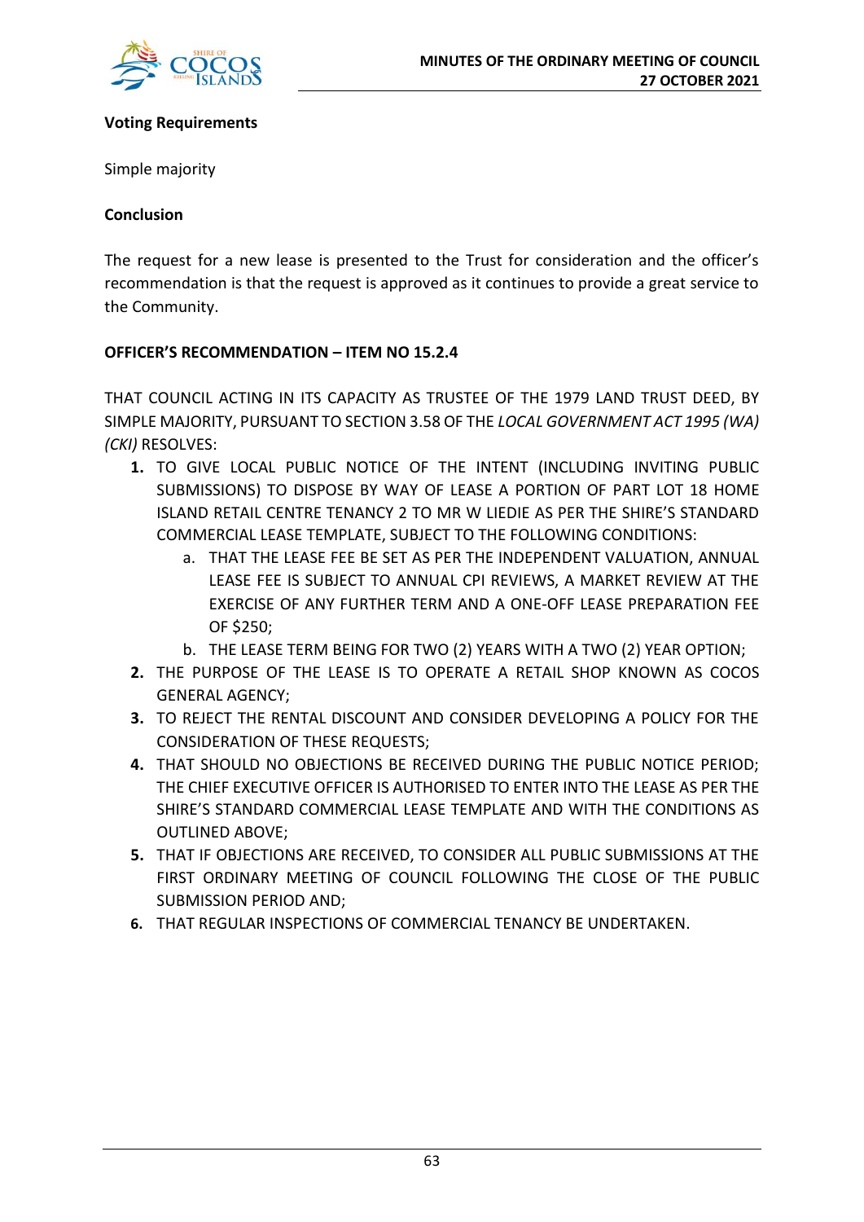**Voting Requirements**

Simple majority

**Conclusion**

The request for a new lease is presented to the Trust for consideration and the officer's recommendation is that the request is approved as it continues to provide a great service to the Community.

**OFFICER'S RECOMMENDATION – ITEM NO 15.2.4**

THAT COUNCIL ACTING IN ITS CAPACITY AS TRUSTEE OF THE 1979 LAND TRUST DEED, BY SIMPLE MAJORITY, PURSUANT TO SECTION 3.58 OF THE *LOCAL GOVERNMENT ACT 1995 (WA) (CKI)* RESOLVES:

1. TO GIVE LOCAL PUBLIC NOTICE OF THE INTENT (INCLUDING INVITING PUBLIC SUBMISSIONS) TO DISPOSE BY WAY OF LEASE A PORTION OF PART LOT 18 HOME ISLAND RETAIL CENTRE TENANCY 2 TO MR W LIEDIE AS PER THE SHIRE'S STANDARD COMMERCIAL LEASE TEMPLATE, SUBJECT TO THE FOLLOWING CONDITIONS:
   a. THAT THE LEASE FEE BE SET AS PER THE INDEPENDENT VALUATION, ANNUAL LEASE FEE IS SUBJECT TO ANNUAL CPI REVIEWS, A MARKET REVIEW AT THE EXERCISE OF ANY FURTHER TERM AND A ONE-OFF LEASE PREPARATION FEE OF $250;
   b. THE LEASE TERM BEING FOR TWO (2) YEARS WITH A TWO (2) YEAR OPTION;
2. THE PURPOSE OF THE LEASE IS TO OPERATE A RETAIL SHOP KNOWN AS COCOS GENERAL AGENCY;
3. TO REJECT THE RENTAL DISCOUNT AND CONSIDER DEVELOPING A POLICY FOR THE CONSIDERATION OF THESE REQUESTS;
4. THAT SHOULD NO OBJECTIONS BE RECEIVED DURING THE PUBLIC NOTICE PERIOD; THE CHIEF EXECUTIVE OFFICER IS AUTHORISED TO ENTER INTO THE LEASE AS PER THE SHIRE'S STANDARD COMMERCIAL LEASE TEMPLATE AND WITH THE CONDITIONS AS OUTLINED ABOVE;
5. THAT IF OBJECTIONS ARE RECEIVED, TO CONSIDER ALL PUBLIC SUBMISSIONS AT THE FIRST ORDINARY MEETING OF COUNCIL FOLLOWING THE CLOSE OF THE PUBLIC SUBMISSION PERIOD AND;
6. THAT REGULAR INSPECTIONS OF COMMERCIAL TENANCY BE UNDERTAKEN.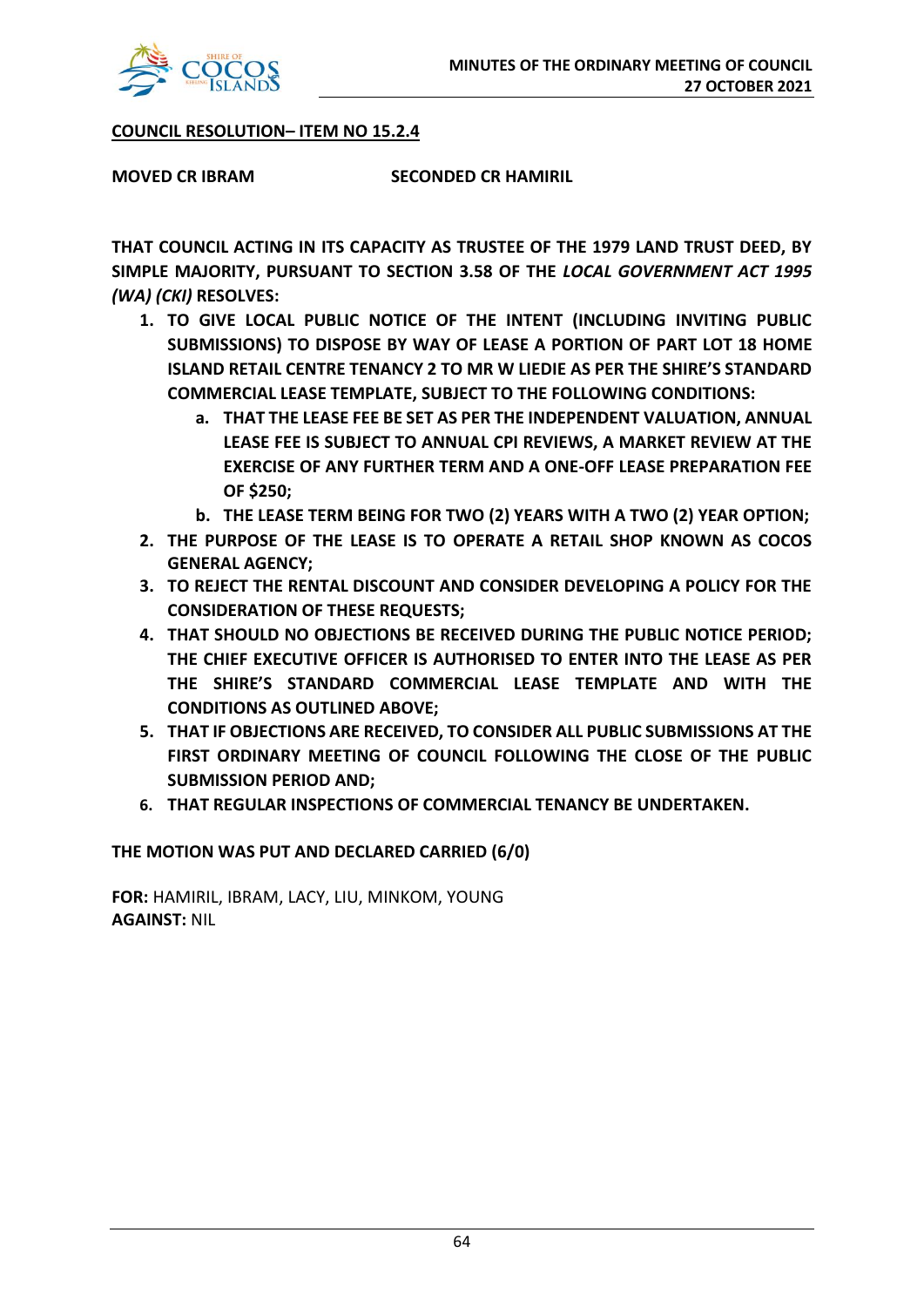**<u>COUNCIL RESOLUTION– ITEM NO 15.2.4</u>**

**MOVED CR IBRAM** **SECONDED CR HAMIRIL**

**THAT COUNCIL ACTING IN ITS CAPACITY AS TRUSTEE OF THE 1979 LAND TRUST DEED, BY SIMPLE MAJORITY, PURSUANT TO SECTION 3.58 OF THE *LOCAL GOVERNMENT ACT 1995 (WA) (CKI)* RESOLVES:**

1. **TO GIVE LOCAL PUBLIC NOTICE OF THE INTENT (INCLUDING INVITING PUBLIC SUBMISSIONS) TO DISPOSE BY WAY OF LEASE A PORTION OF PART LOT 18 HOME ISLAND RETAIL CENTRE TENANCY 2 TO MR W LIEDIE AS PER THE SHIRE'S STANDARD COMMERCIAL LEASE TEMPLATE, SUBJECT TO THE FOLLOWING CONDITIONS:**
   a. **THAT THE LEASE FEE BE SET AS PER THE INDEPENDENT VALUATION, ANNUAL LEASE FEE IS SUBJECT TO ANNUAL CPI REVIEWS, A MARKET REVIEW AT THE EXERCISE OF ANY FURTHER TERM AND A ONE-OFF LEASE PREPARATION FEE OF $250;**
   b. **THE LEASE TERM BEING FOR TWO (2) YEARS WITH A TWO (2) YEAR OPTION;**
2. **THE PURPOSE OF THE LEASE IS TO OPERATE A RETAIL SHOP KNOWN AS COCOS GENERAL AGENCY;**
3. **TO REJECT THE RENTAL DISCOUNT AND CONSIDER DEVELOPING A POLICY FOR THE CONSIDERATION OF THESE REQUESTS;**
4. **THAT SHOULD NO OBJECTIONS BE RECEIVED DURING THE PUBLIC NOTICE PERIOD; THE CHIEF EXECUTIVE OFFICER IS AUTHORISED TO ENTER INTO THE LEASE AS PER THE SHIRE'S STANDARD COMMERCIAL LEASE TEMPLATE AND WITH THE CONDITIONS AS OUTLINED ABOVE;**
5. **THAT IF OBJECTIONS ARE RECEIVED, TO CONSIDER ALL PUBLIC SUBMISSIONS AT THE FIRST ORDINARY MEETING OF COUNCIL FOLLOWING THE CLOSE OF THE PUBLIC SUBMISSION PERIOD AND;**
6. **THAT REGULAR INSPECTIONS OF COMMERCIAL TENANCY BE UNDERTAKEN.**

**THE MOTION WAS PUT AND DECLARED CARRIED (6/0)**

**FOR:** HAMIRIL, IBRAM, LACY, LIU, MINKOM, YOUNG
**AGAINST:** NIL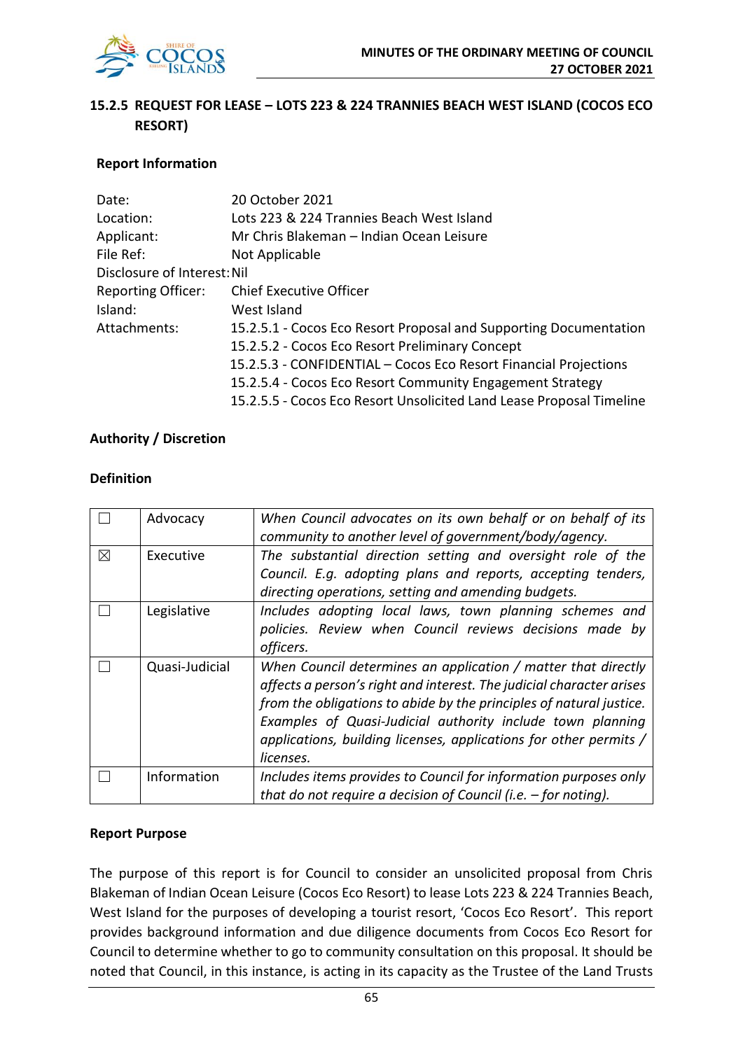## 15.2.5 REQUEST FOR LEASE – LOTS 223 & 224 TRANNIES BEACH WEST ISLAND (COCOS ECO RESORT)

### Report Information

| | |
|---|---|
| Date: | 20 October 2021 |
| Location: | Lots 223 & 224 Trannies Beach West Island |
| Applicant: | Mr Chris Blakeman – Indian Ocean Leisure |
| File Ref: | Not Applicable |
| Disclosure of Interest: | Nil |
| Reporting Officer: | Chief Executive Officer |
| Island: | West Island |
| Attachments: | 15.2.5.1 - Cocos Eco Resort Proposal and Supporting Documentation<br>15.2.5.2 - Cocos Eco Resort Preliminary Concept<br>15.2.5.3 - CONFIDENTIAL – Cocos Eco Resort Financial Projections<br>15.2.5.4 - Cocos Eco Resort Community Engagement Strategy<br>15.2.5.5 - Cocos Eco Resort Unsolicited Land Lease Proposal Timeline |

### Authority / Discretion

### Definition

| | | |
|---|---|---|
| ☐ | Advocacy | *When Council advocates on its own behalf or on behalf of its community to another level of government/body/agency.* |
| ☒ | Executive | *The substantial direction setting and oversight role of the Council. E.g. adopting plans and reports, accepting tenders, directing operations, setting and amending budgets.* |
| ☐ | Legislative | *Includes adopting local laws, town planning schemes and policies. Review when Council reviews decisions made by officers.* |
| ☐ | Quasi-Judicial | *When Council determines an application / matter that directly affects a person's right and interest. The judicial character arises from the obligations to abide by the principles of natural justice. Examples of Quasi-Judicial authority include town planning applications, building licenses, applications for other permits / licenses.* |
| ☐ | Information | *Includes items provides to Council for information purposes only that do not require a decision of Council (i.e. – for noting).* |

### Report Purpose

The purpose of this report is for Council to consider an unsolicited proposal from Chris Blakeman of Indian Ocean Leisure (Cocos Eco Resort) to lease Lots 223 & 224 Trannies Beach, West Island for the purposes of developing a tourist resort, 'Cocos Eco Resort'. This report provides background information and due diligence documents from Cocos Eco Resort for Council to determine whether to go to community consultation on this proposal. It should be noted that Council, in this instance, is acting in its capacity as the Trustee of the Land Trusts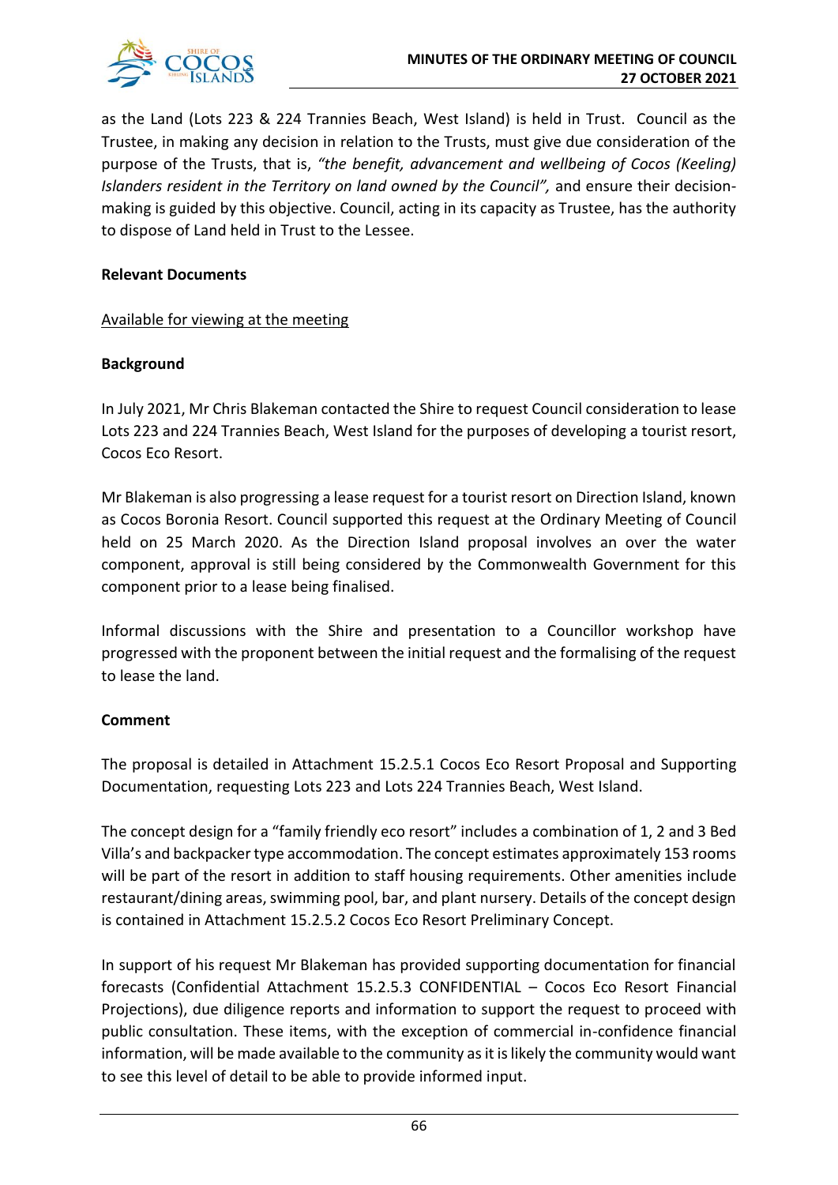as the Land (Lots 223 & 224 Trannies Beach, West Island) is held in Trust. Council as the Trustee, in making any decision in relation to the Trusts, must give due consideration of the purpose of the Trusts, that is, *"the benefit, advancement and wellbeing of Cocos (Keeling) Islanders resident in the Territory on land owned by the Council",* and ensure their decision-making is guided by this objective. Council, acting in its capacity as Trustee, has the authority to dispose of Land held in Trust to the Lessee.

**Relevant Documents**

Available for viewing at the meeting

**Background**

In July 2021, Mr Chris Blakeman contacted the Shire to request Council consideration to lease Lots 223 and 224 Trannies Beach, West Island for the purposes of developing a tourist resort, Cocos Eco Resort.

Mr Blakeman is also progressing a lease request for a tourist resort on Direction Island, known as Cocos Boronia Resort. Council supported this request at the Ordinary Meeting of Council held on 25 March 2020. As the Direction Island proposal involves an over the water component, approval is still being considered by the Commonwealth Government for this component prior to a lease being finalised.

Informal discussions with the Shire and presentation to a Councillor workshop have progressed with the proponent between the initial request and the formalising of the request to lease the land.

**Comment**

The proposal is detailed in Attachment 15.2.5.1 Cocos Eco Resort Proposal and Supporting Documentation, requesting Lots 223 and Lots 224 Trannies Beach, West Island.

The concept design for a "family friendly eco resort" includes a combination of 1, 2 and 3 Bed Villa's and backpacker type accommodation. The concept estimates approximately 153 rooms will be part of the resort in addition to staff housing requirements. Other amenities include restaurant/dining areas, swimming pool, bar, and plant nursery. Details of the concept design is contained in Attachment 15.2.5.2 Cocos Eco Resort Preliminary Concept.

In support of his request Mr Blakeman has provided supporting documentation for financial forecasts (Confidential Attachment 15.2.5.3 CONFIDENTIAL – Cocos Eco Resort Financial Projections), due diligence reports and information to support the request to proceed with public consultation. These items, with the exception of commercial in-confidence financial information, will be made available to the community as it is likely the community would want to see this level of detail to be able to provide informed input.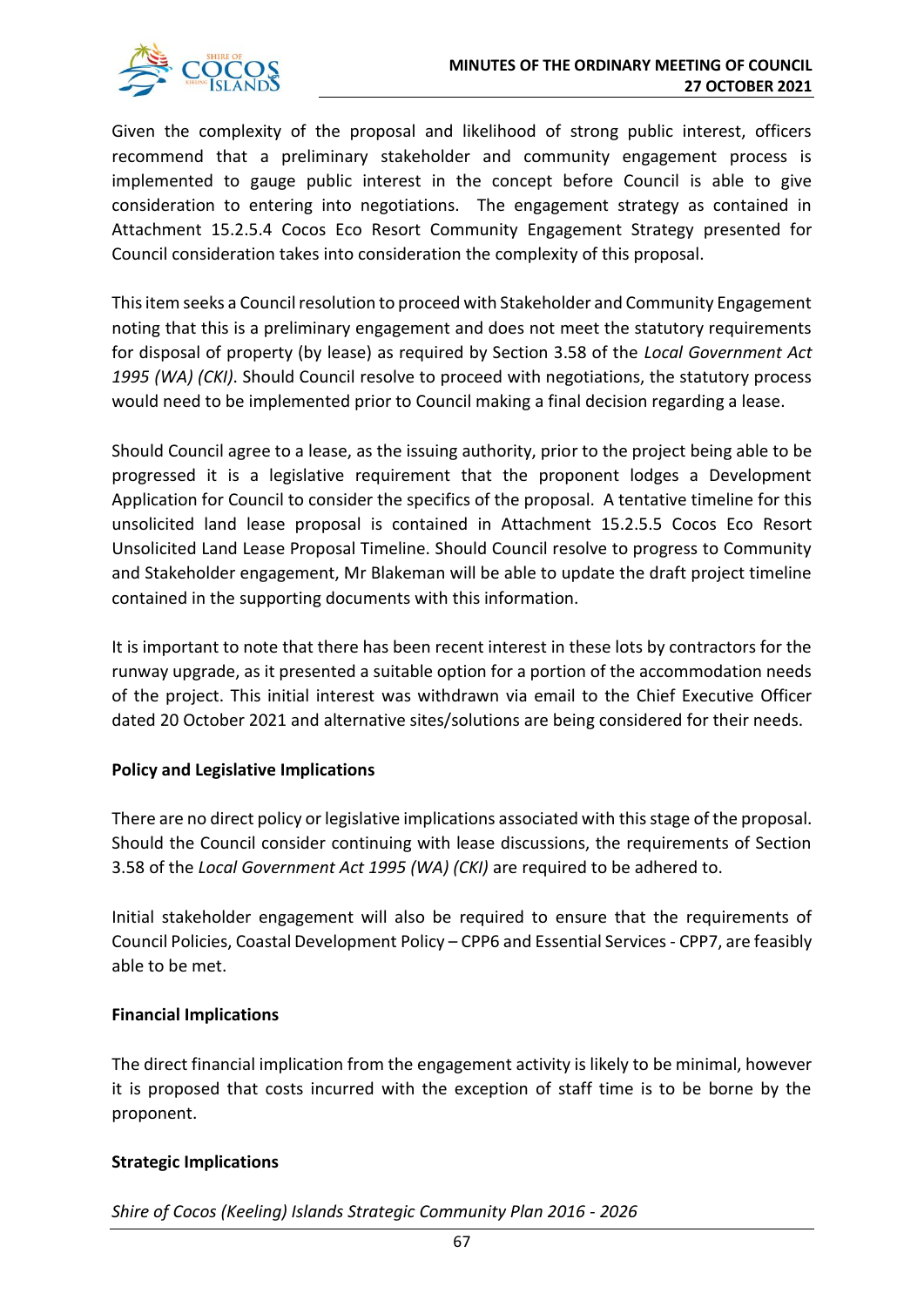Given the complexity of the proposal and likelihood of strong public interest, officers recommend that a preliminary stakeholder and community engagement process is implemented to gauge public interest in the concept before Council is able to give consideration to entering into negotiations. The engagement strategy as contained in Attachment 15.2.5.4 Cocos Eco Resort Community Engagement Strategy presented for Council consideration takes into consideration the complexity of this proposal.

This item seeks a Council resolution to proceed with Stakeholder and Community Engagement noting that this is a preliminary engagement and does not meet the statutory requirements for disposal of property (by lease) as required by Section 3.58 of the *Local Government Act 1995 (WA) (CKI)*. Should Council resolve to proceed with negotiations, the statutory process would need to be implemented prior to Council making a final decision regarding a lease.

Should Council agree to a lease, as the issuing authority, prior to the project being able to be progressed it is a legislative requirement that the proponent lodges a Development Application for Council to consider the specifics of the proposal. A tentative timeline for this unsolicited land lease proposal is contained in Attachment 15.2.5.5 Cocos Eco Resort Unsolicited Land Lease Proposal Timeline. Should Council resolve to progress to Community and Stakeholder engagement, Mr Blakeman will be able to update the draft project timeline contained in the supporting documents with this information.

It is important to note that there has been recent interest in these lots by contractors for the runway upgrade, as it presented a suitable option for a portion of the accommodation needs of the project. This initial interest was withdrawn via email to the Chief Executive Officer dated 20 October 2021 and alternative sites/solutions are being considered for their needs.

**Policy and Legislative Implications**

There are no direct policy or legislative implications associated with this stage of the proposal. Should the Council consider continuing with lease discussions, the requirements of Section 3.58 of the *Local Government Act 1995 (WA) (CKI)* are required to be adhered to.

Initial stakeholder engagement will also be required to ensure that the requirements of Council Policies, Coastal Development Policy – CPP6 and Essential Services - CPP7, are feasibly able to be met.

**Financial Implications**

The direct financial implication from the engagement activity is likely to be minimal, however it is proposed that costs incurred with the exception of staff time is to be borne by the proponent.

**Strategic Implications**

*Shire of Cocos (Keeling) Islands Strategic Community Plan 2016 - 2026*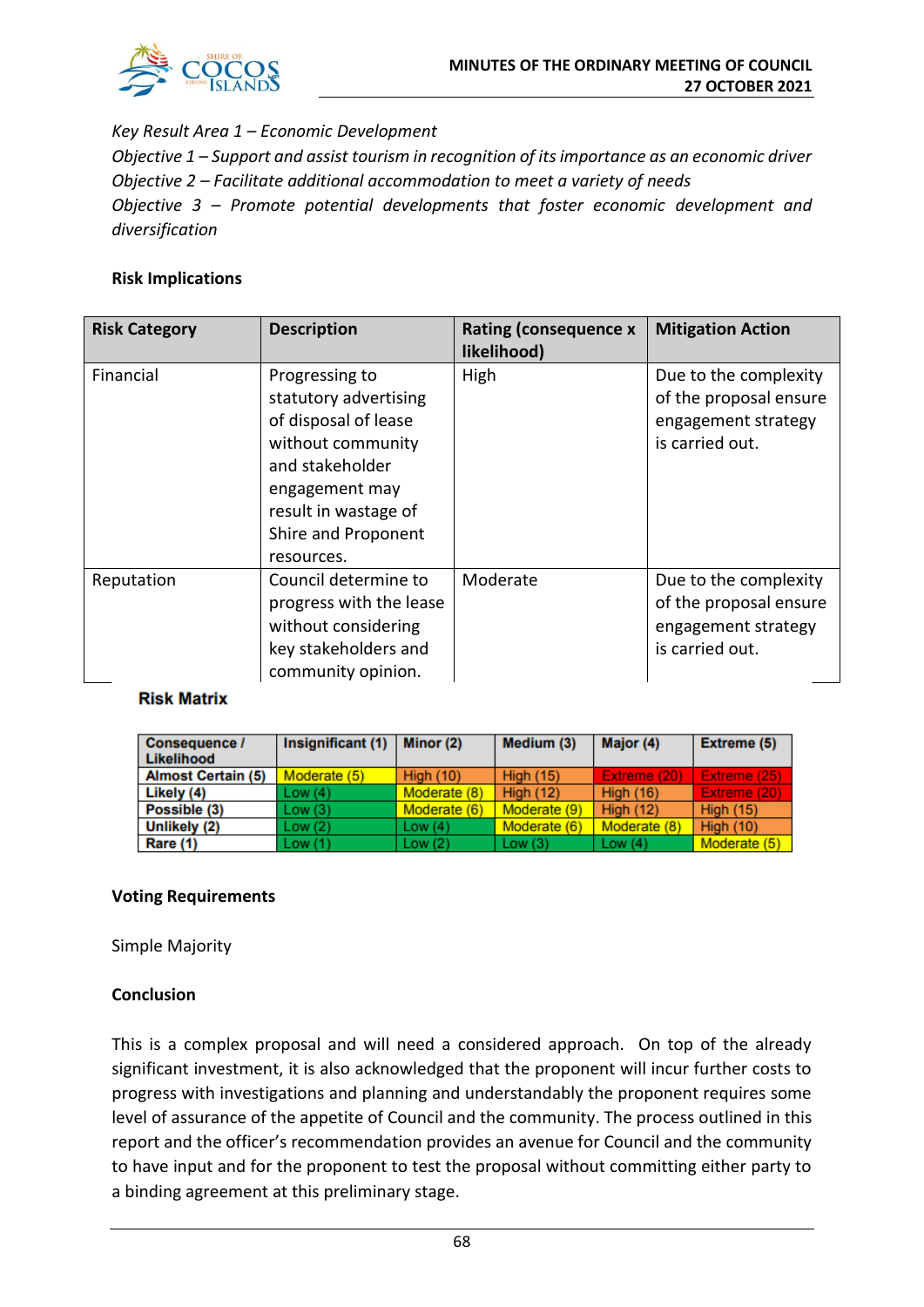*Key Result Area 1 – Economic Development*
*Objective 1 – Support and assist tourism in recognition of its importance as an economic driver*
*Objective 2 – Facilitate additional accommodation to meet a variety of needs*
*Objective 3 – Promote potential developments that foster economic development and diversification*

**Risk Implications**

| Risk Category | Description | Rating (consequence x likelihood) | Mitigation Action |
|---|---|---|---|
| Financial | Progressing to statutory advertising of disposal of lease without community and stakeholder engagement may result in wastage of Shire and Proponent resources. | High | Due to the complexity of the proposal ensure engagement strategy is carried out. |
| Reputation | Council determine to progress with the lease without considering key stakeholders and community opinion. | Moderate | Due to the complexity of the proposal ensure engagement strategy is carried out. |

**Risk Matrix**

| Consequence / Likelihood | Insignificant (1) | Minor (2) | Medium (3) | Major (4) | Extreme (5) |
|---|---|---|---|---|---|
| Almost Certain (5) | Moderate (5) | High (10) | High (15) | Extreme (20) | Extreme (25) |
| Likely (4) | Low (4) | Moderate (8) | High (12) | High (16) | Extreme (20) |
| Possible (3) | Low (3) | Moderate (6) | Moderate (9) | High (12) | High (15) |
| Unlikely (2) | Low (2) | Low (4) | Moderate (6) | Moderate (8) | High (10) |
| Rare (1) | Low (1) | Low (2) | Low (3) | Low (4) | Moderate (5) |

**Voting Requirements**

Simple Majority

**Conclusion**

This is a complex proposal and will need a considered approach. On top of the already significant investment, it is also acknowledged that the proponent will incur further costs to progress with investigations and planning and understandably the proponent requires some level of assurance of the appetite of Council and the community. The process outlined in this report and the officer's recommendation provides an avenue for Council and the community to have input and for the proponent to test the proposal without committing either party to a binding agreement at this preliminary stage.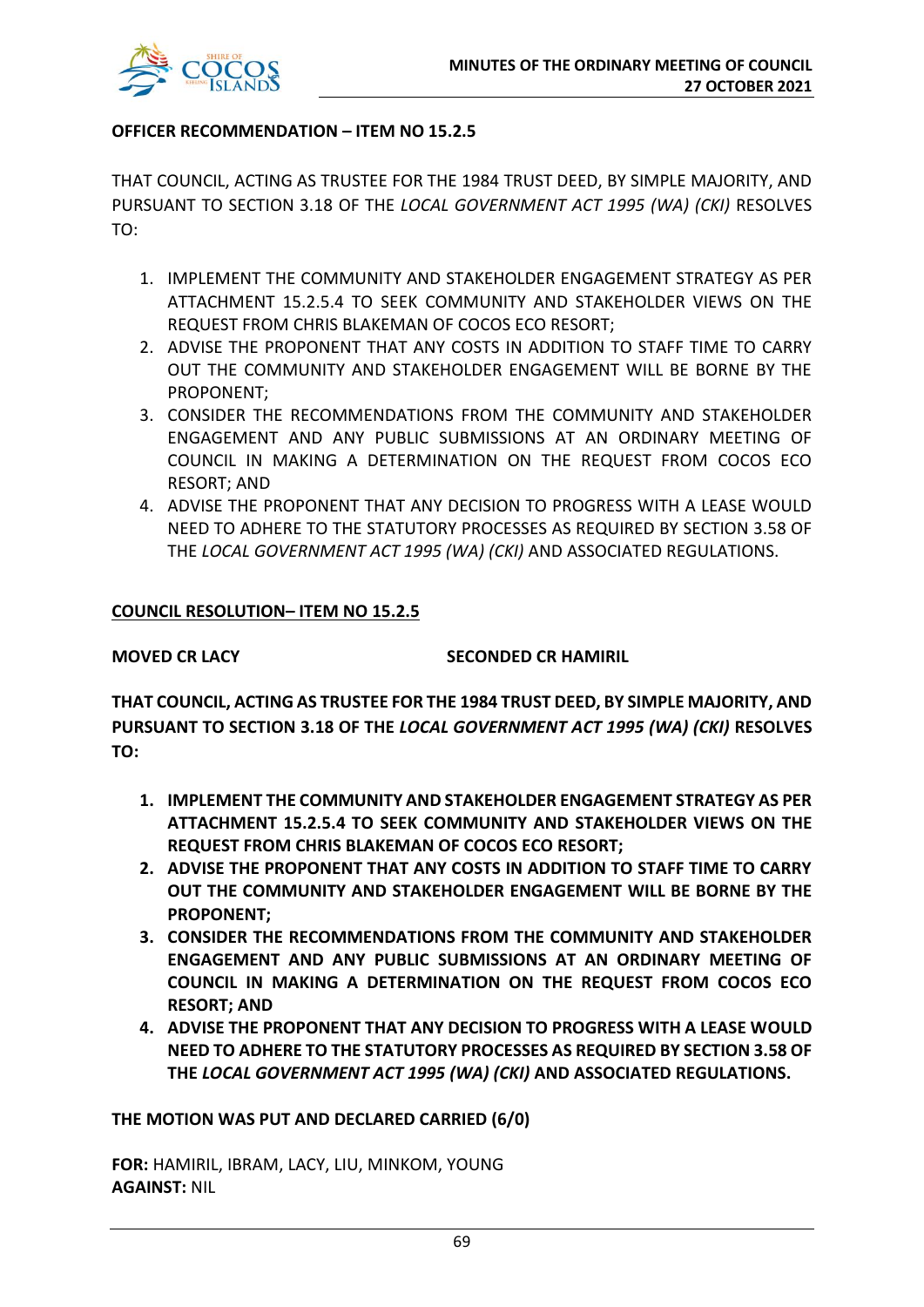**OFFICER RECOMMENDATION – ITEM NO 15.2.5**

THAT COUNCIL, ACTING AS TRUSTEE FOR THE 1984 TRUST DEED, BY SIMPLE MAJORITY, AND PURSUANT TO SECTION 3.18 OF THE *LOCAL GOVERNMENT ACT 1995 (WA) (CKI)* RESOLVES TO:

1. IMPLEMENT THE COMMUNITY AND STAKEHOLDER ENGAGEMENT STRATEGY AS PER ATTACHMENT 15.2.5.4 TO SEEK COMMUNITY AND STAKEHOLDER VIEWS ON THE REQUEST FROM CHRIS BLAKEMAN OF COCOS ECO RESORT;
2. ADVISE THE PROPONENT THAT ANY COSTS IN ADDITION TO STAFF TIME TO CARRY OUT THE COMMUNITY AND STAKEHOLDER ENGAGEMENT WILL BE BORNE BY THE PROPONENT;
3. CONSIDER THE RECOMMENDATIONS FROM THE COMMUNITY AND STAKEHOLDER ENGAGEMENT AND ANY PUBLIC SUBMISSIONS AT AN ORDINARY MEETING OF COUNCIL IN MAKING A DETERMINATION ON THE REQUEST FROM COCOS ECO RESORT; AND
4. ADVISE THE PROPONENT THAT ANY DECISION TO PROGRESS WITH A LEASE WOULD NEED TO ADHERE TO THE STATUTORY PROCESSES AS REQUIRED BY SECTION 3.58 OF THE *LOCAL GOVERNMENT ACT 1995 (WA) (CKI)* AND ASSOCIATED REGULATIONS.

**COUNCIL RESOLUTION– ITEM NO 15.2.5**

**MOVED CR LACY** **SECONDED CR HAMIRIL**

**THAT COUNCIL, ACTING AS TRUSTEE FOR THE 1984 TRUST DEED, BY SIMPLE MAJORITY, AND PURSUANT TO SECTION 3.18 OF THE *LOCAL GOVERNMENT ACT 1995 (WA) (CKI)* RESOLVES TO:**

1. **IMPLEMENT THE COMMUNITY AND STAKEHOLDER ENGAGEMENT STRATEGY AS PER ATTACHMENT 15.2.5.4 TO SEEK COMMUNITY AND STAKEHOLDER VIEWS ON THE REQUEST FROM CHRIS BLAKEMAN OF COCOS ECO RESORT;**
2. **ADVISE THE PROPONENT THAT ANY COSTS IN ADDITION TO STAFF TIME TO CARRY OUT THE COMMUNITY AND STAKEHOLDER ENGAGEMENT WILL BE BORNE BY THE PROPONENT;**
3. **CONSIDER THE RECOMMENDATIONS FROM THE COMMUNITY AND STAKEHOLDER ENGAGEMENT AND ANY PUBLIC SUBMISSIONS AT AN ORDINARY MEETING OF COUNCIL IN MAKING A DETERMINATION ON THE REQUEST FROM COCOS ECO RESORT; AND**
4. **ADVISE THE PROPONENT THAT ANY DECISION TO PROGRESS WITH A LEASE WOULD NEED TO ADHERE TO THE STATUTORY PROCESSES AS REQUIRED BY SECTION 3.58 OF THE *LOCAL GOVERNMENT ACT 1995 (WA) (CKI)* AND ASSOCIATED REGULATIONS.**

**THE MOTION WAS PUT AND DECLARED CARRIED (6/0)**

**FOR:** HAMIRIL, IBRAM, LACY, LIU, MINKOM, YOUNG
**AGAINST:** NIL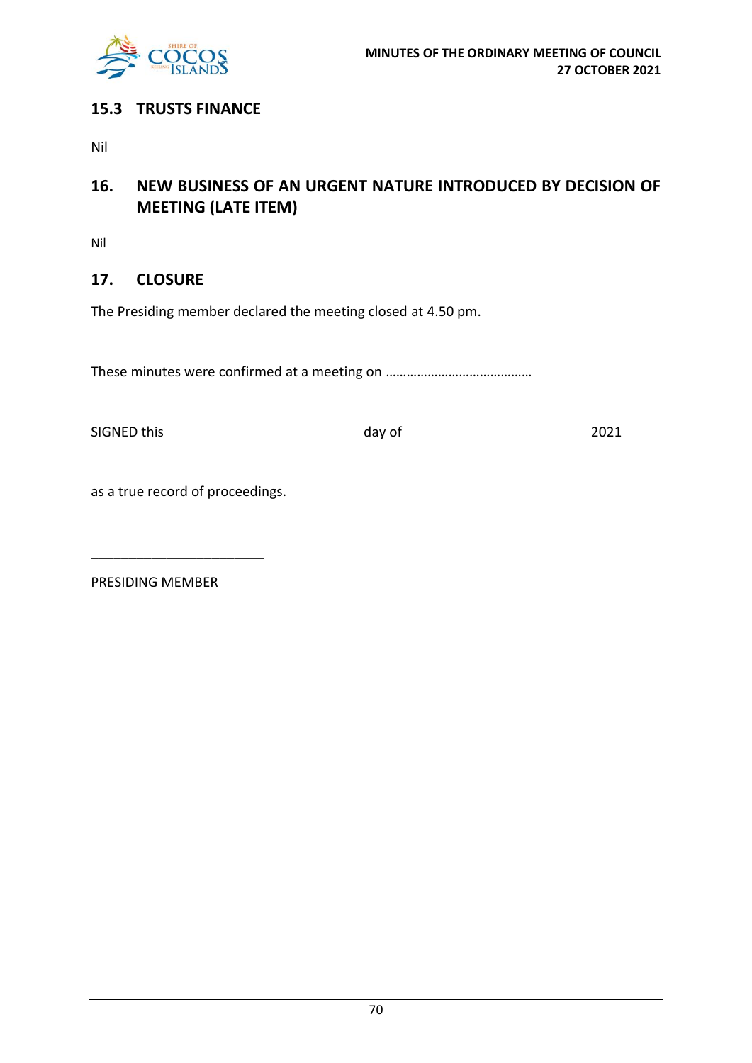## 15.3 TRUSTS FINANCE

Nil

## 16. NEW BUSINESS OF AN URGENT NATURE INTRODUCED BY DECISION OF MEETING (LATE ITEM)

Nil

## 17. CLOSURE

The Presiding member declared the meeting closed at 4.50 pm.

These minutes were confirmed at a meeting on ……………………………………

SIGNED this day of 2021

as a true record of proceedings.

_______________________

PRESIDING MEMBER